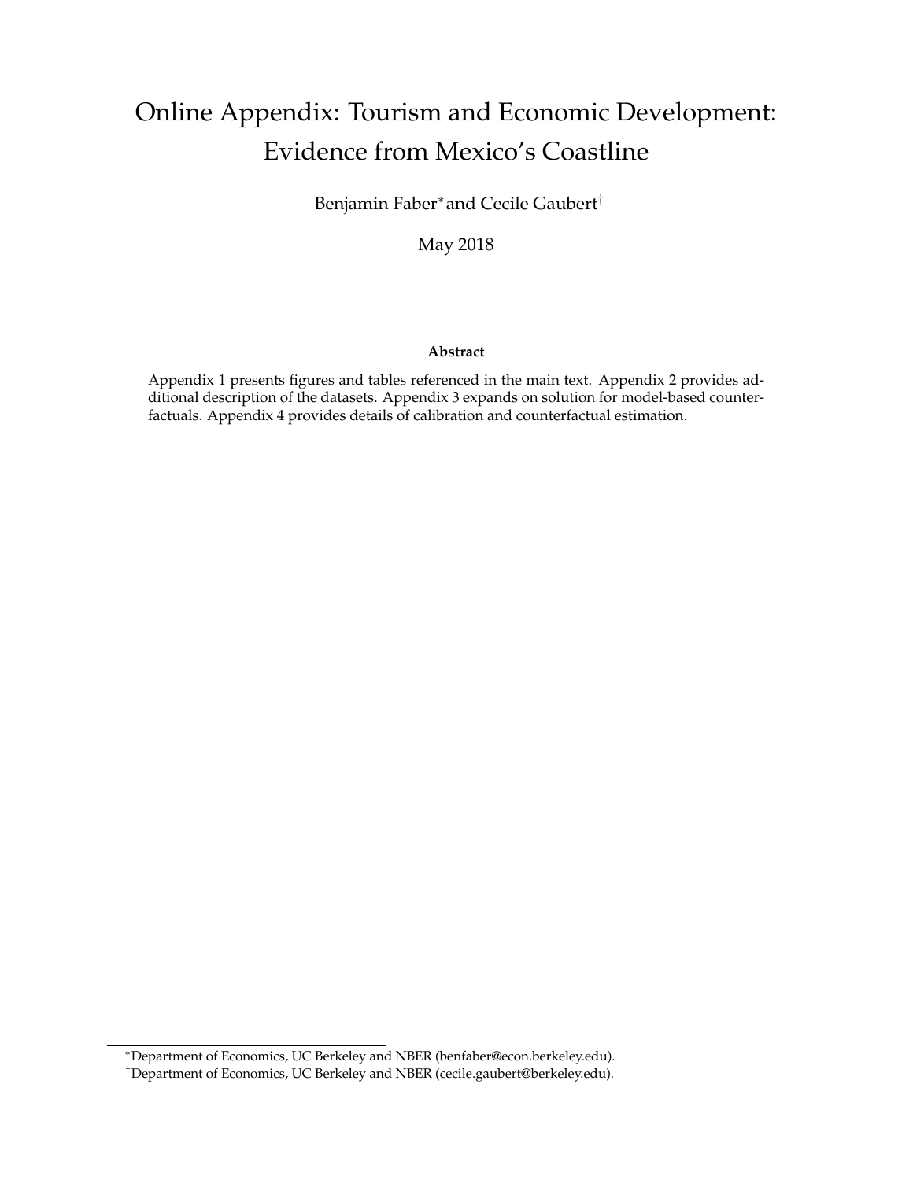# Online Appendix: Tourism and Economic Development: Evidence from Mexico's Coastline

Benjamin Faber* and Cecile Gaubert†

May 2018

**Abstract**

Appendix 1 presents figures and tables referenced in the main text. Appendix 2 provides additional description of the datasets. Appendix 3 expands on solution for model-based counterfactuals. Appendix 4 provides details of calibration and counterfactual estimation.

---

*Department of Economics, UC Berkeley and NBER (benfaber@econ.berkeley.edu).

†Department of Economics, UC Berkeley and NBER (cecile.gaubert@berkeley.edu).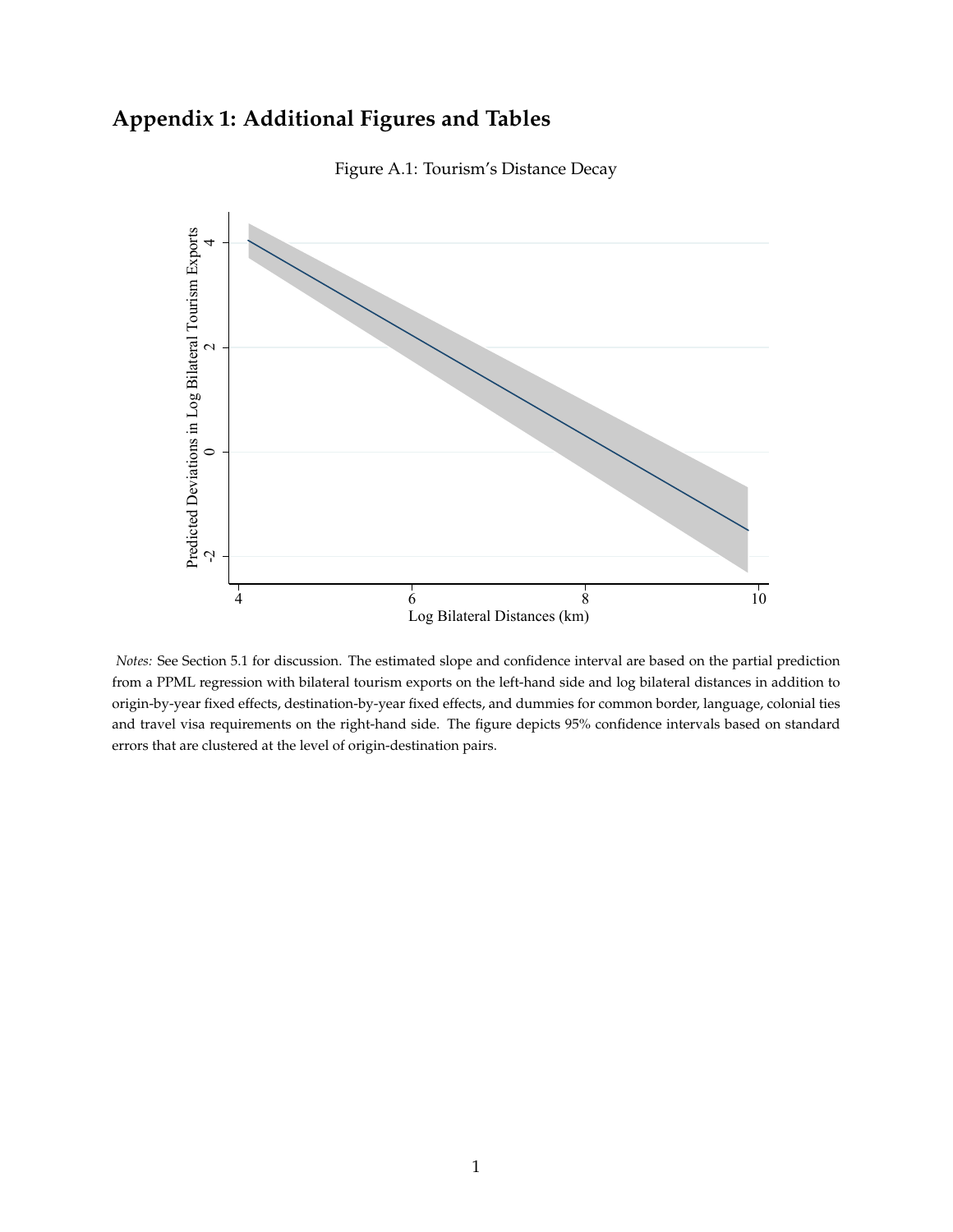# Appendix 1: Additional Figures and Tables

Figure A.1: Tourism's Distance Decay

*Notes:* See Section 5.1 for discussion. The estimated slope and confidence interval are based on the partial prediction from a PPML regression with bilateral tourism exports on the left-hand side and log bilateral distances in addition to origin-by-year fixed effects, destination-by-year fixed effects, and dummies for common border, language, colonial ties and travel visa requirements on the right-hand side. The figure depicts 95% confidence intervals based on standard errors that are clustered at the level of origin-destination pairs.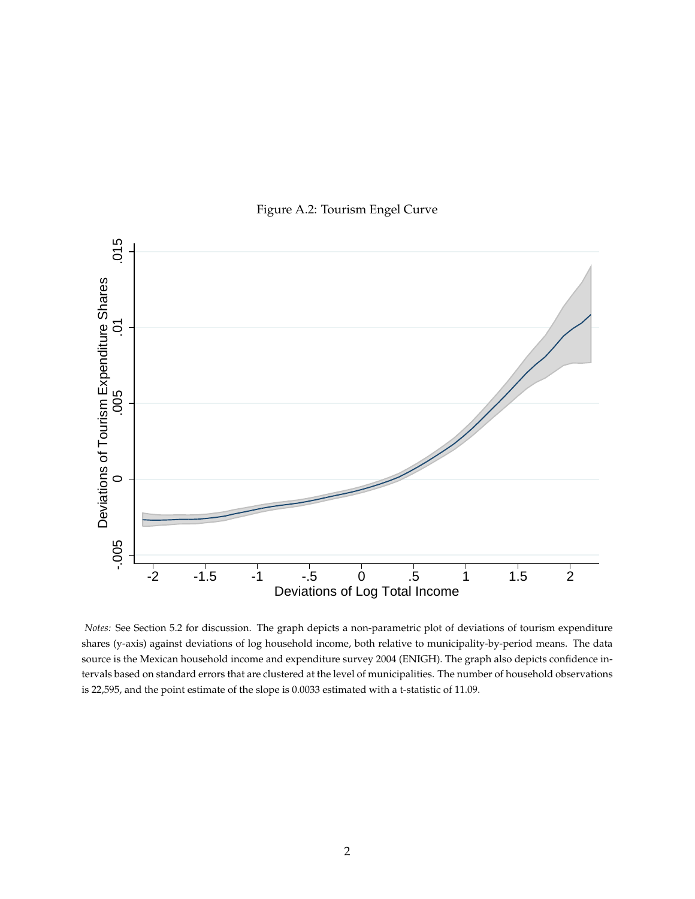Figure A.2: Tourism Engel Curve

*Notes:* See Section 5.2 for discussion. The graph depicts a non-parametric plot of deviations of tourism expenditure shares (y-axis) against deviations of log household income, both relative to municipality-by-period means. The data source is the Mexican household income and expenditure survey 2004 (ENIGH). The graph also depicts confidence intervals based on standard errors that are clustered at the level of municipalities. The number of household observations is 22,595, and the point estimate of the slope is 0.0033 estimated with a t-statistic of 11.09.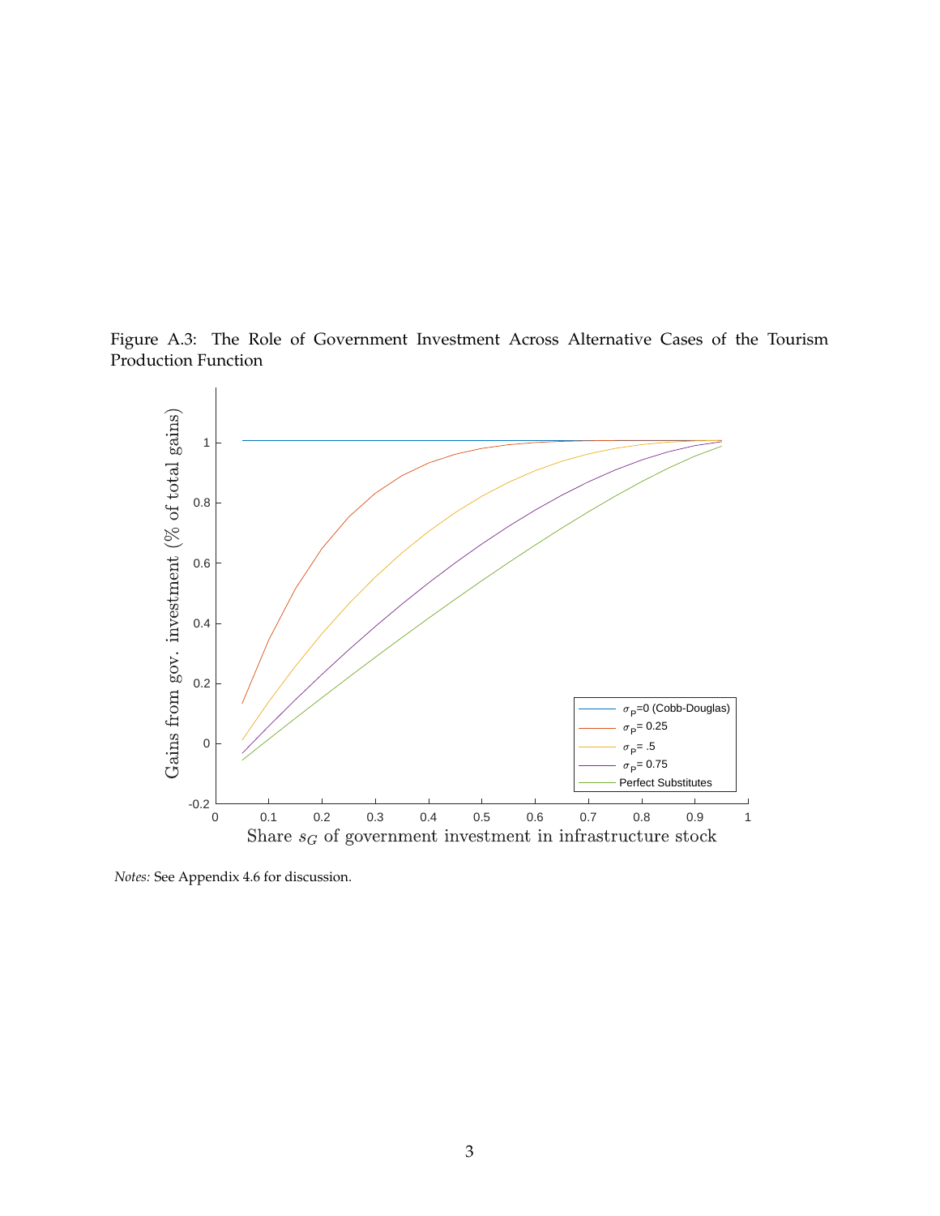Figure A.3: The Role of Government Investment Across Alternative Cases of the Tourism Production Function

*Notes:* See Appendix 4.6 for discussion.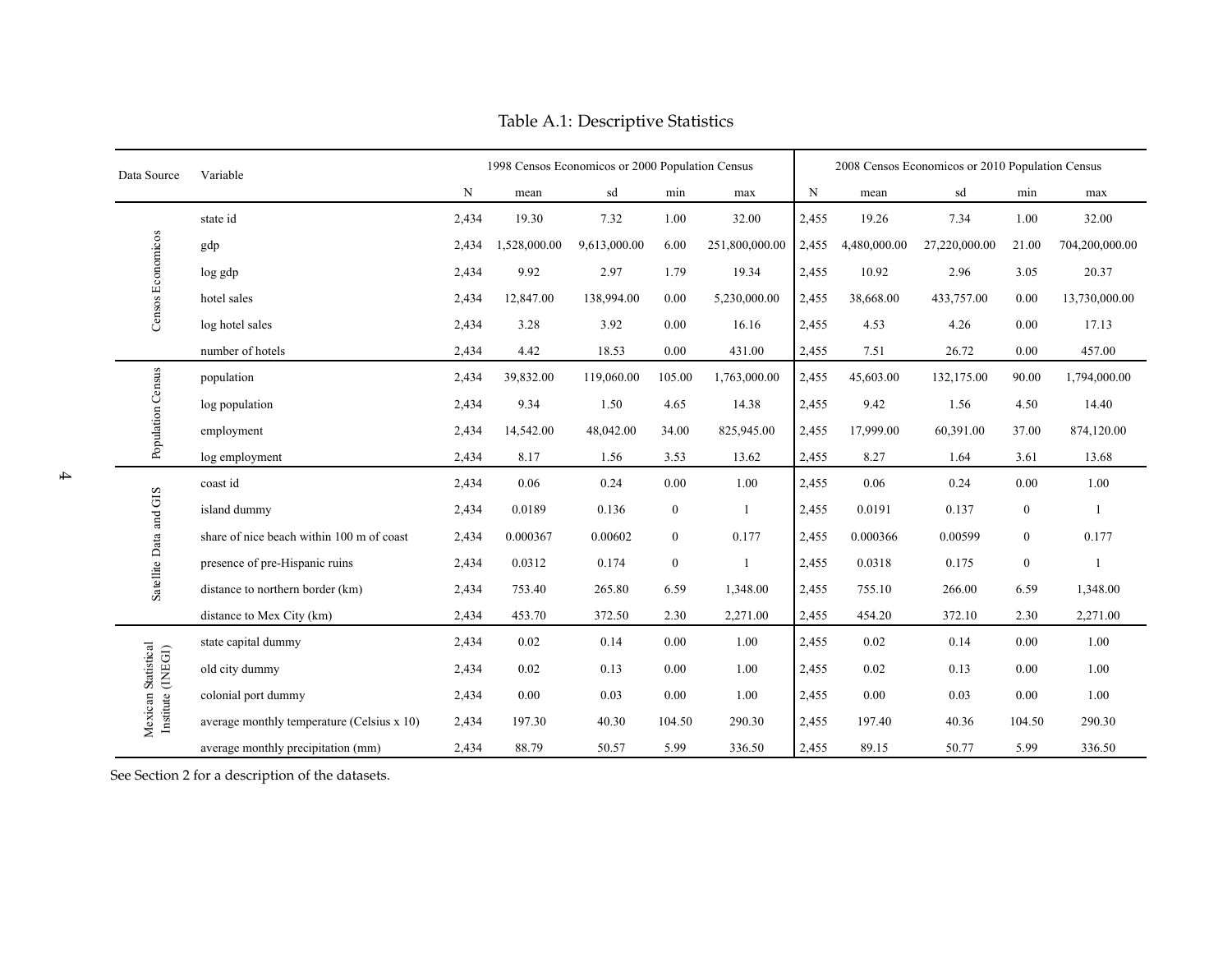Table A.1: Descriptive Statistics

| Data Source | Variable | 1998 Censos Economicos or 2000 Population Census | | | | | 2008 Censos Economicos or 2010 Population Census | | | | |
|---|---|---|---|---|---|---|---|---|---|---|---|
| | | N | mean | sd | min | max | N | mean | sd | min | max |
| Censos Economicos | state id | 2,434 | 19.30 | 7.32 | 1.00 | 32.00 | 2,455 | 19.26 | 7.34 | 1.00 | 32.00 |
| | gdp | 2,434 | 1,528,000.00 | 9,613,000.00 | 6.00 | 251,800,000.00 | 2,455 | 4,480,000.00 | 27,220,000.00 | 21.00 | 704,200,000.00 |
| | log gdp | 2,434 | 9.92 | 2.97 | 1.79 | 19.34 | 2,455 | 10.92 | 2.96 | 3.05 | 20.37 |
| | hotel sales | 2,434 | 12,847.00 | 138,994.00 | 0.00 | 5,230,000.00 | 2,455 | 38,668.00 | 433,757.00 | 0.00 | 13,730,000.00 |
| | log hotel sales | 2,434 | 3.28 | 3.92 | 0.00 | 16.16 | 2,455 | 4.53 | 4.26 | 0.00 | 17.13 |
| | number of hotels | 2,434 | 4.42 | 18.53 | 0.00 | 431.00 | 2,455 | 7.51 | 26.72 | 0.00 | 457.00 |
| Population Census | population | 2,434 | 39,832.00 | 119,060.00 | 105.00 | 1,763,000.00 | 2,455 | 45,603.00 | 132,175.00 | 90.00 | 1,794,000.00 |
| | log population | 2,434 | 9.34 | 1.50 | 4.65 | 14.38 | 2,455 | 9.42 | 1.56 | 4.50 | 14.40 |
| | employment | 2,434 | 14,542.00 | 48,042.00 | 34.00 | 825,945.00 | 2,455 | 17,999.00 | 60,391.00 | 37.00 | 874,120.00 |
| | log employment | 2,434 | 8.17 | 1.56 | 3.53 | 13.62 | 2,455 | 8.27 | 1.64 | 3.61 | 13.68 |
| Satellite Data and GIS | coast id | 2,434 | 0.06 | 0.24 | 0.00 | 1.00 | 2,455 | 0.06 | 0.24 | 0.00 | 1.00 |
| | island dummy | 2,434 | 0.0189 | 0.136 | 0 | 1 | 2,455 | 0.0191 | 0.137 | 0 | 1 |
| | share of nice beach within 100 m of coast | 2,434 | 0.000367 | 0.00602 | 0 | 0.177 | 2,455 | 0.000366 | 0.00599 | 0 | 0.177 |
| | presence of pre-Hispanic ruins | 2,434 | 0.0312 | 0.174 | 0 | 1 | 2,455 | 0.0318 | 0.175 | 0 | 1 |
| | distance to northern border (km) | 2,434 | 753.40 | 265.80 | 6.59 | 1,348.00 | 2,455 | 755.10 | 266.00 | 6.59 | 1,348.00 |
| | distance to Mex City (km) | 2,434 | 453.70 | 372.50 | 2.30 | 2,271.00 | 2,455 | 454.20 | 372.10 | 2.30 | 2,271.00 |
| Mexican Statistical Institute (INEGI) | state capital dummy | 2,434 | 0.02 | 0.14 | 0.00 | 1.00 | 2,455 | 0.02 | 0.14 | 0.00 | 1.00 |
| | old city dummy | 2,434 | 0.02 | 0.13 | 0.00 | 1.00 | 2,455 | 0.02 | 0.13 | 0.00 | 1.00 |
| | colonial port dummy | 2,434 | 0.00 | 0.03 | 0.00 | 1.00 | 2,455 | 0.00 | 0.03 | 0.00 | 1.00 |
| | average monthly temperature (Celsius x 10) | 2,434 | 197.30 | 40.30 | 104.50 | 290.30 | 2,455 | 197.40 | 40.36 | 104.50 | 290.30 |
| | average monthly precipitation (mm) | 2,434 | 88.79 | 50.57 | 5.99 | 336.50 | 2,455 | 89.15 | 50.77 | 5.99 | 336.50 |

See Section 2 for a description of the datasets.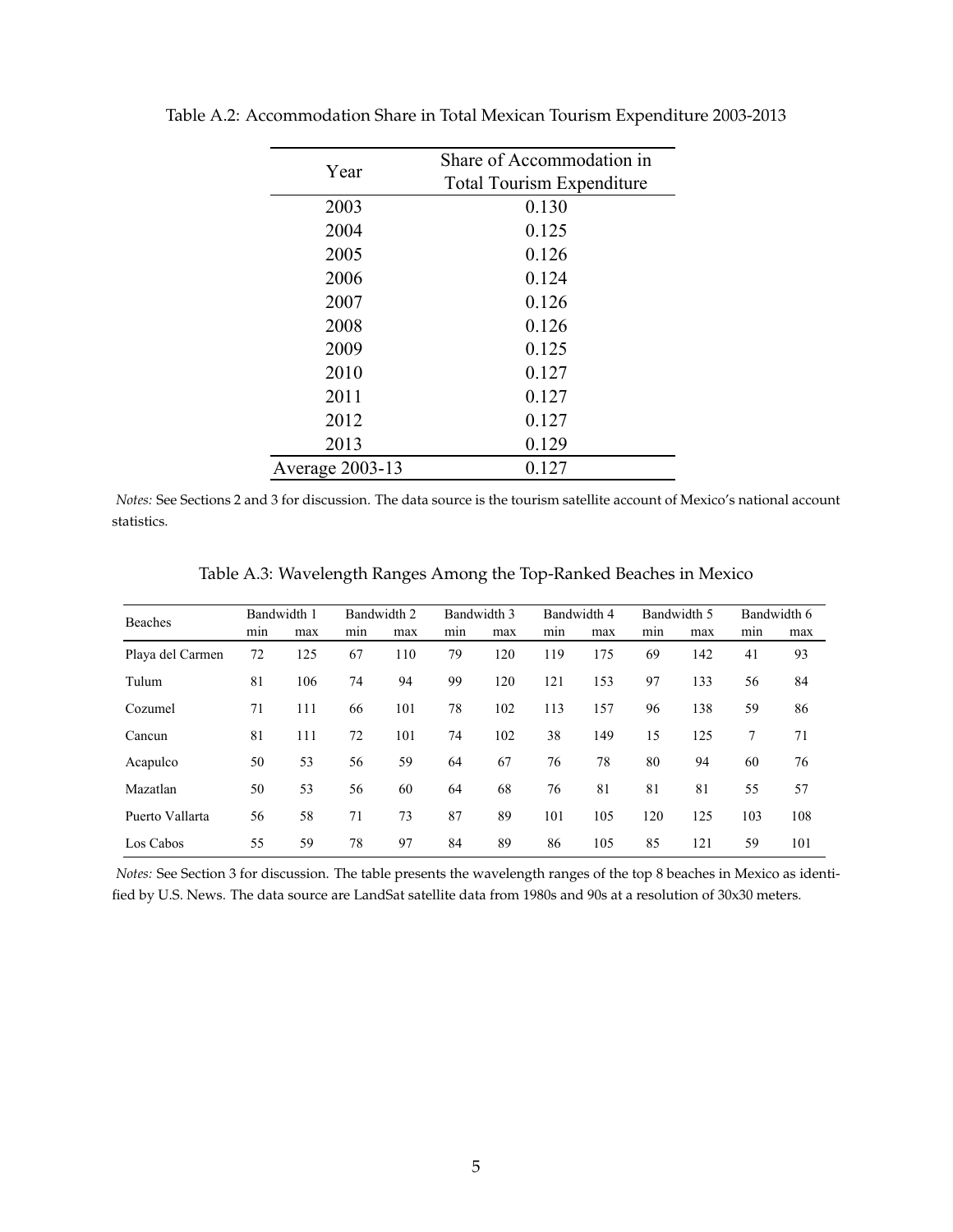Table A.2: Accommodation Share in Total Mexican Tourism Expenditure 2003-2013

| Year | Share of Accommodation in Total Tourism Expenditure |
|---|---|
| 2003 | 0.130 |
| 2004 | 0.125 |
| 2005 | 0.126 |
| 2006 | 0.124 |
| 2007 | 0.126 |
| 2008 | 0.126 |
| 2009 | 0.125 |
| 2010 | 0.127 |
| 2011 | 0.127 |
| 2012 | 0.127 |
| 2013 | 0.129 |
| Average 2003-13 | 0.127 |

*Notes:* See Sections 2 and 3 for discussion. The data source is the tourism satellite account of Mexico's national account statistics.

Table A.3: Wavelength Ranges Among the Top-Ranked Beaches in Mexico

| Beaches | Bandwidth 1 | | Bandwidth 2 | | Bandwidth 3 | | Bandwidth 4 | | Bandwidth 5 | | Bandwidth 6 | |
|---|---|---|---|---|---|---|---|---|---|---|---|---|
| | min | max | min | max | min | max | min | max | min | max | min | max |
| Playa del Carmen | 72 | 125 | 67 | 110 | 79 | 120 | 119 | 175 | 69 | 142 | 41 | 93 |
| Tulum | 81 | 106 | 74 | 94 | 99 | 120 | 121 | 153 | 97 | 133 | 56 | 84 |
| Cozumel | 71 | 111 | 66 | 101 | 78 | 102 | 113 | 157 | 96 | 138 | 59 | 86 |
| Cancun | 81 | 111 | 72 | 101 | 74 | 102 | 38 | 149 | 15 | 125 | 7 | 71 |
| Acapulco | 50 | 53 | 56 | 59 | 64 | 67 | 76 | 78 | 80 | 94 | 60 | 76 |
| Mazatlan | 50 | 53 | 56 | 60 | 64 | 68 | 76 | 81 | 81 | 81 | 55 | 57 |
| Puerto Vallarta | 56 | 58 | 71 | 73 | 87 | 89 | 101 | 105 | 120 | 125 | 103 | 108 |
| Los Cabos | 55 | 59 | 78 | 97 | 84 | 89 | 86 | 105 | 85 | 121 | 59 | 101 |

*Notes:* See Section 3 for discussion. The table presents the wavelength ranges of the top 8 beaches in Mexico as identified by U.S. News. The data source are LandSat satellite data from 1980s and 90s at a resolution of 30x30 meters.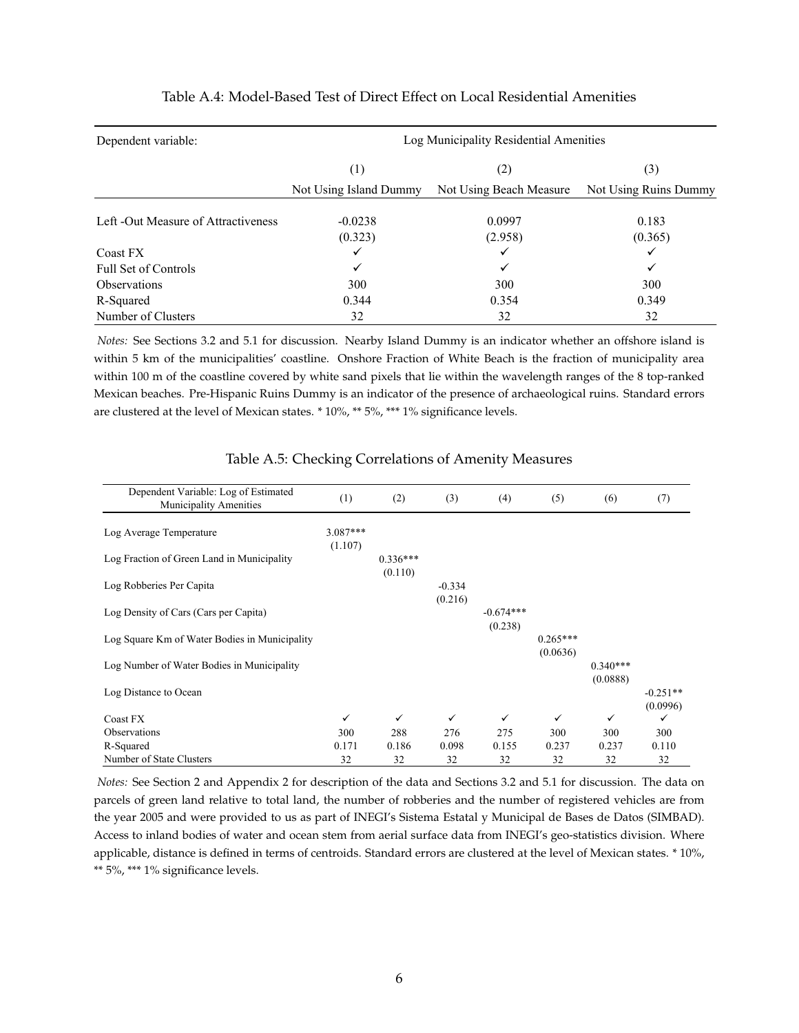Table A.4: Model-Based Test of Direct Effect on Local Residential Amenities

| Dependent variable: | Log Municipality Residential Amenities | | |
|---|---|---|---|
| | (1) | (2) | (3) |
| | Not Using Island Dummy | Not Using Beach Measure | Not Using Ruins Dummy |
| Left -Out Measure of Attractiveness | -0.0238 | 0.0997 | 0.183 |
| | (0.323) | (2.958) | (0.365) |
| Coast FX | ✓ | ✓ | ✓ |
| Full Set of Controls | ✓ | ✓ | ✓ |
| Observations | 300 | 300 | 300 |
| R-Squared | 0.344 | 0.354 | 0.349 |
| Number of Clusters | 32 | 32 | 32 |

*Notes:* See Sections 3.2 and 5.1 for discussion. Nearby Island Dummy is an indicator whether an offshore island is within 5 km of the municipalities' coastline. Onshore Fraction of White Beach is the fraction of municipality area within 100 m of the coastline covered by white sand pixels that lie within the wavelength ranges of the 8 top-ranked Mexican beaches. Pre-Hispanic Ruins Dummy is an indicator of the presence of archaeological ruins. Standard errors are clustered at the level of Mexican states. * 10%, ** 5%, *** 1% significance levels.

Table A.5: Checking Correlations of Amenity Measures

| Dependent Variable: Log of Estimated Municipality Amenities | (1) | (2) | (3) | (4) | (5) | (6) | (7) |
|---|---|---|---|---|---|---|---|
| Log Average Temperature | 3.087*** | | | | | | |
| | (1.107) | | | | | | |
| Log Fraction of Green Land in Municipality | | 0.336*** | | | | | |
| | | (0.110) | | | | | |
| Log Robberies Per Capita | | | -0.334 | | | | |
| | | | (0.216) | | | | |
| Log Density of Cars (Cars per Capita) | | | | -0.674*** | | | |
| | | | | (0.238) | | | |
| Log Square Km of Water Bodies in Municipality | | | | | 0.265*** | | |
| | | | | | (0.0636) | | |
| Log Number of Water Bodies in Municipality | | | | | | 0.340*** | |
| | | | | | | (0.0888) | |
| Log Distance to Ocean | | | | | | | -0.251** |
| | | | | | | | (0.0996) |
| Coast FX | ✓ | ✓ | ✓ | ✓ | ✓ | ✓ | ✓ |
| Observations | 300 | 288 | 276 | 275 | 300 | 300 | 300 |
| R-Squared | 0.171 | 0.186 | 0.098 | 0.155 | 0.237 | 0.237 | 0.110 |
| Number of State Clusters | 32 | 32 | 32 | 32 | 32 | 32 | 32 |

*Notes:* See Section 2 and Appendix 2 for description of the data and Sections 3.2 and 5.1 for discussion. The data on parcels of green land relative to total land, the number of robberies and the number of registered vehicles are from the year 2005 and were provided to us as part of INEGI's Sistema Estatal y Municipal de Bases de Datos (SIMBAD). Access to inland bodies of water and ocean stem from aerial surface data from INEGI's geo-statistics division. Where applicable, distance is defined in terms of centroids. Standard errors are clustered at the level of Mexican states. * 10%, ** 5%, *** 1% significance levels.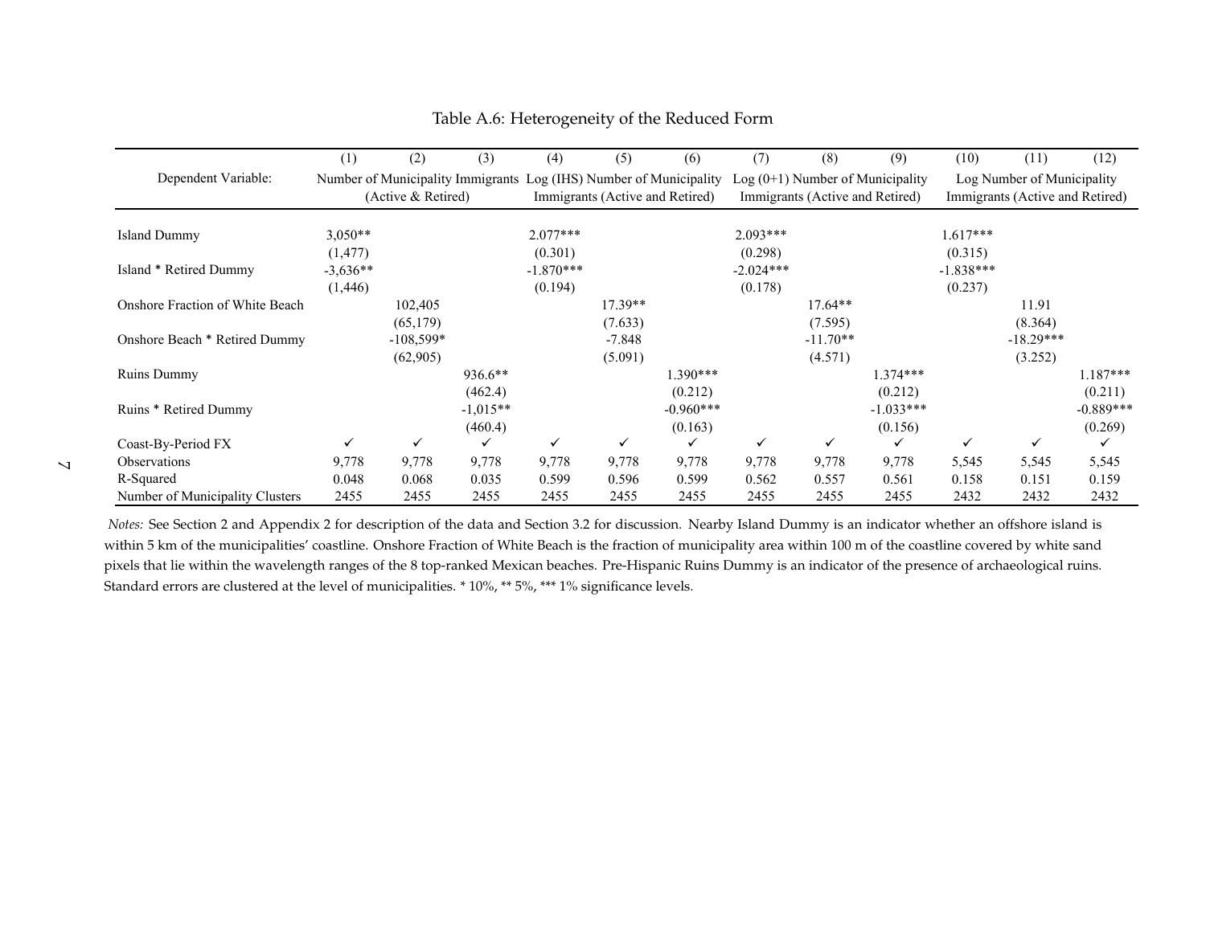Table A.6: Heterogeneity of the Reduced Form

| | (1) | (2) | (3) | (4) | (5) | (6) | (7) | (8) | (9) | (10) | (11) | (12) |
|---|---|---|---|---|---|---|---|---|---|---|---|---|
| Dependent Variable: | Number of Municipality Immigrants (Active & Retired) | | | Log (IHS) Number of Municipality Immigrants (Active and Retired) | | | Log (0+1) Number of Municipality Immigrants (Active and Retired) | | | Log Number of Municipality Immigrants (Active and Retired) | | |
| Island Dummy | 3,050** | | | 2.077*** | | | 2.093*** | | | 1.617*** | | |
| | (1,477) | | | (0.301) | | | (0.298) | | | (0.315) | | |
| Island * Retired Dummy | -3,636** | | | -1.870*** | | | -2.024*** | | | -1.838*** | | |
| | (1,446) | | | (0.194) | | | (0.178) | | | (0.237) | | |
| Onshore Fraction of White Beach | | 102,405 | | | 17.39** | | | 17.64** | | | 11.91 | |
| | | (65,179) | | | (7.633) | | | (7.595) | | | (8.364) | |
| Onshore Beach * Retired Dummy | | -108,599* | | | -7.848 | | | -11.70** | | | -18.29*** | |
| | | (62,905) | | | (5.091) | | | (4.571) | | | (3.252) | |
| Ruins Dummy | | | 936.6** | | | 1.390*** | | | 1.374*** | | | 1.187*** |
| | | | (462.4) | | | (0.212) | | | (0.212) | | | (0.211) |
| Ruins * Retired Dummy | | | -1,015** | | | -0.960*** | | | -1.033*** | | | -0.889*** |
| | | | (460.4) | | | (0.163) | | | (0.156) | | | (0.269) |
| Coast-By-Period FX | ✓ | ✓ | ✓ | ✓ | ✓ | ✓ | ✓ | ✓ | ✓ | ✓ | ✓ | ✓ |
| Observations | 9,778 | 9,778 | 9,778 | 9,778 | 9,778 | 9,778 | 9,778 | 9,778 | 9,778 | 5,545 | 5,545 | 5,545 |
| R-Squared | 0.048 | 0.068 | 0.035 | 0.599 | 0.596 | 0.599 | 0.562 | 0.557 | 0.561 | 0.158 | 0.151 | 0.159 |
| Number of Municipality Clusters | 2455 | 2455 | 2455 | 2455 | 2455 | 2455 | 2455 | 2455 | 2455 | 2432 | 2432 | 2432 |

*Notes:* See Section 2 and Appendix 2 for description of the data and Section 3.2 for discussion. Nearby Island Dummy is an indicator whether an offshore island is within 5 km of the municipalities' coastline. Onshore Fraction of White Beach is the fraction of municipality area within 100 m of the coastline covered by white sand pixels that lie within the wavelength ranges of the 8 top-ranked Mexican beaches. Pre-Hispanic Ruins Dummy is an indicator of the presence of archaeological ruins. Standard errors are clustered at the level of municipalities. * 10%, ** 5%, *** 1% significance levels.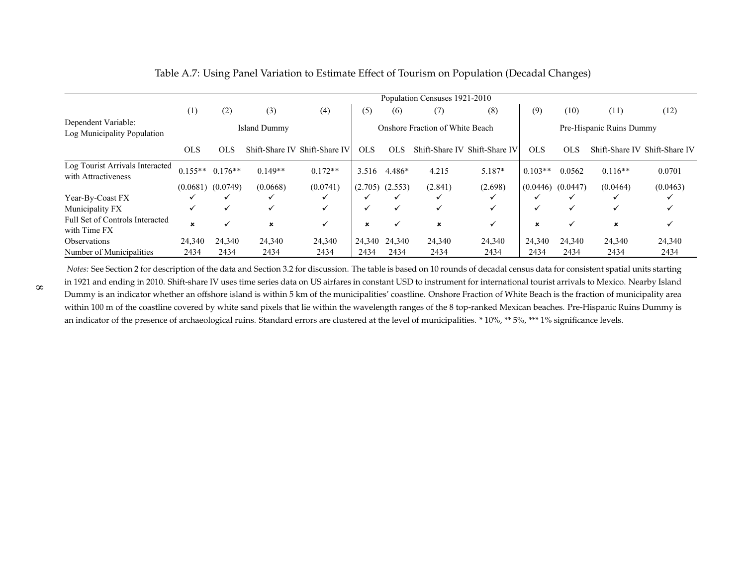Table A.7: Using Panel Variation to Estimate Effect of Tourism on Population (Decadal Changes)

| | Population Censuses 1921-2010 | | | | | | | | | | | |
|---|---|---|---|---|---|---|---|---|---|---|---|---|
| | (1) | (2) | (3) | (4) | (5) | (6) | (7) | (8) | (9) | (10) | (11) | (12) |
| Dependent Variable: Log Municipality Population | Island Dummy | | | | Onshore Fraction of White Beach | | | | Pre-Hispanic Ruins Dummy | | | |
| | OLS | OLS | Shift-Share IV | Shift-Share IV | OLS | OLS | Shift-Share IV | Shift-Share IV | OLS | OLS | Shift-Share IV | Shift-Share IV |
| Log Tourist Arrivals Interacted with Attractiveness | 0.155** | 0.176** | 0.149** | 0.172** | 3.516 | 4.486* | 4.215 | 5.187* | 0.103** | 0.0562 | 0.116** | 0.0701 |
| | (0.0681) | (0.0749) | (0.0668) | (0.0741) | (2.705) | (2.553) | (2.841) | (2.698) | (0.0446) | (0.0447) | (0.0464) | (0.0463) |
| Year-By-Coast FX | ✓ | ✓ | ✓ | ✓ | ✓ | ✓ | ✓ | ✓ | ✓ | ✓ | ✓ | ✓ |
| Municipality FX | ✓ | ✓ | ✓ | ✓ | ✓ | ✓ | ✓ | ✓ | ✓ | ✓ | ✓ | ✓ |
| Full Set of Controls Interacted with Time FX | ✗ | ✓ | ✗ | ✓ | ✗ | ✓ | ✗ | ✓ | ✗ | ✓ | ✗ | ✓ |
| Observations | 24,340 | 24,340 | 24,340 | 24,340 | 24,340 | 24,340 | 24,340 | 24,340 | 24,340 | 24,340 | 24,340 | 24,340 |
| Number of Municipalities | 2434 | 2434 | 2434 | 2434 | 2434 | 2434 | 2434 | 2434 | 2434 | 2434 | 2434 | 2434 |

*Notes:* See Section 2 for description of the data and Section 3.2 for discussion. The table is based on 10 rounds of decadal census data for consistent spatial units starting in 1921 and ending in 2010. Shift-share IV uses time series data on US airfares in constant USD to instrument for international tourist arrivals to Mexico. Nearby Island Dummy is an indicator whether an offshore island is within 5 km of the municipalities' coastline. Onshore Fraction of White Beach is the fraction of municipality area within 100 m of the coastline covered by white sand pixels that lie within the wavelength ranges of the 8 top-ranked Mexican beaches. Pre-Hispanic Ruins Dummy is an indicator of the presence of archaeological ruins. Standard errors are clustered at the level of municipalities. * 10%, ** 5%, *** 1% significance levels.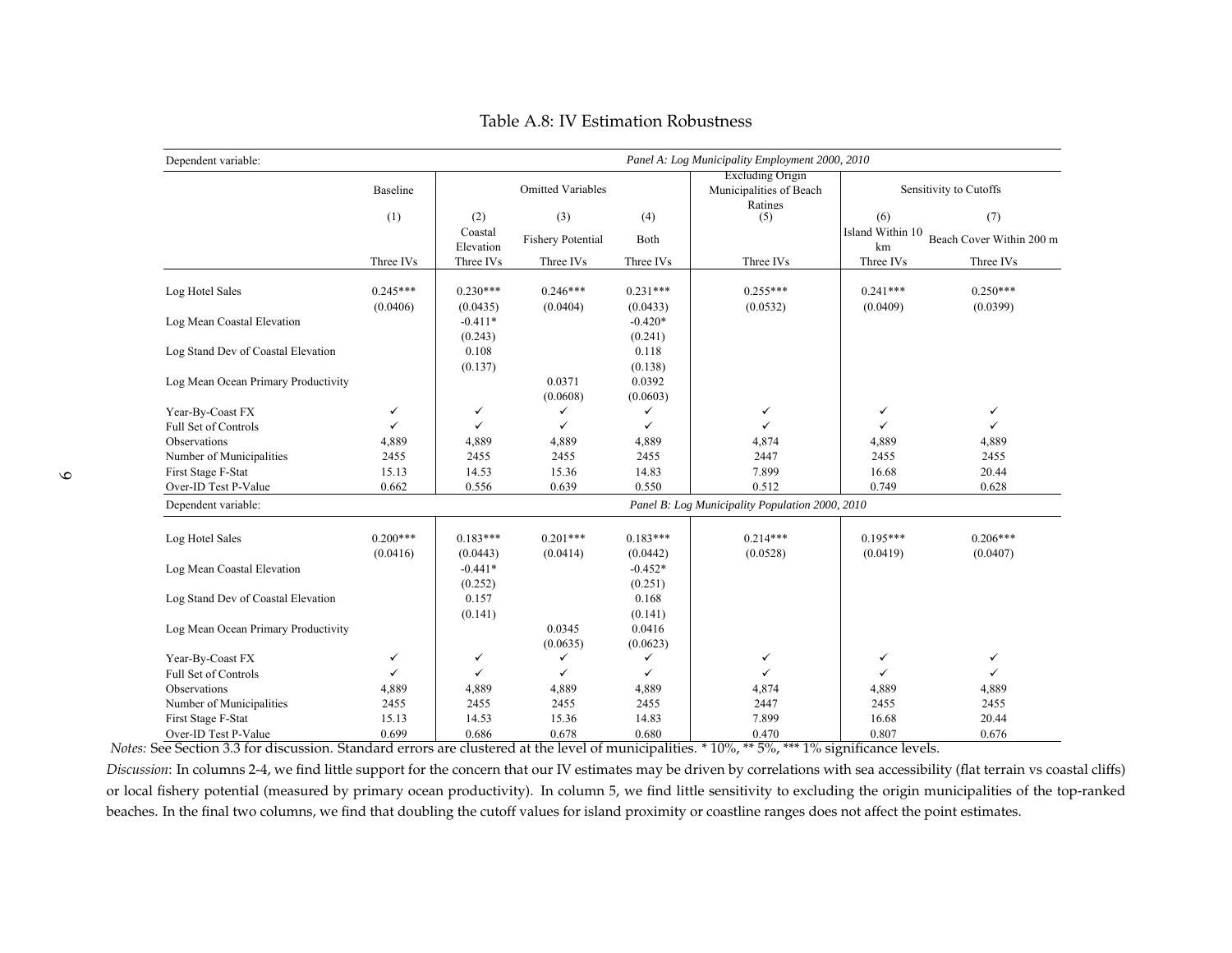# Table A.8: IV Estimation Robustness

| Dependent variable: | *Panel A: Log Municipality Employment 2000, 2010* | | | | | | |
|---|---|---|---|---|---|---|---|
| | Baseline | Omitted Variables | | | Excluding Origin Municipalities of Beach Ratings | Sensitivity to Cutoffs | |
| | (1) | (2) | (3) | (4) | (5) | (6) | (7) |
| | | Coastal Elevation | Fishery Potential | Both | | Island Within 10 km | Beach Cover Within 200 m |
| | Three IVs | Three IVs | Three IVs | Three IVs | Three IVs | Three IVs | Three IVs |
| Log Hotel Sales | 0.245*** | 0.230*** | 0.246*** | 0.231*** | 0.255*** | 0.241*** | 0.250*** |
| | (0.0406) | (0.0435) | (0.0404) | (0.0433) | (0.0532) | (0.0409) | (0.0399) |
| Log Mean Coastal Elevation | | -0.411* | | -0.420* | | | |
| | | (0.243) | | (0.241) | | | |
| Log Stand Dev of Coastal Elevation | | 0.108 | | 0.118 | | | |
| | | (0.137) | | (0.138) | | | |
| Log Mean Ocean Primary Productivity | | | 0.0371 | 0.0392 | | | |
| | | | (0.0608) | (0.0603) | | | |
| Year-By-Coast FX | ✓ | ✓ | ✓ | ✓ | ✓ | ✓ | ✓ |
| Full Set of Controls | ✓ | ✓ | ✓ | ✓ | ✓ | ✓ | ✓ |
| Observations | 4,889 | 4,889 | 4,889 | 4,889 | 4,874 | 4,889 | 4,889 |
| Number of Municipalities | 2455 | 2455 | 2455 | 2455 | 2447 | 2455 | 2455 |
| First Stage F-Stat | 15.13 | 14.53 | 15.36 | 14.83 | 7.899 | 16.68 | 20.44 |
| Over-ID Test P-Value | 0.662 | 0.556 | 0.639 | 0.550 | 0.512 | 0.749 | 0.628 |
| Dependent variable: | *Panel B: Log Municipality Population 2000, 2010* | | | | | | |
| Log Hotel Sales | 0.200*** | 0.183*** | 0.201*** | 0.183*** | 0.214*** | 0.195*** | 0.206*** |
| | (0.0416) | (0.0443) | (0.0414) | (0.0442) | (0.0528) | (0.0419) | (0.0407) |
| Log Mean Coastal Elevation | | -0.441* | | -0.452* | | | |
| | | (0.252) | | (0.251) | | | |
| Log Stand Dev of Coastal Elevation | | 0.157 | | 0.168 | | | |
| | | (0.141) | | (0.141) | | | |
| Log Mean Ocean Primary Productivity | | | 0.0345 | 0.0416 | | | |
| | | | (0.0635) | (0.0623) | | | |
| Year-By-Coast FX | ✓ | ✓ | ✓ | ✓ | ✓ | ✓ | ✓ |
| Full Set of Controls | ✓ | ✓ | ✓ | ✓ | ✓ | ✓ | ✓ |
| Observations | 4,889 | 4,889 | 4,889 | 4,889 | 4,874 | 4,889 | 4,889 |
| Number of Municipalities | 2455 | 2455 | 2455 | 2455 | 2447 | 2455 | 2455 |
| First Stage F-Stat | 15.13 | 14.53 | 15.36 | 14.83 | 7.899 | 16.68 | 20.44 |
| Over-ID Test P-Value | 0.699 | 0.686 | 0.678 | 0.680 | 0.470 | 0.807 | 0.676 |

*Notes:* See Section 3.3 for discussion. Standard errors are clustered at the level of municipalities. * 10%, ** 5%, *** 1% significance levels.

*Discussion*: In columns 2-4, we find little support for the concern that our IV estimates may be driven by correlations with sea accessibility (flat terrain vs coastal cliffs) or local fishery potential (measured by primary ocean productivity). In column 5, we find little sensitivity to excluding the origin municipalities of the top-ranked beaches. In the final two columns, we find that doubling the cutoff values for island proximity or coastline ranges does not affect the point estimates.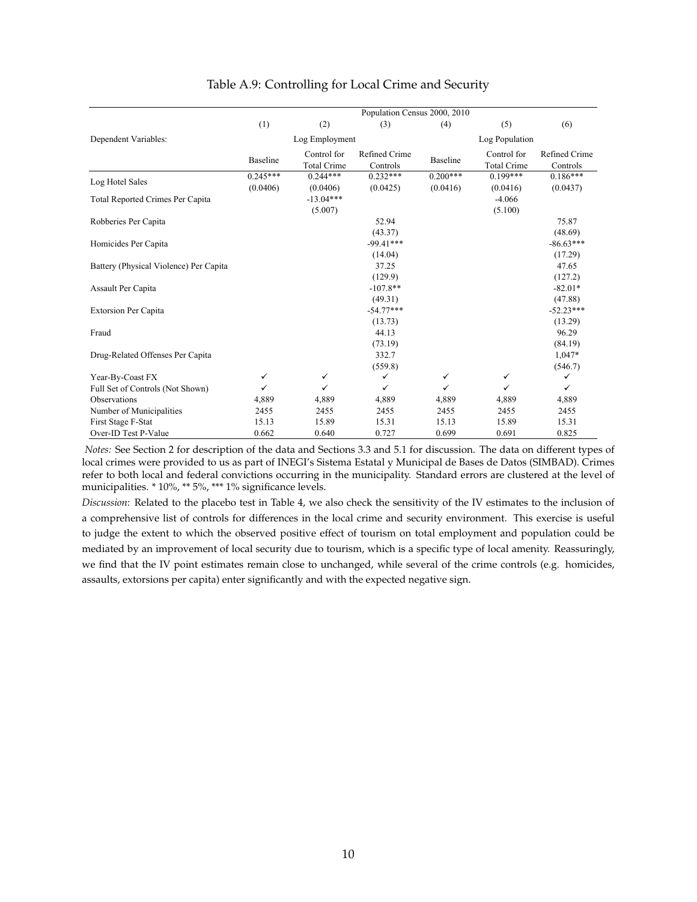## Table A.9: Controlling for Local Crime and Security

| | Population Census 2000, 2010 | | | | | |
|---|---|---|---|---|---|---|
| | (1) | (2) | (3) | (4) | (5) | (6) |
| Dependent Variables: | | Log Employment | | | Log Population | |
| | Baseline | Control for Total Crime | Refined Crime Controls | Baseline | Control for Total Crime | Refined Crime Controls |
| Log Hotel Sales | 0.245*** | 0.244*** | 0.232*** | 0.200*** | 0.199*** | 0.186*** |
| | (0.0406) | (0.0406) | (0.0425) | (0.0416) | (0.0416) | (0.0437) |
| Total Reported Crimes Per Capita | | -13.04*** | | | -4.066 | |
| | | (5.007) | | | (5.100) | |
| Robberies Per Capita | | | 52.94 | | | 75.87 |
| | | | (43.37) | | | (48.69) |
| Homicides Per Capita | | | -99.41*** | | | -86.63*** |
| | | | (14.04) | | | (17.29) |
| Battery (Physical Violence) Per Capita | | | 37.25 | | | 47.65 |
| | | | (129.9) | | | (127.2) |
| Assault Per Capita | | | -107.8** | | | -82.01* |
| | | | (49.31) | | | (47.88) |
| Extorsion Per Capita | | | -54.77*** | | | -52.23*** |
| | | | (13.73) | | | (13.29) |
| Fraud | | | 44.13 | | | 96.29 |
| | | | (73.19) | | | (84.19) |
| Drug-Related Offenses Per Capita | | | 332.7 | | | 1,047* |
| | | | (559.8) | | | (546.7) |
| Year-By-Coast FX | ✓ | ✓ | ✓ | ✓ | ✓ | ✓ |
| Full Set of Controls (Not Shown) | ✓ | ✓ | ✓ | ✓ | ✓ | ✓ |
| Observations | 4,889 | 4,889 | 4,889 | 4,889 | 4,889 | 4,889 |
| Number of Municipalities | 2455 | 2455 | 2455 | 2455 | 2455 | 2455 |
| First Stage F-Stat | 15.13 | 15.89 | 15.31 | 15.13 | 15.89 | 15.31 |
| Over-ID Test P-Value | 0.662 | 0.640 | 0.727 | 0.699 | 0.691 | 0.825 |

*Notes:* See Section 2 for description of the data and Sections 3.3 and 5.1 for discussion. The data on different types of local crimes were provided to us as part of INEGI's Sistema Estatal y Municipal de Bases de Datos (SIMBAD). Crimes refer to both local and federal convictions occurring in the municipality. Standard errors are clustered at the level of municipalities. * 10%, ** 5%, *** 1% significance levels.

*Discussion*: Related to the placebo test in Table 4, we also check the sensitivity of the IV estimates to the inclusion of a comprehensive list of controls for differences in the local crime and security environment. This exercise is useful to judge the extent to which the observed positive effect of tourism on total employment and population could be mediated by an improvement of local security due to tourism, which is a specific type of local amenity. Reassuringly, we find that the IV point estimates remain close to unchanged, while several of the crime controls (e.g. homicides, assaults, extorsions per capita) enter significantly and with the expected negative sign.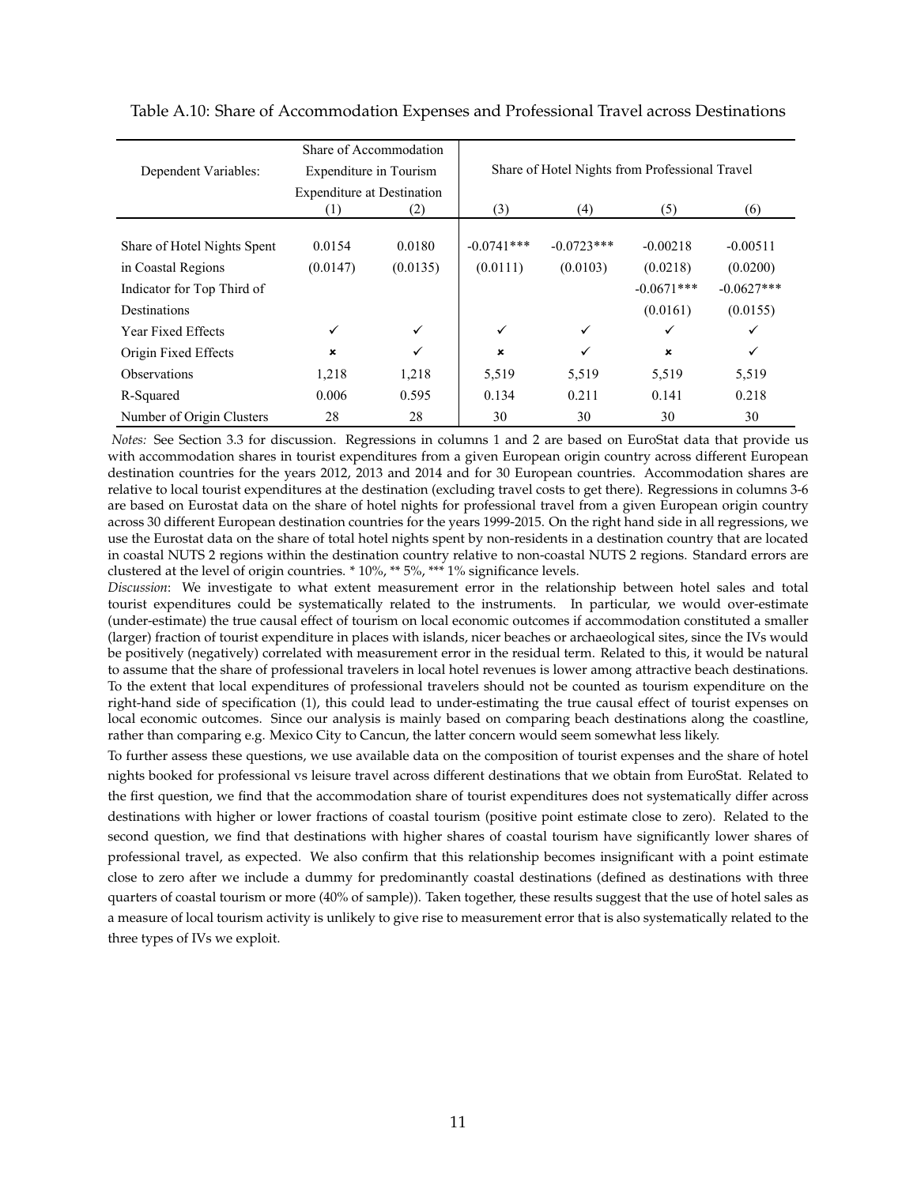Table A.10: Share of Accommodation Expenses and Professional Travel across Destinations

| Dependent Variables: | Share of Accommodation Expenditure in Tourism Expenditure at Destination | | Share of Hotel Nights from Professional Travel | | | |
|---|---|---|---|---|---|---|
| | (1) | (2) | (3) | (4) | (5) | (6) |
| Share of Hotel Nights Spent | 0.0154 | 0.0180 | -0.0741*** | -0.0723*** | -0.00218 | -0.00511 |
| in Coastal Regions | (0.0147) | (0.0135) | (0.0111) | (0.0103) | (0.0218) | (0.0200) |
| Indicator for Top Third of | | | | | -0.0671*** | -0.0627*** |
| Destinations | | | | | (0.0161) | (0.0155) |
| Year Fixed Effects | ✓ | ✓ | ✓ | ✓ | ✓ | ✓ |
| Origin Fixed Effects | ✗ | ✓ | ✗ | ✓ | ✗ | ✓ |
| Observations | 1,218 | 1,218 | 5,519 | 5,519 | 5,519 | 5,519 |
| R-Squared | 0.006 | 0.595 | 0.134 | 0.211 | 0.141 | 0.218 |
| Number of Origin Clusters | 28 | 28 | 30 | 30 | 30 | 30 |

*Notes:* See Section 3.3 for discussion. Regressions in columns 1 and 2 are based on EuroStat data that provide us with accommodation shares in tourist expenditures from a given European origin country across different European destination countries for the years 2012, 2013 and 2014 and for 30 European countries. Accommodation shares are relative to local tourist expenditures at the destination (excluding travel costs to get there). Regressions in columns 3-6 are based on Eurostat data on the share of hotel nights for professional travel from a given European origin country across 30 different European destination countries for the years 1999-2015. On the right hand side in all regressions, we use the Eurostat data on the share of total hotel nights spent by non-residents in a destination country that are located in coastal NUTS 2 regions within the destination country relative to non-coastal NUTS 2 regions. Standard errors are clustered at the level of origin countries. * 10%, ** 5%, *** 1% significance levels.

*Discussion*: We investigate to what extent measurement error in the relationship between hotel sales and total tourist expenditures could be systematically related to the instruments. In particular, we would over-estimate (under-estimate) the true causal effect of tourism on local economic outcomes if accommodation constituted a smaller (larger) fraction of tourist expenditure in places with islands, nicer beaches or archaeological sites, since the IVs would be positively (negatively) correlated with measurement error in the residual term. Related to this, it would be natural to assume that the share of professional travelers in local hotel revenues is lower among attractive beach destinations. To the extent that local expenditures of professional travelers should not be counted as tourism expenditure on the right-hand side of specification (1), this could lead to under-estimating the true causal effect of tourist expenses on local economic outcomes. Since our analysis is mainly based on comparing beach destinations along the coastline, rather than comparing e.g. Mexico City to Cancun, the latter concern would seem somewhat less likely.

To further assess these questions, we use available data on the composition of tourist expenses and the share of hotel nights booked for professional vs leisure travel across different destinations that we obtain from EuroStat. Related to the first question, we find that the accommodation share of tourist expenditures does not systematically differ across destinations with higher or lower fractions of coastal tourism (positive point estimate close to zero). Related to the second question, we find that destinations with higher shares of coastal tourism have significantly lower shares of professional travel, as expected. We also confirm that this relationship becomes insignificant with a point estimate close to zero after we include a dummy for predominantly coastal destinations (defined as destinations with three quarters of coastal tourism or more (40% of sample)). Taken together, these results suggest that the use of hotel sales as a measure of local tourism activity is unlikely to give rise to measurement error that is also systematically related to the three types of IVs we exploit.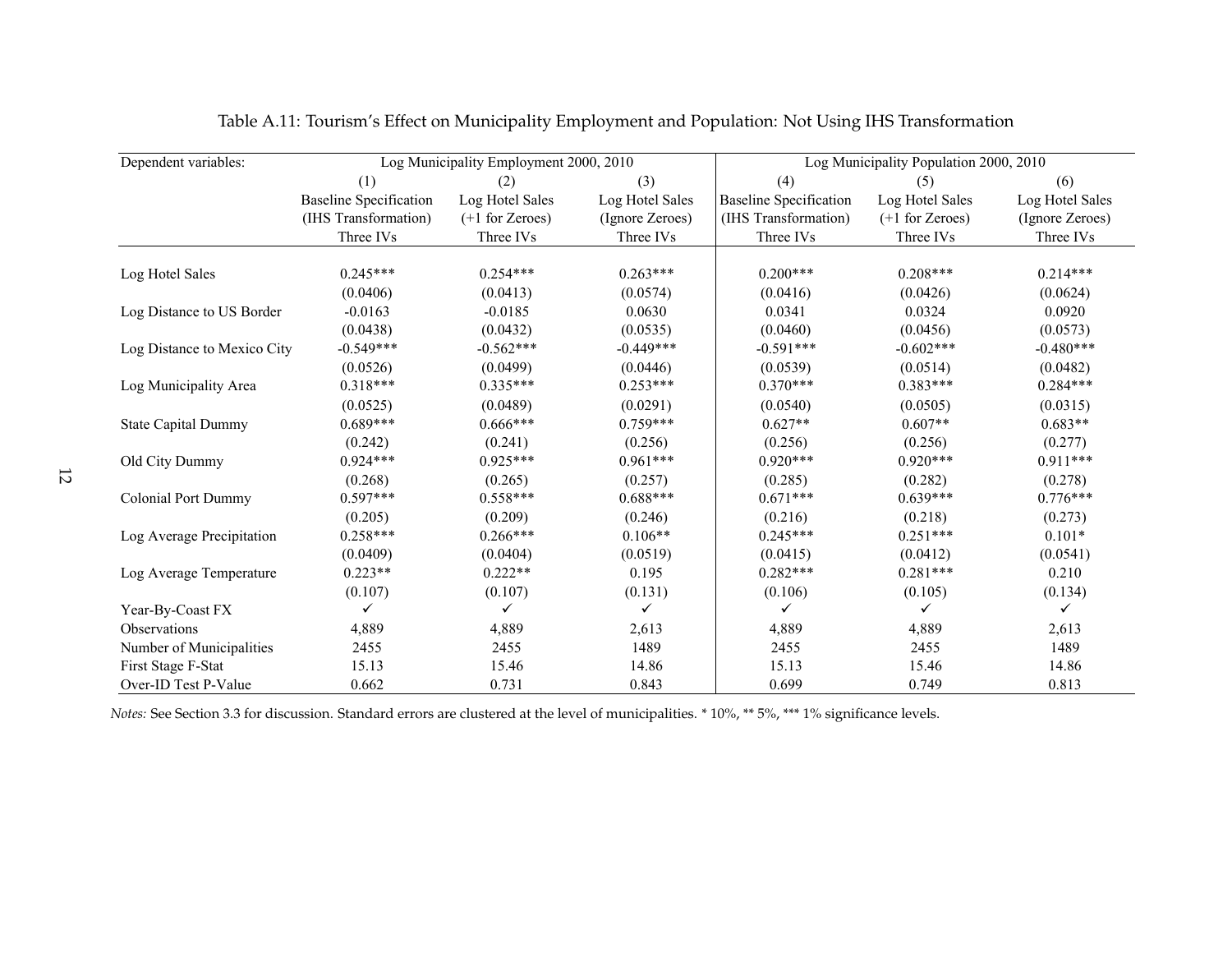Table A.11: Tourism's Effect on Municipality Employment and Population: Not Using IHS Transformation

| Dependent variables: | Log Municipality Employment 2000, 2010 | | | Log Municipality Population 2000, 2010 | | |
|---|---|---|---|---|---|---|
| | (1) | (2) | (3) | (4) | (5) | (6) |
| | Baseline Specification (IHS Transformation) Three IVs | Log Hotel Sales (+1 for Zeroes) Three IVs | Log Hotel Sales (Ignore Zeroes) Three IVs | Baseline Specification (IHS Transformation) Three IVs | Log Hotel Sales (+1 for Zeroes) Three IVs | Log Hotel Sales (Ignore Zeroes) Three IVs |
| Log Hotel Sales | 0.245*** | 0.254*** | 0.263*** | 0.200*** | 0.208*** | 0.214*** |
| | (0.0406) | (0.0413) | (0.0574) | (0.0416) | (0.0426) | (0.0624) |
| Log Distance to US Border | -0.0163 | -0.0185 | 0.0630 | 0.0341 | 0.0324 | 0.0920 |
| | (0.0438) | (0.0432) | (0.0535) | (0.0460) | (0.0456) | (0.0573) |
| Log Distance to Mexico City | -0.549*** | -0.562*** | -0.449*** | -0.591*** | -0.602*** | -0.480*** |
| | (0.0526) | (0.0499) | (0.0446) | (0.0539) | (0.0514) | (0.0482) |
| Log Municipality Area | 0.318*** | 0.335*** | 0.253*** | 0.370*** | 0.383*** | 0.284*** |
| | (0.0525) | (0.0489) | (0.0291) | (0.0540) | (0.0505) | (0.0315) |
| State Capital Dummy | 0.689*** | 0.666*** | 0.759*** | 0.627** | 0.607** | 0.683** |
| | (0.242) | (0.241) | (0.256) | (0.256) | (0.256) | (0.277) |
| Old City Dummy | 0.924*** | 0.925*** | 0.961*** | 0.920*** | 0.920*** | 0.911*** |
| | (0.268) | (0.265) | (0.257) | (0.285) | (0.282) | (0.278) |
| Colonial Port Dummy | 0.597*** | 0.558*** | 0.688*** | 0.671*** | 0.639*** | 0.776*** |
| | (0.205) | (0.209) | (0.246) | (0.216) | (0.218) | (0.273) |
| Log Average Precipitation | 0.258*** | 0.266*** | 0.106** | 0.245*** | 0.251*** | 0.101* |
| | (0.0409) | (0.0404) | (0.0519) | (0.0415) | (0.0412) | (0.0541) |
| Log Average Temperature | 0.223** | 0.222** | 0.195 | 0.282*** | 0.281*** | 0.210 |
| | (0.107) | (0.107) | (0.131) | (0.106) | (0.105) | (0.134) |
| Year-By-Coast FX | ✓ | ✓ | ✓ | ✓ | ✓ | ✓ |
| Observations | 4,889 | 4,889 | 2,613 | 4,889 | 4,889 | 2,613 |
| Number of Municipalities | 2455 | 2455 | 1489 | 2455 | 2455 | 1489 |
| First Stage F-Stat | 15.13 | 15.46 | 14.86 | 15.13 | 15.46 | 14.86 |
| Over-ID Test P-Value | 0.662 | 0.731 | 0.843 | 0.699 | 0.749 | 0.813 |

*Notes:* See Section 3.3 for discussion. Standard errors are clustered at the level of municipalities. * 10%, ** 5%, *** 1% significance levels.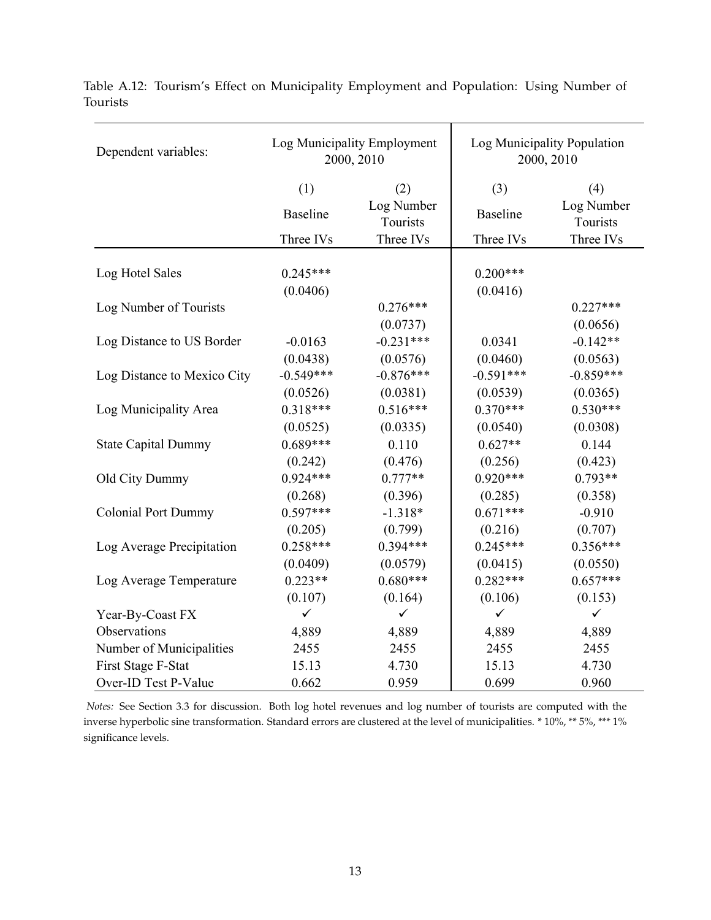Table A.12: Tourism's Effect on Municipality Employment and Population: Using Number of Tourists

| Dependent variables: | Log Municipality Employment 2000, 2010 | | Log Municipality Population 2000, 2010 | |
|---|---|---|---|---|
| | (1) | (2) | (3) | (4) |
| | Baseline | Log Number Tourists | Baseline | Log Number Tourists |
| | Three IVs | Three IVs | Three IVs | Three IVs |
| Log Hotel Sales | 0.245*** | | 0.200*** | |
| | (0.0406) | | (0.0416) | |
| Log Number of Tourists | | 0.276*** | | 0.227*** |
| | | (0.0737) | | (0.0656) |
| Log Distance to US Border | -0.0163 | -0.231*** | 0.0341 | -0.142** |
| | (0.0438) | (0.0576) | (0.0460) | (0.0563) |
| Log Distance to Mexico City | -0.549*** | -0.876*** | -0.591*** | -0.859*** |
| | (0.0526) | (0.0381) | (0.0539) | (0.0365) |
| Log Municipality Area | 0.318*** | 0.516*** | 0.370*** | 0.530*** |
| | (0.0525) | (0.0335) | (0.0540) | (0.0308) |
| State Capital Dummy | 0.689*** | 0.110 | 0.627** | 0.144 |
| | (0.242) | (0.476) | (0.256) | (0.423) |
| Old City Dummy | 0.924*** | 0.777** | 0.920*** | 0.793** |
| | (0.268) | (0.396) | (0.285) | (0.358) |
| Colonial Port Dummy | 0.597*** | -1.318* | 0.671*** | -0.910 |
| | (0.205) | (0.799) | (0.216) | (0.707) |
| Log Average Precipitation | 0.258*** | 0.394*** | 0.245*** | 0.356*** |
| | (0.0409) | (0.0579) | (0.0415) | (0.0550) |
| Log Average Temperature | 0.223** | 0.680*** | 0.282*** | 0.657*** |
| | (0.107) | (0.164) | (0.106) | (0.153) |
| Year-By-Coast FX | ✓ | ✓ | ✓ | ✓ |
| Observations | 4,889 | 4,889 | 4,889 | 4,889 |
| Number of Municipalities | 2455 | 2455 | 2455 | 2455 |
| First Stage F-Stat | 15.13 | 4.730 | 15.13 | 4.730 |
| Over-ID Test P-Value | 0.662 | 0.959 | 0.699 | 0.960 |

*Notes:* See Section 3.3 for discussion. Both log hotel revenues and log number of tourists are computed with the inverse hyperbolic sine transformation. Standard errors are clustered at the level of municipalities. * 10%, ** 5%, *** 1% significance levels.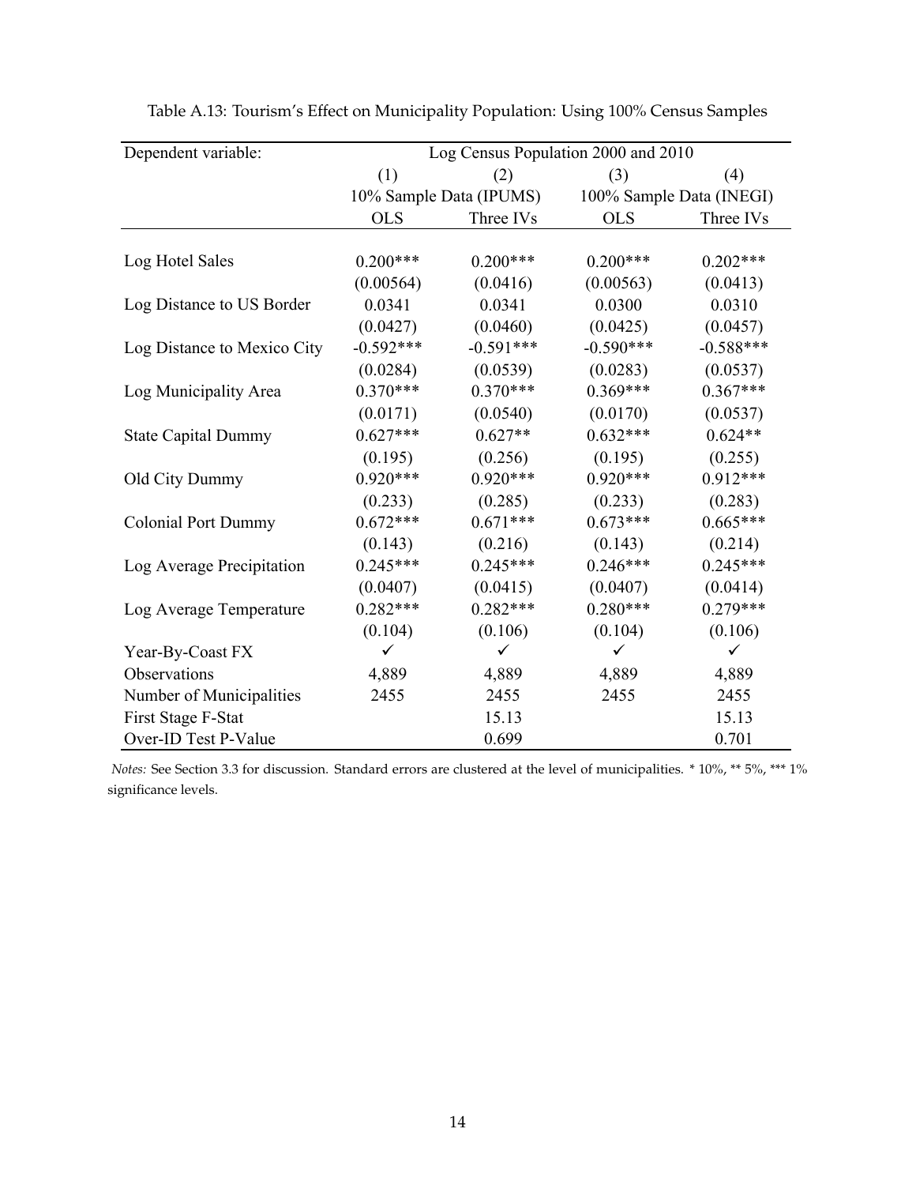Table A.13: Tourism's Effect on Municipality Population: Using 100% Census Samples

| Dependent variable: | Log Census Population 2000 and 2010 | | | |
|---|---|---|---|---|
| | (1) | (2) | (3) | (4) |
| | 10% Sample Data (IPUMS) | | 100% Sample Data (INEGI) | |
| | OLS | Three IVs | OLS | Three IVs |
| Log Hotel Sales | 0.200*** | 0.200*** | 0.200*** | 0.202*** |
| | (0.00564) | (0.0416) | (0.00563) | (0.0413) |
| Log Distance to US Border | 0.0341 | 0.0341 | 0.0300 | 0.0310 |
| | (0.0427) | (0.0460) | (0.0425) | (0.0457) |
| Log Distance to Mexico City | -0.592*** | -0.591*** | -0.590*** | -0.588*** |
| | (0.0284) | (0.0539) | (0.0283) | (0.0537) |
| Log Municipality Area | 0.370*** | 0.370*** | 0.369*** | 0.367*** |
| | (0.0171) | (0.0540) | (0.0170) | (0.0537) |
| State Capital Dummy | 0.627*** | 0.627** | 0.632*** | 0.624** |
| | (0.195) | (0.256) | (0.195) | (0.255) |
| Old City Dummy | 0.920*** | 0.920*** | 0.920*** | 0.912*** |
| | (0.233) | (0.285) | (0.233) | (0.283) |
| Colonial Port Dummy | 0.672*** | 0.671*** | 0.673*** | 0.665*** |
| | (0.143) | (0.216) | (0.143) | (0.214) |
| Log Average Precipitation | 0.245*** | 0.245*** | 0.246*** | 0.245*** |
| | (0.0407) | (0.0415) | (0.0407) | (0.0414) |
| Log Average Temperature | 0.282*** | 0.282*** | 0.280*** | 0.279*** |
| | (0.104) | (0.106) | (0.104) | (0.106) |
| Year-By-Coast FX | ✓ | ✓ | ✓ | ✓ |
| Observations | 4,889 | 4,889 | 4,889 | 4,889 |
| Number of Municipalities | 2455 | 2455 | 2455 | 2455 |
| First Stage F-Stat | | 15.13 | | 15.13 |
| Over-ID Test P-Value | | 0.699 | | 0.701 |

*Notes:* See Section 3.3 for discussion. Standard errors are clustered at the level of municipalities. * 10%, ** 5%, *** 1% significance levels.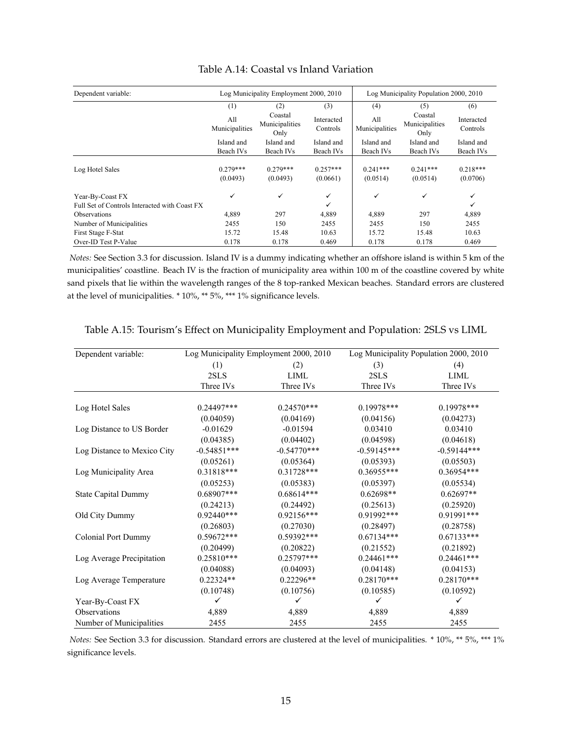Table A.14: Coastal vs Inland Variation

| Dependent variable: | Log Municipality Employment 2000, 2010 | | | Log Municipality Population 2000, 2010 | | |
|---|---|---|---|---|---|---|
| | (1) | (2) | (3) | (4) | (5) | (6) |
| | All Municipalities | Coastal Municipalities Only | Interacted Controls | All Municipalities | Coastal Municipalities Only | Interacted Controls |
| | Island and Beach IVs | Island and Beach IVs | Island and Beach IVs | Island and Beach IVs | Island and Beach IVs | Island and Beach IVs |
| Log Hotel Sales | 0.279*** | 0.279*** | 0.257*** | 0.241*** | 0.241*** | 0.218*** |
| | (0.0493) | (0.0493) | (0.0661) | (0.0514) | (0.0514) | (0.0706) |
| Year-By-Coast FX | ✓ | ✓ | ✓ | ✓ | ✓ | ✓ |
| Full Set of Controls Interacted with Coast FX | | | ✓ | | | ✓ |
| Observations | 4,889 | 297 | 4,889 | 4,889 | 297 | 4,889 |
| Number of Municipalities | 2455 | 150 | 2455 | 2455 | 150 | 2455 |
| First Stage F-Stat | 15.72 | 15.48 | 10.63 | 15.72 | 15.48 | 10.63 |
| Over-ID Test P-Value | 0.178 | 0.178 | 0.469 | 0.178 | 0.178 | 0.469 |

*Notes:* See Section 3.3 for discussion. Island IV is a dummy indicating whether an offshore island is within 5 km of the municipalities' coastline. Beach IV is the fraction of municipality area within 100 m of the coastline covered by white sand pixels that lie within the wavelength ranges of the 8 top-ranked Mexican beaches. Standard errors are clustered at the level of municipalities. * 10%, ** 5%, *** 1% significance levels.

Table A.15: Tourism's Effect on Municipality Employment and Population: 2SLS vs LIML

| Dependent variable: | Log Municipality Employment 2000, 2010 | | Log Municipality Population 2000, 2010 | |
|---|---|---|---|---|
| | (1) | (2) | (3) | (4) |
| | 2SLS | LIML | 2SLS | LIML |
| | Three IVs | Three IVs | Three IVs | Three IVs |
| Log Hotel Sales | 0.24497*** | 0.24570*** | 0.19978*** | 0.19978*** |
| | (0.04059) | (0.04169) | (0.04156) | (0.04273) |
| Log Distance to US Border | -0.01629 | -0.01594 | 0.03410 | 0.03410 |
| | (0.04385) | (0.04402) | (0.04598) | (0.04618) |
| Log Distance to Mexico City | -0.54851*** | -0.54770*** | -0.59145*** | -0.59144*** |
| | (0.05261) | (0.05364) | (0.05393) | (0.05503) |
| Log Municipality Area | 0.31818*** | 0.31728*** | 0.36955*** | 0.36954*** |
| | (0.05253) | (0.05383) | (0.05397) | (0.05534) |
| State Capital Dummy | 0.68907*** | 0.68614*** | 0.62698** | 0.62697** |
| | (0.24213) | (0.24492) | (0.25613) | (0.25920) |
| Old City Dummy | 0.92440*** | 0.92156*** | 0.91992*** | 0.91991*** |
| | (0.26803) | (0.27030) | (0.28497) | (0.28758) |
| Colonial Port Dummy | 0.59672*** | 0.59392*** | 0.67134*** | 0.67133*** |
| | (0.20499) | (0.20822) | (0.21552) | (0.21892) |
| Log Average Precipitation | 0.25810*** | 0.25797*** | 0.24461*** | 0.24461*** |
| | (0.04088) | (0.04093) | (0.04148) | (0.04153) |
| Log Average Temperature | 0.22324** | 0.22296** | 0.28170*** | 0.28170*** |
| | (0.10748) | (0.10756) | (0.10585) | (0.10592) |
| Year-By-Coast FX | ✓ | ✓ | ✓ | ✓ |
| Observations | 4,889 | 4,889 | 4,889 | 4,889 |
| Number of Municipalities | 2455 | 2455 | 2455 | 2455 |

*Notes:* See Section 3.3 for discussion. Standard errors are clustered at the level of municipalities. * 10%, ** 5%, *** 1% significance levels.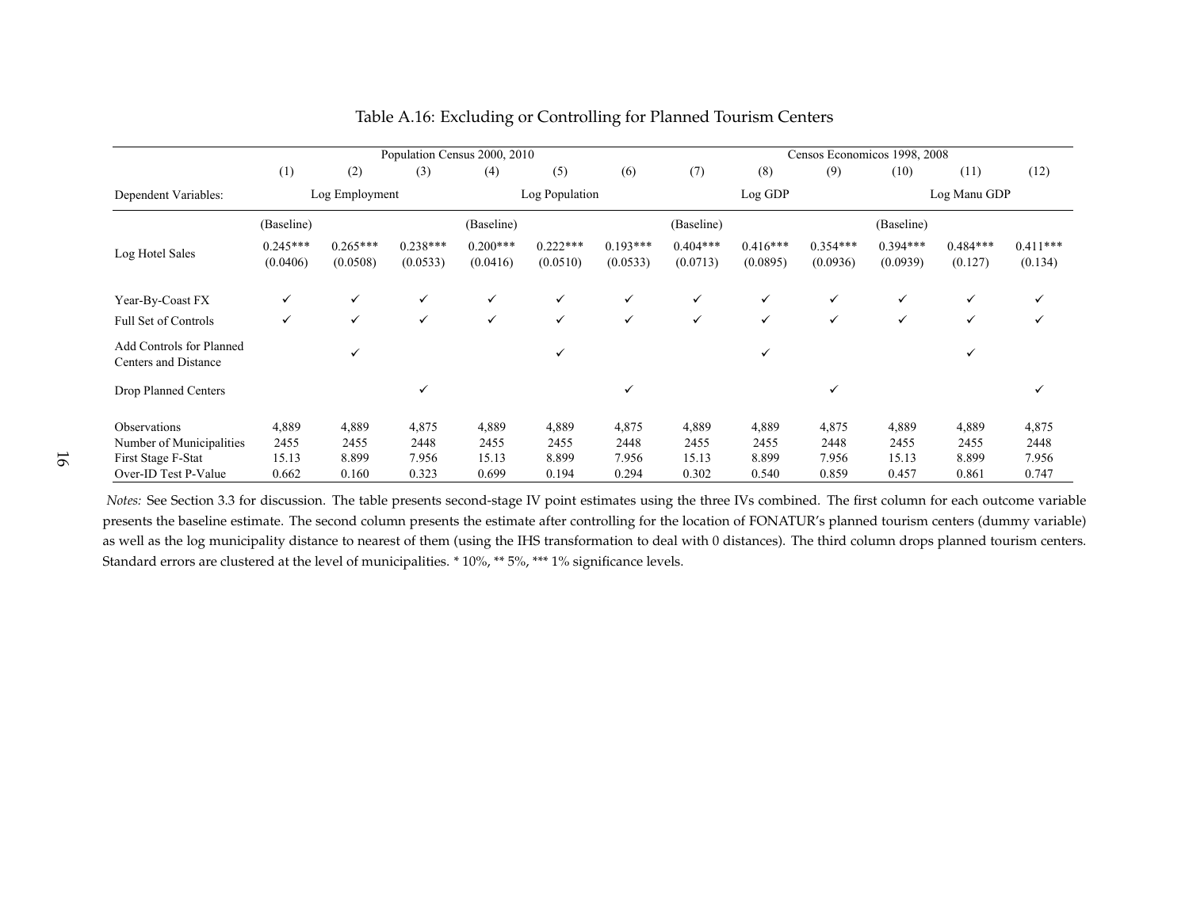Table A.16: Excluding or Controlling for Planned Tourism Centers

| | Population Census 2000, 2010 | | | | | | Censos Economicos 1998, 2008 | | | | | |
|---|---|---|---|---|---|---|---|---|---|---|---|---|
| | (1) | (2) | (3) | (4) | (5) | (6) | (7) | (8) | (9) | (10) | (11) | (12) |
| Dependent Variables: | Log Employment | | | Log Population | | | Log GDP | | | Log Manu GDP | | |
| | (Baseline) | | | (Baseline) | | | (Baseline) | | | (Baseline) | | |
| Log Hotel Sales | 0.245*** | 0.265*** | 0.238*** | 0.200*** | 0.222*** | 0.193*** | 0.404*** | 0.416*** | 0.354*** | 0.394*** | 0.484*** | 0.411*** |
| | (0.0406) | (0.0508) | (0.0533) | (0.0416) | (0.0510) | (0.0533) | (0.0713) | (0.0895) | (0.0936) | (0.0939) | (0.127) | (0.134) |
| Year-By-Coast FX | ✓ | ✓ | ✓ | ✓ | ✓ | ✓ | ✓ | ✓ | ✓ | ✓ | ✓ | ✓ |
| Full Set of Controls | ✓ | ✓ | ✓ | ✓ | ✓ | ✓ | ✓ | ✓ | ✓ | ✓ | ✓ | ✓ |
| Add Controls for Planned Centers and Distance | | ✓ | | | ✓ | | | ✓ | | | ✓ | |
| Drop Planned Centers | | | ✓ | | | ✓ | | | ✓ | | | ✓ |
| Observations | 4,889 | 4,889 | 4,875 | 4,889 | 4,889 | 4,875 | 4,889 | 4,889 | 4,875 | 4,889 | 4,889 | 4,875 |
| Number of Municipalities | 2455 | 2455 | 2448 | 2455 | 2455 | 2448 | 2455 | 2455 | 2448 | 2455 | 2455 | 2448 |
| First Stage F-Stat | 15.13 | 8.899 | 7.956 | 15.13 | 8.899 | 7.956 | 15.13 | 8.899 | 7.956 | 15.13 | 8.899 | 7.956 |
| Over-ID Test P-Value | 0.662 | 0.160 | 0.323 | 0.699 | 0.194 | 0.294 | 0.302 | 0.540 | 0.859 | 0.457 | 0.861 | 0.747 |

*Notes:* See Section 3.3 for discussion. The table presents second-stage IV point estimates using the three IVs combined. The first column for each outcome variable presents the baseline estimate. The second column presents the estimate after controlling for the location of FONATUR's planned tourism centers (dummy variable) as well as the log municipality distance to nearest of them (using the IHS transformation to deal with 0 distances). The third column drops planned tourism centers. Standard errors are clustered at the level of municipalities. * 10%, ** 5%, *** 1% significance levels.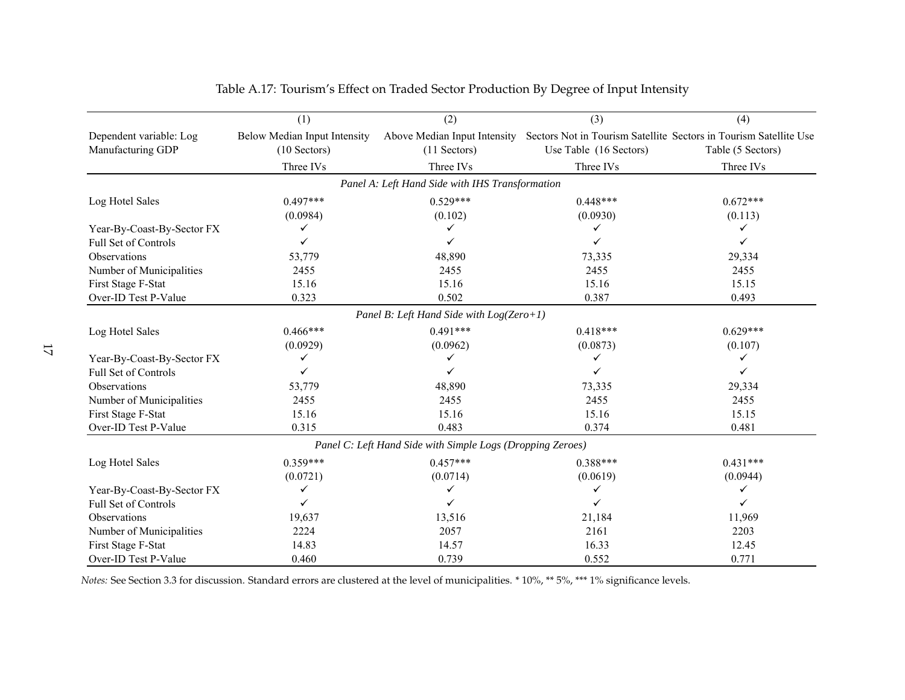Table A.17: Tourism's Effect on Traded Sector Production By Degree of Input Intensity

| | (1) | (2) | (3) | (4) |
|---|---|---|---|---|
| Dependent variable: Log Manufacturing GDP | Below Median Input Intensity (10 Sectors) | Above Median Input Intensity (11 Sectors) | Sectors Not in Tourism Satellite Use Table (16 Sectors) | Sectors in Tourism Satellite Use Table (5 Sectors) |
| | Three IVs | Three IVs | Three IVs | Three IVs |
| *Panel A: Left Hand Side with IHS Transformation* | | | | |
| Log Hotel Sales | 0.497*** | 0.529*** | 0.448*** | 0.672*** |
| | (0.0984) | (0.102) | (0.0930) | (0.113) |
| Year-By-Coast-By-Sector FX | ✓ | ✓ | ✓ | ✓ |
| Full Set of Controls | ✓ | ✓ | ✓ | ✓ |
| Observations | 53,779 | 48,890 | 73,335 | 29,334 |
| Number of Municipalities | 2455 | 2455 | 2455 | 2455 |
| First Stage F-Stat | 15.16 | 15.16 | 15.16 | 15.15 |
| Over-ID Test P-Value | 0.323 | 0.502 | 0.387 | 0.493 |
| *Panel B: Left Hand Side with Log(Zero+1)* | | | | |
| Log Hotel Sales | 0.466*** | 0.491*** | 0.418*** | 0.629*** |
| | (0.0929) | (0.0962) | (0.0873) | (0.107) |
| Year-By-Coast-By-Sector FX | ✓ | ✓ | ✓ | ✓ |
| Full Set of Controls | ✓ | ✓ | ✓ | ✓ |
| Observations | 53,779 | 48,890 | 73,335 | 29,334 |
| Number of Municipalities | 2455 | 2455 | 2455 | 2455 |
| First Stage F-Stat | 15.16 | 15.16 | 15.16 | 15.15 |
| Over-ID Test P-Value | 0.315 | 0.483 | 0.374 | 0.481 |
| *Panel C: Left Hand Side with Simple Logs (Dropping Zeroes)* | | | | |
| Log Hotel Sales | 0.359*** | 0.457*** | 0.388*** | 0.431*** |
| | (0.0721) | (0.0714) | (0.0619) | (0.0944) |
| Year-By-Coast-By-Sector FX | ✓ | ✓ | ✓ | ✓ |
| Full Set of Controls | ✓ | ✓ | ✓ | ✓ |
| Observations | 19,637 | 13,516 | 21,184 | 11,969 |
| Number of Municipalities | 2224 | 2057 | 2161 | 2203 |
| First Stage F-Stat | 14.83 | 14.57 | 16.33 | 12.45 |
| Over-ID Test P-Value | 0.460 | 0.739 | 0.552 | 0.771 |

*Notes:* See Section 3.3 for discussion. Standard errors are clustered at the level of municipalities. * 10%, ** 5%, *** 1% significance levels.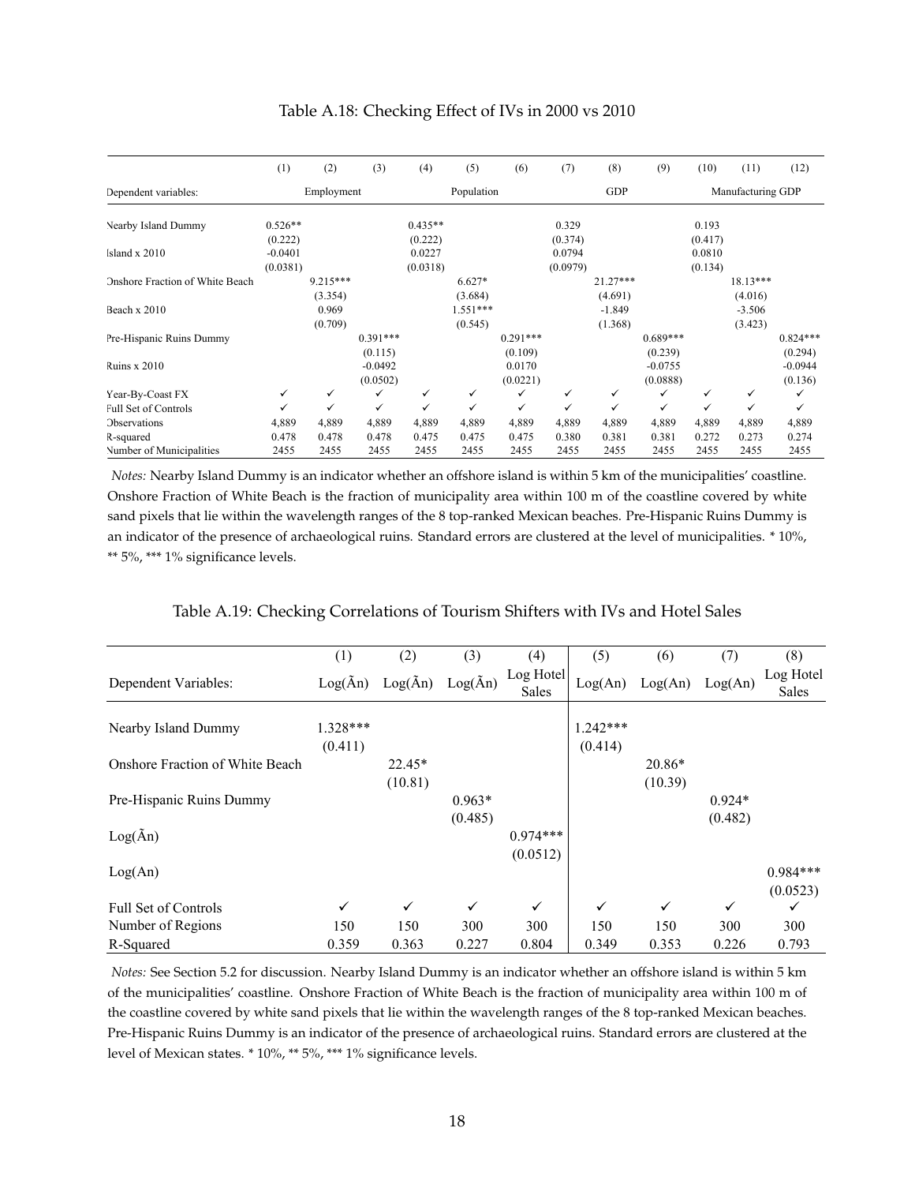Table A.18: Checking Effect of IVs in 2000 vs 2010

| | (1) | (2) | (3) | (4) | (5) | (6) | (7) | (8) | (9) | (10) | (11) | (12) |
|---|---|---|---|---|---|---|---|---|---|---|---|---|
| Dependent variables: | Employment | | | Population | | | GDP | | | Manufacturing GDP | | |
| Nearby Island Dummy | 0.526** | | | 0.435** | | | 0.329 | | | 0.193 | | |
| | (0.222) | | | (0.222) | | | (0.374) | | | (0.417) | | |
| Island x 2010 | -0.0401 | | | 0.0227 | | | 0.0794 | | | 0.0810 | | |
| | (0.0381) | | | (0.0318) | | | (0.0979) | | | (0.134) | | |
| Onshore Fraction of White Beach | | 9.215*** | | | 6.627* | | | 21.27*** | | | 18.13*** | |
| | | (3.354) | | | (3.684) | | | (4.691) | | | (4.016) | |
| Beach x 2010 | | 0.969 | | | 1.551*** | | | -1.849 | | | -3.506 | |
| | | (0.709) | | | (0.545) | | | (1.368) | | | (3.423) | |
| Pre-Hispanic Ruins Dummy | | | 0.391*** | | | 0.291*** | | | 0.689*** | | | 0.824*** |
| | | | (0.115) | | | (0.109) | | | (0.239) | | | (0.294) |
| Ruins x 2010 | | | -0.0492 | | | 0.0170 | | | -0.0755 | | | -0.0944 |
| | | | (0.0502) | | | (0.0221) | | | (0.0888) | | | (0.136) |
| Year-By-Coast FX | ✓ | ✓ | ✓ | ✓ | ✓ | ✓ | ✓ | ✓ | ✓ | ✓ | ✓ | ✓ |
| Full Set of Controls | ✓ | ✓ | ✓ | ✓ | ✓ | ✓ | ✓ | ✓ | ✓ | ✓ | ✓ | ✓ |
| Observations | 4,889 | 4,889 | 4,889 | 4,889 | 4,889 | 4,889 | 4,889 | 4,889 | 4,889 | 4,889 | 4,889 | 4,889 |
| R-squared | 0.478 | 0.478 | 0.478 | 0.475 | 0.475 | 0.475 | 0.380 | 0.381 | 0.381 | 0.272 | 0.273 | 0.274 |
| Number of Municipalities | 2455 | 2455 | 2455 | 2455 | 2455 | 2455 | 2455 | 2455 | 2455 | 2455 | 2455 | 2455 |

*Notes:* Nearby Island Dummy is an indicator whether an offshore island is within 5 km of the municipalities' coastline. Onshore Fraction of White Beach is the fraction of municipality area within 100 m of the coastline covered by white sand pixels that lie within the wavelength ranges of the 8 top-ranked Mexican beaches. Pre-Hispanic Ruins Dummy is an indicator of the presence of archaeological ruins. Standard errors are clustered at the level of municipalities. * 10%, ** 5%, *** 1% significance levels.

Table A.19: Checking Correlations of Tourism Shifters with IVs and Hotel Sales

| | (1) | (2) | (3) | (4) | (5) | (6) | (7) | (8) |
|---|---|---|---|---|---|---|---|---|
| Dependent Variables: | Log(Ãn) | Log(Ãn) | Log(Ãn) | Log Hotel Sales | Log(An) | Log(An) | Log(An) | Log Hotel Sales |
| Nearby Island Dummy | 1.328*** | | | | 1.242*** | | | |
| | (0.411) | | | | (0.414) | | | |
| Onshore Fraction of White Beach | | 22.45* | | | | 20.86* | | |
| | | (10.81) | | | | (10.39) | | |
| Pre-Hispanic Ruins Dummy | | | 0.963* | | | | 0.924* | |
| | | | (0.485) | | | | (0.482) | |
| Log(Ãn) | | | | 0.974*** | | | | |
| | | | | (0.0512) | | | | |
| Log(An) | | | | | | | | 0.984*** |
| | | | | | | | | (0.0523) |
| Full Set of Controls | ✓ | ✓ | ✓ | ✓ | ✓ | ✓ | ✓ | ✓ |
| Number of Regions | 150 | 150 | 300 | 300 | 150 | 150 | 300 | 300 |
| R-Squared | 0.359 | 0.363 | 0.227 | 0.804 | 0.349 | 0.353 | 0.226 | 0.793 |

*Notes:* See Section 5.2 for discussion. Nearby Island Dummy is an indicator whether an offshore island is within 5 km of the municipalities' coastline. Onshore Fraction of White Beach is the fraction of municipality area within 100 m of the coastline covered by white sand pixels that lie within the wavelength ranges of the 8 top-ranked Mexican beaches. Pre-Hispanic Ruins Dummy is an indicator of the presence of archaeological ruins. Standard errors are clustered at the level of Mexican states. * 10%, ** 5%, *** 1% significance levels.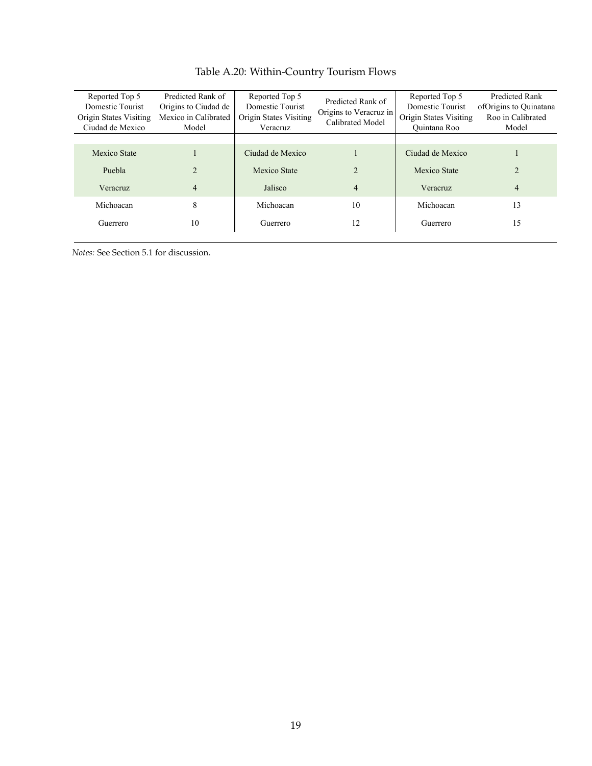# Table A.20: Within-Country Tourism Flows

| Reported Top 5 Domestic Tourist Origin States Visiting Ciudad de Mexico | Predicted Rank of Origins to Ciudad de Mexico in Calibrated Model | Reported Top 5 Domestic Tourist Origin States Visiting Veracruz | Predicted Rank of Origins to Veracruz in Calibrated Model | Reported Top 5 Domestic Tourist Origin States Visiting Quintana Roo | Predicted Rank ofOrigins to Quinatana Roo in Calibrated Model |
|---|---|---|---|---|---|
| Mexico State | 1 | Ciudad de Mexico | 1 | Ciudad de Mexico | 1 |
| Puebla | 2 | Mexico State | 2 | Mexico State | 2 |
| Veracruz | 4 | Jalisco | 4 | Veracruz | 4 |
| Michoacan | 8 | Michoacan | 10 | Michoacan | 13 |
| Guerrero | 10 | Guerrero | 12 | Guerrero | 15 |

*Notes:* See Section 5.1 for discussion.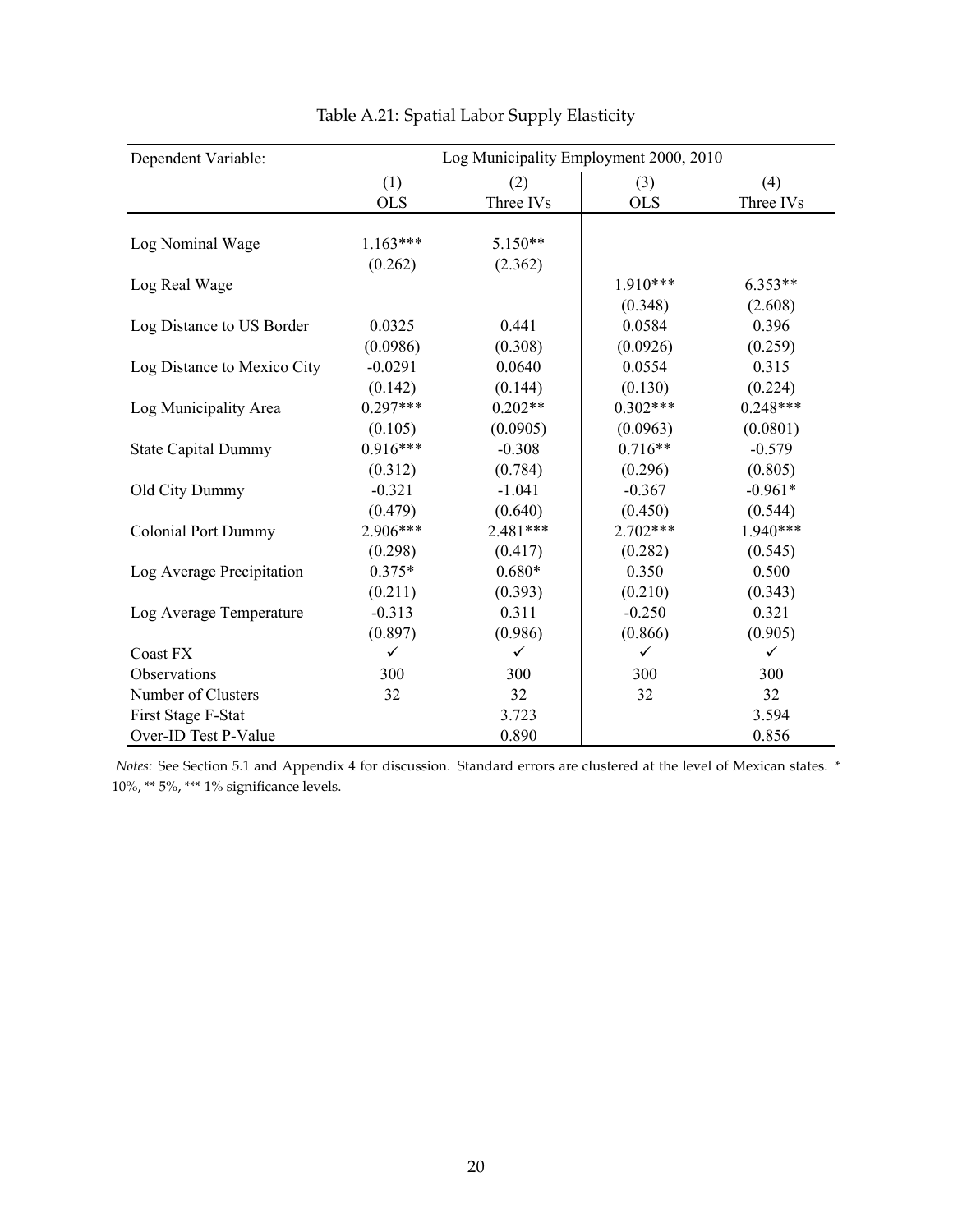Table A.21: Spatial Labor Supply Elasticity

| Dependent Variable: | Log Municipality Employment 2000, 2010 | | | |
|---|---|---|---|---|
| | (1) | (2) | (3) | (4) |
| | OLS | Three IVs | OLS | Three IVs |
| Log Nominal Wage | 1.163*** | 5.150** | | |
| | (0.262) | (2.362) | | |
| Log Real Wage | | | 1.910*** | 6.353** |
| | | | (0.348) | (2.608) |
| Log Distance to US Border | 0.0325 | 0.441 | 0.0584 | 0.396 |
| | (0.0986) | (0.308) | (0.0926) | (0.259) |
| Log Distance to Mexico City | -0.0291 | 0.0640 | 0.0554 | 0.315 |
| | (0.142) | (0.144) | (0.130) | (0.224) |
| Log Municipality Area | 0.297*** | 0.202** | 0.302*** | 0.248*** |
| | (0.105) | (0.0905) | (0.0963) | (0.0801) |
| State Capital Dummy | 0.916*** | -0.308 | 0.716** | -0.579 |
| | (0.312) | (0.784) | (0.296) | (0.805) |
| Old City Dummy | -0.321 | -1.041 | -0.367 | -0.961* |
| | (0.479) | (0.640) | (0.450) | (0.544) |
| Colonial Port Dummy | 2.906*** | 2.481*** | 2.702*** | 1.940*** |
| | (0.298) | (0.417) | (0.282) | (0.545) |
| Log Average Precipitation | 0.375* | 0.680* | 0.350 | 0.500 |
| | (0.211) | (0.393) | (0.210) | (0.343) |
| Log Average Temperature | -0.313 | 0.311 | -0.250 | 0.321 |
| | (0.897) | (0.986) | (0.866) | (0.905) |
| Coast FX | ✓ | ✓ | ✓ | ✓ |
| Observations | 300 | 300 | 300 | 300 |
| Number of Clusters | 32 | 32 | 32 | 32 |
| First Stage F-Stat | | 3.723 | | 3.594 |
| Over-ID Test P-Value | | 0.890 | | 0.856 |

*Notes:* See Section 5.1 and Appendix 4 for discussion. Standard errors are clustered at the level of Mexican states. * 10%, ** 5%, *** 1% significance levels.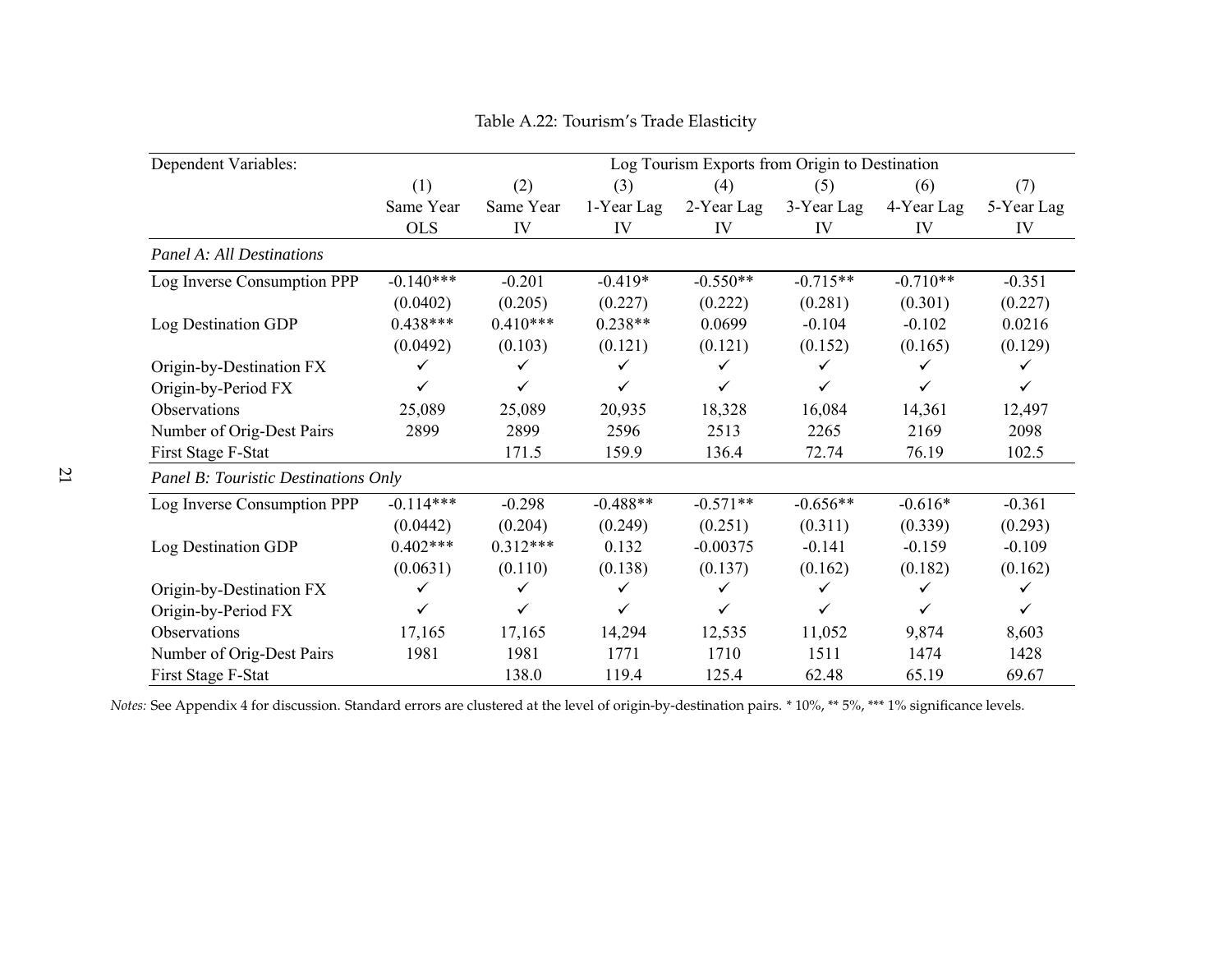Table A.22: Tourism's Trade Elasticity

| Dependent Variables: | Log Tourism Exports from Origin to Destination | | | | | | |
|---|---|---|---|---|---|---|---|
| | (1) | (2) | (3) | (4) | (5) | (6) | (7) |
| | Same Year | Same Year | 1-Year Lag | 2-Year Lag | 3-Year Lag | 4-Year Lag | 5-Year Lag |
| | OLS | IV | IV | IV | IV | IV | IV |
| *Panel A: All Destinations* | | | | | | | |
| Log Inverse Consumption PPP | -0.140*** | -0.201 | -0.419* | -0.550** | -0.715** | -0.710** | -0.351 |
| | (0.0402) | (0.205) | (0.227) | (0.222) | (0.281) | (0.301) | (0.227) |
| Log Destination GDP | 0.438*** | 0.410*** | 0.238** | 0.0699 | -0.104 | -0.102 | 0.0216 |
| | (0.0492) | (0.103) | (0.121) | (0.121) | (0.152) | (0.165) | (0.129) |
| Origin-by-Destination FX | ✓ | ✓ | ✓ | ✓ | ✓ | ✓ | ✓ |
| Origin-by-Period FX | ✓ | ✓ | ✓ | ✓ | ✓ | ✓ | ✓ |
| Observations | 25,089 | 25,089 | 20,935 | 18,328 | 16,084 | 14,361 | 12,497 |
| Number of Orig-Dest Pairs | 2899 | 2899 | 2596 | 2513 | 2265 | 2169 | 2098 |
| First Stage F-Stat | | 171.5 | 159.9 | 136.4 | 72.74 | 76.19 | 102.5 |
| *Panel B: Touristic Destinations Only* | | | | | | | |
| Log Inverse Consumption PPP | -0.114*** | -0.298 | -0.488** | -0.571** | -0.656** | -0.616* | -0.361 |
| | (0.0442) | (0.204) | (0.249) | (0.251) | (0.311) | (0.339) | (0.293) |
| Log Destination GDP | 0.402*** | 0.312*** | 0.132 | -0.00375 | -0.141 | -0.159 | -0.109 |
| | (0.0631) | (0.110) | (0.138) | (0.137) | (0.162) | (0.182) | (0.162) |
| Origin-by-Destination FX | ✓ | ✓ | ✓ | ✓ | ✓ | ✓ | ✓ |
| Origin-by-Period FX | ✓ | ✓ | ✓ | ✓ | ✓ | ✓ | ✓ |
| Observations | 17,165 | 17,165 | 14,294 | 12,535 | 11,052 | 9,874 | 8,603 |
| Number of Orig-Dest Pairs | 1981 | 1981 | 1771 | 1710 | 1511 | 1474 | 1428 |
| First Stage F-Stat | | 138.0 | 119.4 | 125.4 | 62.48 | 65.19 | 69.67 |

*Notes:* See Appendix 4 for discussion. Standard errors are clustered at the level of origin-by-destination pairs. * 10%, ** 5%, *** 1% significance levels.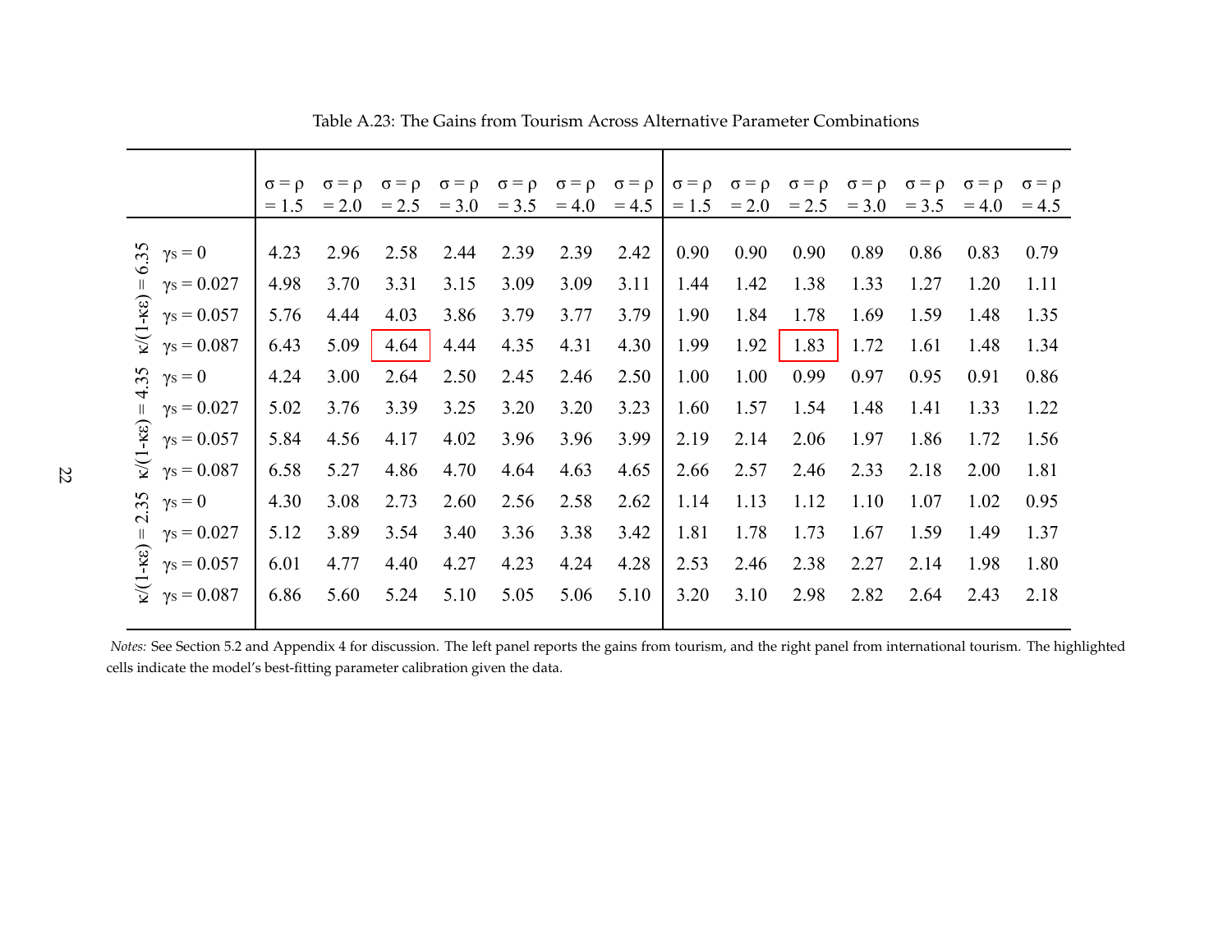Table A.23: The Gains from Tourism Across Alternative Parameter Combinations

| | | $\sigma = \rho = 1.5$ | $\sigma = \rho = 2.0$ | $\sigma = \rho = 2.5$ | $\sigma = \rho = 3.0$ | $\sigma = \rho = 3.5$ | $\sigma = \rho = 4.0$ | $\sigma = \rho = 4.5$ | $\sigma = \rho = 1.5$ | $\sigma = \rho = 2.0$ | $\sigma = \rho = 2.5$ | $\sigma = \rho = 3.0$ | $\sigma = \rho = 3.5$ | $\sigma = \rho = 4.0$ | $\sigma = \rho = 4.5$ |
|---|---|---|---|---|---|---|---|---|---|---|---|---|---|---|---|
| $\kappa/(1-\kappa\varepsilon) = 6.35$ | $\gamma_S = 0$ | 4.23 | 2.96 | 2.58 | 2.44 | 2.39 | 2.39 | 2.42 | 0.90 | 0.90 | 0.90 | 0.89 | 0.86 | 0.83 | 0.79 |
| | $\gamma_S = 0.027$ | 4.98 | 3.70 | 3.31 | 3.15 | 3.09 | 3.09 | 3.11 | 1.44 | 1.42 | 1.38 | 1.33 | 1.27 | 1.20 | 1.11 |
| | $\gamma_S = 0.057$ | 5.76 | 4.44 | 4.03 | 3.86 | 3.79 | 3.77 | 3.79 | 1.90 | 1.84 | 1.78 | 1.69 | 1.59 | 1.48 | 1.35 |
| | $\gamma_S = 0.087$ | 6.43 | 5.09 | 4.64 | 4.44 | 4.35 | 4.31 | 4.30 | 1.99 | 1.92 | 1.83 | 1.72 | 1.61 | 1.48 | 1.34 |
| $\kappa/(1-\kappa\varepsilon) = 4.35$ | $\gamma_S = 0$ | 4.24 | 3.00 | 2.64 | 2.50 | 2.45 | 2.46 | 2.50 | 1.00 | 1.00 | 0.99 | 0.97 | 0.95 | 0.91 | 0.86 |
| | $\gamma_S = 0.027$ | 5.02 | 3.76 | 3.39 | 3.25 | 3.20 | 3.20 | 3.23 | 1.60 | 1.57 | 1.54 | 1.48 | 1.41 | 1.33 | 1.22 |
| | $\gamma_S = 0.057$ | 5.84 | 4.56 | 4.17 | 4.02 | 3.96 | 3.96 | 3.99 | 2.19 | 2.14 | 2.06 | 1.97 | 1.86 | 1.72 | 1.56 |
| | $\gamma_S = 0.087$ | 6.58 | 5.27 | 4.86 | 4.70 | 4.64 | 4.63 | 4.65 | 2.66 | 2.57 | 2.46 | 2.33 | 2.18 | 2.00 | 1.81 |
| $\kappa/(1-\kappa\varepsilon) = 2.35$ | $\gamma_S = 0$ | 4.30 | 3.08 | 2.73 | 2.60 | 2.56 | 2.58 | 2.62 | 1.14 | 1.13 | 1.12 | 1.10 | 1.07 | 1.02 | 0.95 |
| | $\gamma_S = 0.027$ | 5.12 | 3.89 | 3.54 | 3.40 | 3.36 | 3.38 | 3.42 | 1.81 | 1.78 | 1.73 | 1.67 | 1.59 | 1.49 | 1.37 |
| | $\gamma_S = 0.057$ | 6.01 | 4.77 | 4.40 | 4.27 | 4.23 | 4.24 | 4.28 | 2.53 | 2.46 | 2.38 | 2.27 | 2.14 | 1.98 | 1.80 |
| | $\gamma_S = 0.087$ | 6.86 | 5.60 | 5.24 | 5.10 | 5.05 | 5.06 | 5.10 | 3.20 | 3.10 | 2.98 | 2.82 | 2.64 | 2.43 | 2.18 |

*Notes:* See Section 5.2 and Appendix 4 for discussion. The left panel reports the gains from tourism, and the right panel from international tourism. The highlighted cells indicate the model's best-fitting parameter calibration given the data.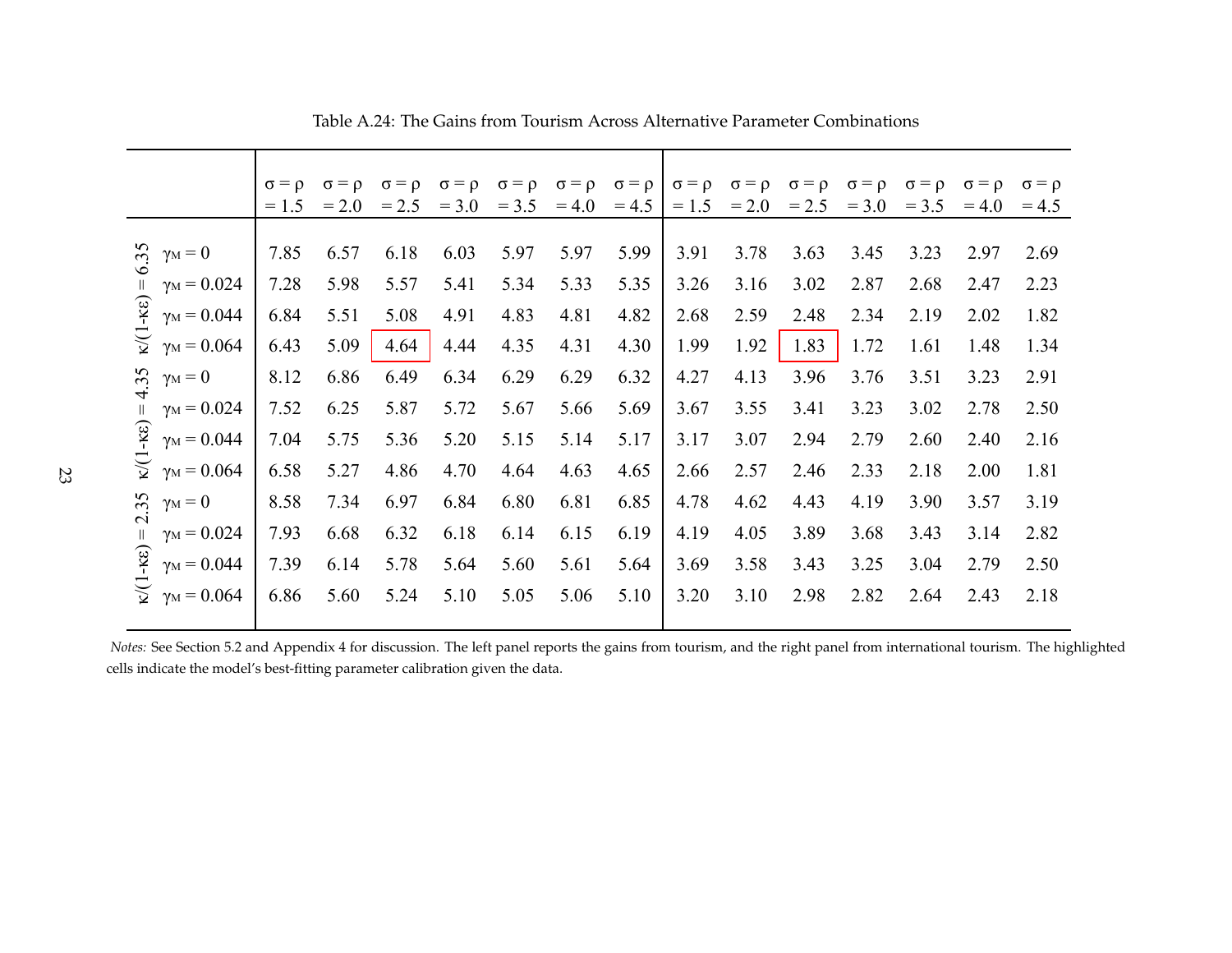Table A.24: The Gains from Tourism Across Alternative Parameter Combinations

| | | $\sigma = \rho = 1.5$ | $\sigma = \rho = 2.0$ | $\sigma = \rho = 2.5$ | $\sigma = \rho = 3.0$ | $\sigma = \rho = 3.5$ | $\sigma = \rho = 4.0$ | $\sigma = \rho = 4.5$ | $\sigma = \rho = 1.5$ | $\sigma = \rho = 2.0$ | $\sigma = \rho = 2.5$ | $\sigma = \rho = 3.0$ | $\sigma = \rho = 3.5$ | $\sigma = \rho = 4.0$ | $\sigma = \rho = 4.5$ |
|---|---|---|---|---|---|---|---|---|---|---|---|---|---|---|---|
| $\kappa/(1-\kappa\varepsilon) = 6.35$ | $\gamma_M = 0$ | 7.85 | 6.57 | 6.18 | 6.03 | 5.97 | 5.97 | 5.99 | 3.91 | 3.78 | 3.63 | 3.45 | 3.23 | 2.97 | 2.69 |
| | $\gamma_M = 0.024$ | 7.28 | 5.98 | 5.57 | 5.41 | 5.34 | 5.33 | 5.35 | 3.26 | 3.16 | 3.02 | 2.87 | 2.68 | 2.47 | 2.23 |
| | $\gamma_M = 0.044$ | 6.84 | 5.51 | 5.08 | 4.91 | 4.83 | 4.81 | 4.82 | 2.68 | 2.59 | 2.48 | 2.34 | 2.19 | 2.02 | 1.82 |
| | $\gamma_M = 0.064$ | 6.43 | 5.09 | **4.64** | 4.44 | 4.35 | 4.31 | 4.30 | 1.99 | 1.92 | **1.83** | 1.72 | 1.61 | 1.48 | 1.34 |
| $\kappa/(1-\kappa\varepsilon) = 4.35$ | $\gamma_M = 0$ | 8.12 | 6.86 | 6.49 | 6.34 | 6.29 | 6.29 | 6.32 | 4.27 | 4.13 | 3.96 | 3.76 | 3.51 | 3.23 | 2.91 |
| | $\gamma_M = 0.024$ | 7.52 | 6.25 | 5.87 | 5.72 | 5.67 | 5.66 | 5.69 | 3.67 | 3.55 | 3.41 | 3.23 | 3.02 | 2.78 | 2.50 |
| | $\gamma_M = 0.044$ | 7.04 | 5.75 | 5.36 | 5.20 | 5.15 | 5.14 | 5.17 | 3.17 | 3.07 | 2.94 | 2.79 | 2.60 | 2.40 | 2.16 |
| | $\gamma_M = 0.064$ | 6.58 | 5.27 | 4.86 | 4.70 | 4.64 | 4.63 | 4.65 | 2.66 | 2.57 | 2.46 | 2.33 | 2.18 | 2.00 | 1.81 |
| $\kappa/(1-\kappa\varepsilon) = 2.35$ | $\gamma_M = 0$ | 8.58 | 7.34 | 6.97 | 6.84 | 6.80 | 6.81 | 6.85 | 4.78 | 4.62 | 4.43 | 4.19 | 3.90 | 3.57 | 3.19 |
| | $\gamma_M = 0.024$ | 7.93 | 6.68 | 6.32 | 6.18 | 6.14 | 6.15 | 6.19 | 4.19 | 4.05 | 3.89 | 3.68 | 3.43 | 3.14 | 2.82 |
| | $\gamma_M = 0.044$ | 7.39 | 6.14 | 5.78 | 5.64 | 5.60 | 5.61 | 5.64 | 3.69 | 3.58 | 3.43 | 3.25 | 3.04 | 2.79 | 2.50 |
| | $\gamma_M = 0.064$ | 6.86 | 5.60 | 5.24 | 5.10 | 5.05 | 5.06 | 5.10 | 3.20 | 3.10 | 2.98 | 2.82 | 2.64 | 2.43 | 2.18 |

*Notes:* See Section 5.2 and Appendix 4 for discussion. The left panel reports the gains from tourism, and the right panel from international tourism. The highlighted cells indicate the model's best-fitting parameter calibration given the data.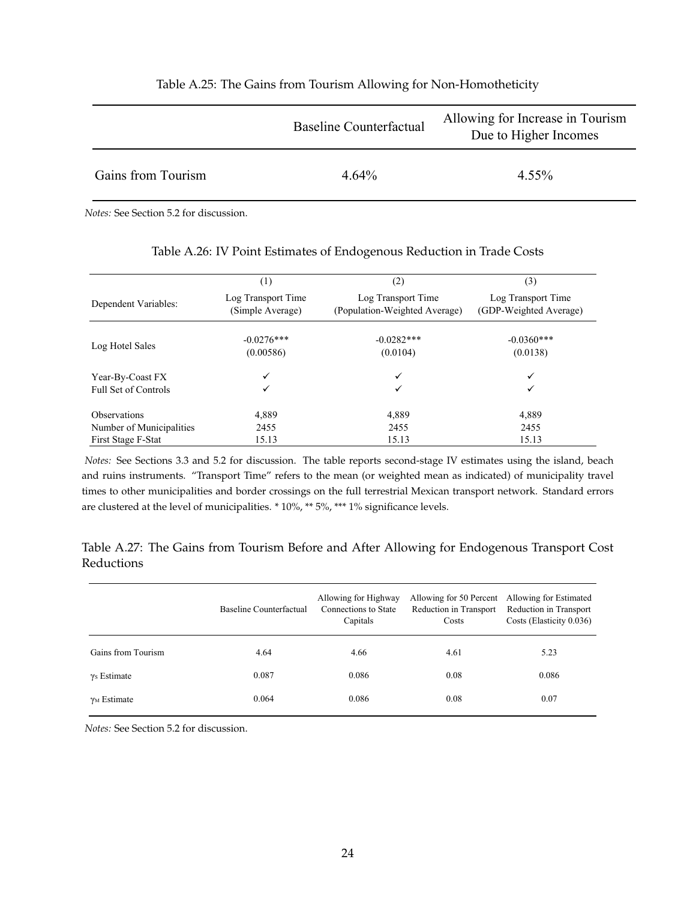Table A.25: The Gains from Tourism Allowing for Non-Homotheticity

| | Baseline Counterfactual | Allowing for Increase in Tourism Due to Higher Incomes |
|---|---|---|
| Gains from Tourism | 4.64% | 4.55% |

*Notes:* See Section 5.2 for discussion.

Table A.26: IV Point Estimates of Endogenous Reduction in Trade Costs

| | (1) | (2) | (3) |
|---|---|---|---|
| Dependent Variables: | Log Transport Time (Simple Average) | Log Transport Time (Population-Weighted Average) | Log Transport Time (GDP-Weighted Average) |
| Log Hotel Sales | -0.0276*** | -0.0282*** | -0.0360*** |
| | (0.00586) | (0.0104) | (0.0138) |
| Year-By-Coast FX | ✓ | ✓ | ✓ |
| Full Set of Controls | ✓ | ✓ | ✓ |
| Observations | 4,889 | 4,889 | 4,889 |
| Number of Municipalities | 2455 | 2455 | 2455 |
| First Stage F-Stat | 15.13 | 15.13 | 15.13 |

*Notes:* See Sections 3.3 and 5.2 for discussion. The table reports second-stage IV estimates using the island, beach and ruins instruments. "Transport Time" refers to the mean (or weighted mean as indicated) of municipality travel times to other municipalities and border crossings on the full terrestrial Mexican transport network. Standard errors are clustered at the level of municipalities. * 10%, ** 5%, *** 1% significance levels.

Table A.27: The Gains from Tourism Before and After Allowing for Endogenous Transport Cost Reductions

| | Baseline Counterfactual | Allowing for Highway Connections to State Capitals | Allowing for 50 Percent Reduction in Transport Costs | Allowing for Estimated Reduction in Transport Costs (Elasticity 0.036) |
|---|---|---|---|---|
| Gains from Tourism | 4.64 | 4.66 | 4.61 | 5.23 |
| $\gamma_S$ Estimate | 0.087 | 0.086 | 0.08 | 0.086 |
| $\gamma_M$ Estimate | 0.064 | 0.086 | 0.08 | 0.07 |

*Notes:* See Section 5.2 for discussion.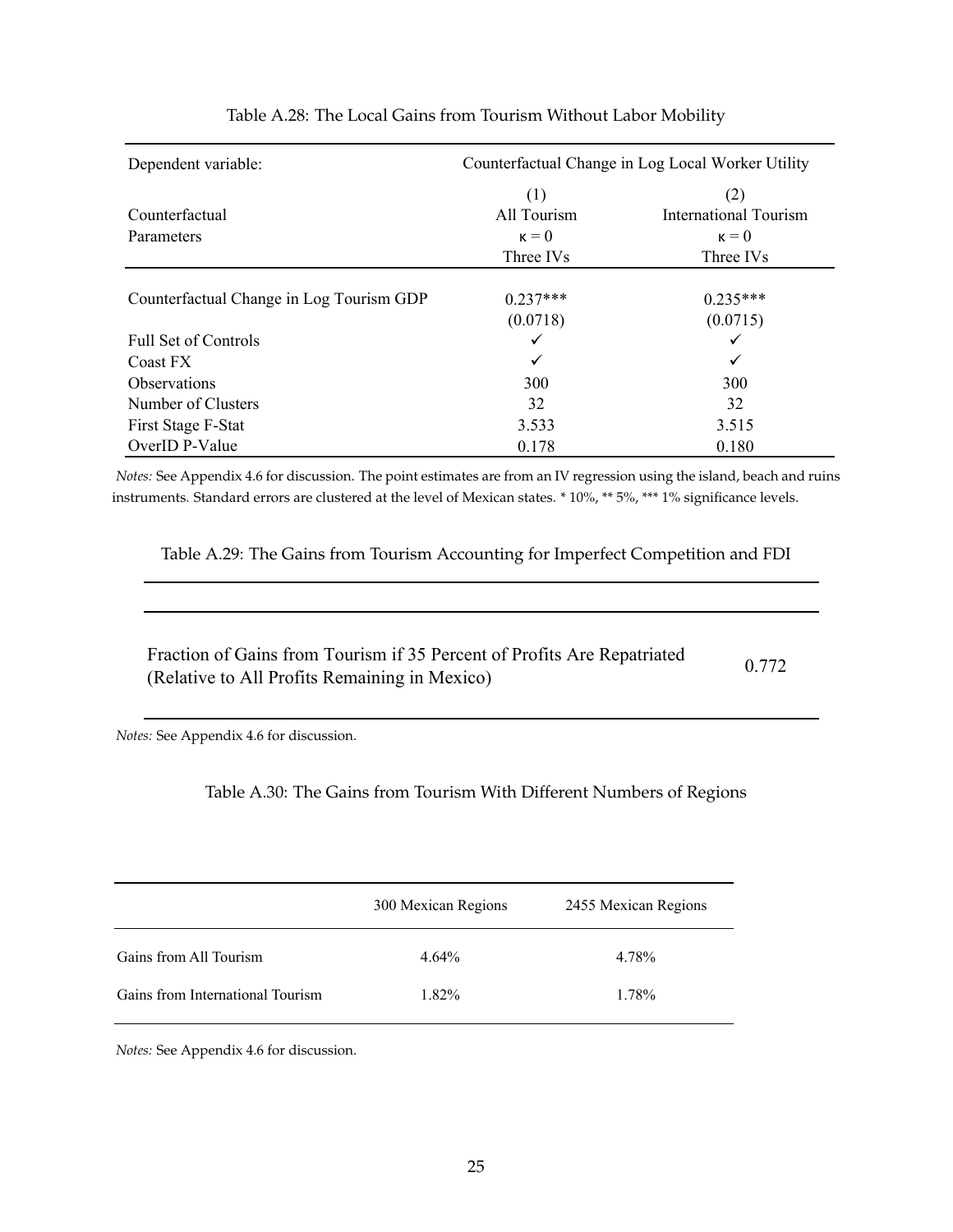Table A.28: The Local Gains from Tourism Without Labor Mobility

| Dependent variable: | Counterfactual Change in Log Local Worker Utility | |
|---|---|---|
| | (1) | (2) |
| Counterfactual | All Tourism | International Tourism |
| Parameters | $\kappa = 0$ | $\kappa = 0$ |
| | Three IVs | Three IVs |
| Counterfactual Change in Log Tourism GDP | 0.237*** | 0.235*** |
| | (0.0718) | (0.0715) |
| Full Set of Controls | ✓ | ✓ |
| Coast FX | ✓ | ✓ |
| Observations | 300 | 300 |
| Number of Clusters | 32 | 32 |
| First Stage F-Stat | 3.533 | 3.515 |
| OverID P-Value | 0.178 | 0.180 |

*Notes:* See Appendix 4.6 for discussion. The point estimates are from an IV regression using the island, beach and ruins instruments. Standard errors are clustered at the level of Mexican states. * 10%, ** 5%, *** 1% significance levels.

Table A.29: The Gains from Tourism Accounting for Imperfect Competition and FDI

| | |
|---|---|
| Fraction of Gains from Tourism if 35 Percent of Profits Are Repatriated (Relative to All Profits Remaining in Mexico) | 0.772 |

*Notes:* See Appendix 4.6 for discussion.

Table A.30: The Gains from Tourism With Different Numbers of Regions

| | 300 Mexican Regions | 2455 Mexican Regions |
|---|---|---|
| Gains from All Tourism | 4.64% | 4.78% |
| Gains from International Tourism | 1.82% | 1.78% |

*Notes:* See Appendix 4.6 for discussion.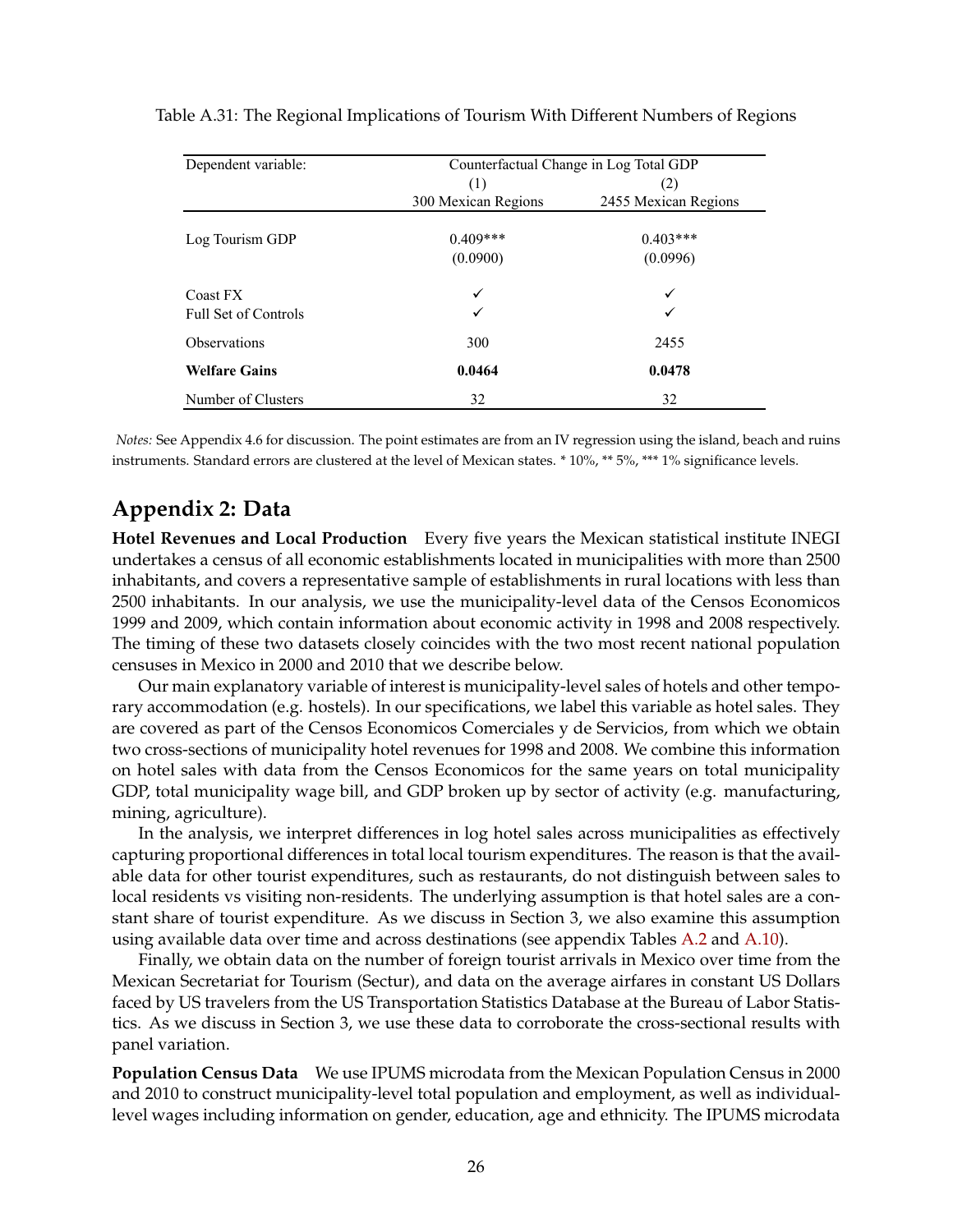Table A.31: The Regional Implications of Tourism With Different Numbers of Regions

| Dependent variable: | Counterfactual Change in Log Total GDP | |
|---|---|---|
| | (1) | (2) |
| | 300 Mexican Regions | 2455 Mexican Regions |
| Log Tourism GDP | 0.409*** | 0.403*** |
| | (0.0900) | (0.0996) |
| Coast FX | ✓ | ✓ |
| Full Set of Controls | ✓ | ✓ |
| Observations | 300 | 2455 |
| **Welfare Gains** | **0.0464** | **0.0478** |
| Number of Clusters | 32 | 32 |

*Notes:* See Appendix 4.6 for discussion. The point estimates are from an IV regression using the island, beach and ruins instruments. Standard errors are clustered at the level of Mexican states. * 10%, ** 5%, *** 1% significance levels.

## Appendix 2: Data

**Hotel Revenues and Local Production** Every five years the Mexican statistical institute INEGI undertakes a census of all economic establishments located in municipalities with more than 2500 inhabitants, and covers a representative sample of establishments in rural locations with less than 2500 inhabitants. In our analysis, we use the municipality-level data of the Censos Economicos 1999 and 2009, which contain information about economic activity in 1998 and 2008 respectively. The timing of these two datasets closely coincides with the two most recent national population censuses in Mexico in 2000 and 2010 that we describe below.

Our main explanatory variable of interest is municipality-level sales of hotels and other temporary accommodation (e.g. hostels). In our specifications, we label this variable as hotel sales. They are covered as part of the Censos Economicos Comerciales y de Servicios, from which we obtain two cross-sections of municipality hotel revenues for 1998 and 2008. We combine this information on hotel sales with data from the Censos Economicos for the same years on total municipality GDP, total municipality wage bill, and GDP broken up by sector of activity (e.g. manufacturing, mining, agriculture).

In the analysis, we interpret differences in log hotel sales across municipalities as effectively capturing proportional differences in total local tourism expenditures. The reason is that the available data for other tourist expenditures, such as restaurants, do not distinguish between sales to local residents vs visiting non-residents. The underlying assumption is that hotel sales are a constant share of tourist expenditure. As we discuss in Section 3, we also examine this assumption using available data over time and across destinations (see appendix Tables A.2 and A.10).

Finally, we obtain data on the number of foreign tourist arrivals in Mexico over time from the Mexican Secretariat for Tourism (Sectur), and data on the average airfares in constant US Dollars faced by US travelers from the US Transportation Statistics Database at the Bureau of Labor Statistics. As we discuss in Section 3, we use these data to corroborate the cross-sectional results with panel variation.

**Population Census Data** We use IPUMS microdata from the Mexican Population Census in 2000 and 2010 to construct municipality-level total population and employment, as well as individual-level wages including information on gender, education, age and ethnicity. The IPUMS microdata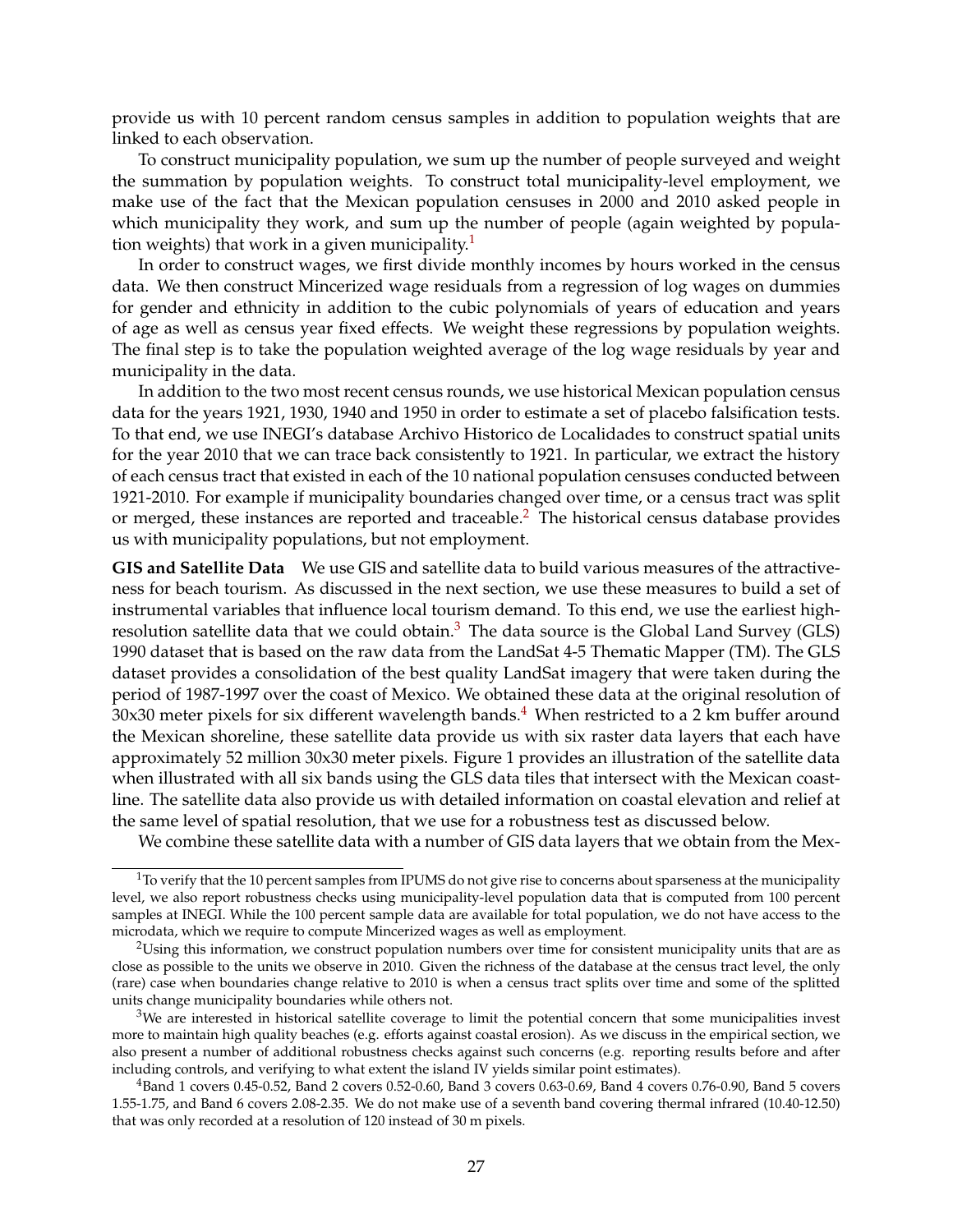provide us with 10 percent random census samples in addition to population weights that are linked to each observation.

To construct municipality population, we sum up the number of people surveyed and weight the summation by population weights. To construct total municipality-level employment, we make use of the fact that the Mexican population censuses in 2000 and 2010 asked people in which municipality they work, and sum up the number of people (again weighted by population weights) that work in a given municipality.[1]

In order to construct wages, we first divide monthly incomes by hours worked in the census data. We then construct Mincerized wage residuals from a regression of log wages on dummies for gender and ethnicity in addition to the cubic polynomials of years of education and years of age as well as census year fixed effects. We weight these regressions by population weights. The final step is to take the population weighted average of the log wage residuals by year and municipality in the data.

In addition to the two most recent census rounds, we use historical Mexican population census data for the years 1921, 1930, 1940 and 1950 in order to estimate a set of placebo falsification tests. To that end, we use INEGI's database Archivo Historico de Localidades to construct spatial units for the year 2010 that we can trace back consistently to 1921. In particular, we extract the history of each census tract that existed in each of the 10 national population censuses conducted between 1921-2010. For example if municipality boundaries changed over time, or a census tract was split or merged, these instances are reported and traceable.[2] The historical census database provides us with municipality populations, but not employment.

**GIS and Satellite Data** We use GIS and satellite data to build various measures of the attractiveness for beach tourism. As discussed in the next section, we use these measures to build a set of instrumental variables that influence local tourism demand. To this end, we use the earliest high-resolution satellite data that we could obtain.[3] The data source is the Global Land Survey (GLS) 1990 dataset that is based on the raw data from the LandSat 4-5 Thematic Mapper (TM). The GLS dataset provides a consolidation of the best quality LandSat imagery that were taken during the period of 1987-1997 over the coast of Mexico. We obtained these data at the original resolution of 30x30 meter pixels for six different wavelength bands.[4] When restricted to a 2 km buffer around the Mexican shoreline, these satellite data provide us with six raster data layers that each have approximately 52 million 30x30 meter pixels. Figure 1 provides an illustration of the satellite data when illustrated with all six bands using the GLS data tiles that intersect with the Mexican coastline. The satellite data also provide us with detailed information on coastal elevation and relief at the same level of spatial resolution, that we use for a robustness test as discussed below.

We combine these satellite data with a number of GIS data layers that we obtain from the Mex-

---

[1] To verify that the 10 percent samples from IPUMS do not give rise to concerns about sparseness at the municipality level, we also report robustness checks using municipality-level population data that is computed from 100 percent samples at INEGI. While the 100 percent sample data are available for total population, we do not have access to the microdata, which we require to compute Mincerized wages as well as employment.

[2] Using this information, we construct population numbers over time for consistent municipality units that are as close as possible to the units we observe in 2010. Given the richness of the database at the census tract level, the only (rare) case when boundaries change relative to 2010 is when a census tract splits over time and some of the splitted units change municipality boundaries while others not.

[3] We are interested in historical satellite coverage to limit the potential concern that some municipalities invest more to maintain high quality beaches (e.g. efforts against coastal erosion). As we discuss in the empirical section, we also present a number of additional robustness checks against such concerns (e.g. reporting results before and after including controls, and verifying to what extent the island IV yields similar point estimates).

[4] Band 1 covers 0.45-0.52, Band 2 covers 0.52-0.60, Band 3 covers 0.63-0.69, Band 4 covers 0.76-0.90, Band 5 covers 1.55-1.75, and Band 6 covers 2.08-2.35. We do not make use of a seventh band covering thermal infrared (10.40-12.50) that was only recorded at a resolution of 120 instead of 30 m pixels.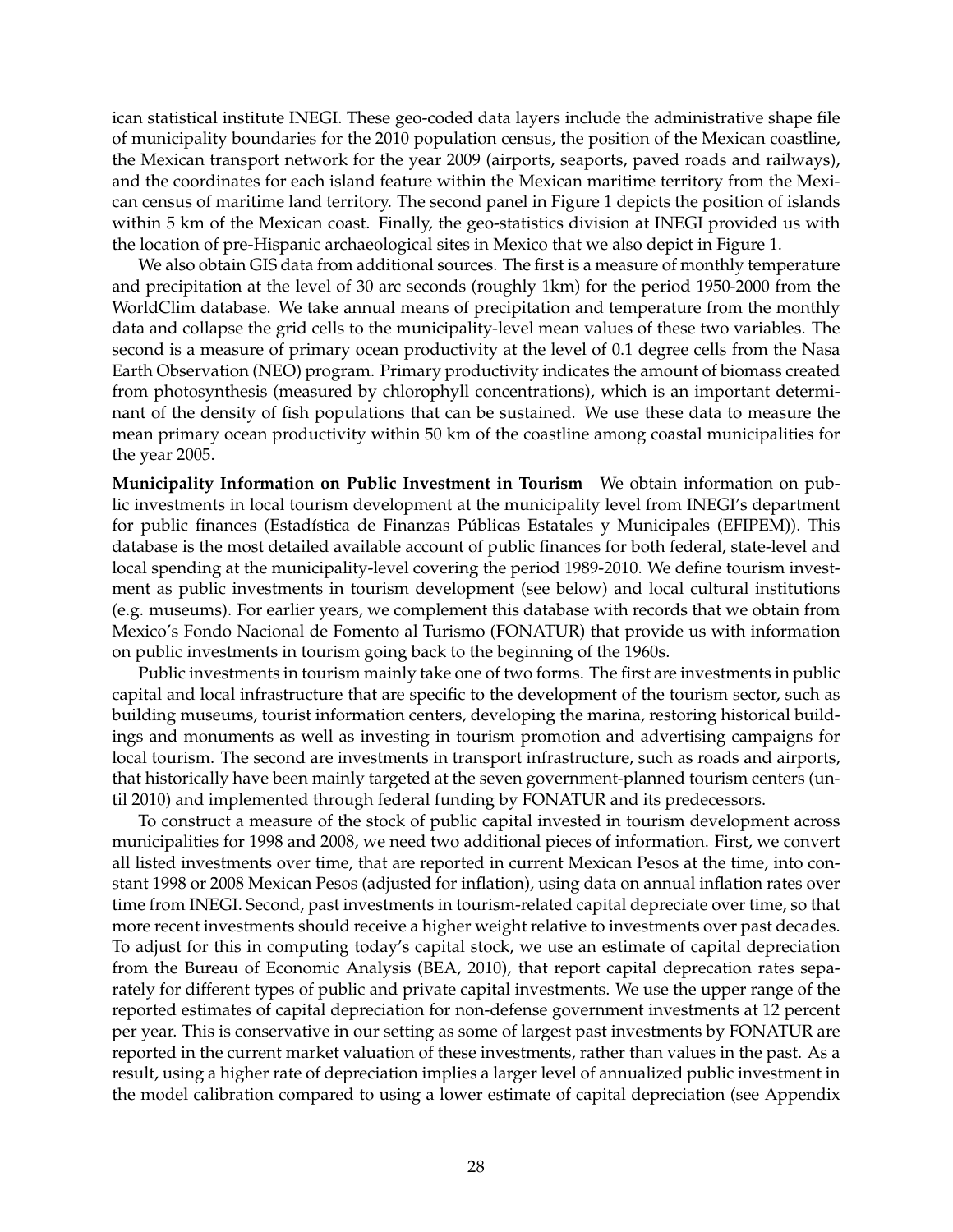ican statistical institute INEGI. These geo-coded data layers include the administrative shape file of municipality boundaries for the 2010 population census, the position of the Mexican coastline, the Mexican transport network for the year 2009 (airports, seaports, paved roads and railways), and the coordinates for each island feature within the Mexican maritime territory from the Mexican census of maritime land territory. The second panel in Figure 1 depicts the position of islands within 5 km of the Mexican coast. Finally, the geo-statistics division at INEGI provided us with the location of pre-Hispanic archaeological sites in Mexico that we also depict in Figure 1.

We also obtain GIS data from additional sources. The first is a measure of monthly temperature and precipitation at the level of 30 arc seconds (roughly 1km) for the period 1950-2000 from the WorldClim database. We take annual means of precipitation and temperature from the monthly data and collapse the grid cells to the municipality-level mean values of these two variables. The second is a measure of primary ocean productivity at the level of 0.1 degree cells from the Nasa Earth Observation (NEO) program. Primary productivity indicates the amount of biomass created from photosynthesis (measured by chlorophyll concentrations), which is an important determinant of the density of fish populations that can be sustained. We use these data to measure the mean primary ocean productivity within 50 km of the coastline among coastal municipalities for the year 2005.

**Municipality Information on Public Investment in Tourism** We obtain information on public investments in local tourism development at the municipality level from INEGI's department for public finances (Estadística de Finanzas Públicas Estatales y Municipales (EFIPEM)). This database is the most detailed available account of public finances for both federal, state-level and local spending at the municipality-level covering the period 1989-2010. We define tourism investment as public investments in tourism development (see below) and local cultural institutions (e.g. museums). For earlier years, we complement this database with records that we obtain from Mexico's Fondo Nacional de Fomento al Turismo (FONATUR) that provide us with information on public investments in tourism going back to the beginning of the 1960s.

Public investments in tourism mainly take one of two forms. The first are investments in public capital and local infrastructure that are specific to the development of the tourism sector, such as building museums, tourist information centers, developing the marina, restoring historical buildings and monuments as well as investing in tourism promotion and advertising campaigns for local tourism. The second are investments in transport infrastructure, such as roads and airports, that historically have been mainly targeted at the seven government-planned tourism centers (until 2010) and implemented through federal funding by FONATUR and its predecessors.

To construct a measure of the stock of public capital invested in tourism development across municipalities for 1998 and 2008, we need two additional pieces of information. First, we convert all listed investments over time, that are reported in current Mexican Pesos at the time, into constant 1998 or 2008 Mexican Pesos (adjusted for inflation), using data on annual inflation rates over time from INEGI. Second, past investments in tourism-related capital depreciate over time, so that more recent investments should receive a higher weight relative to investments over past decades. To adjust for this in computing today's capital stock, we use an estimate of capital depreciation from the Bureau of Economic Analysis (BEA, 2010), that report capital deprecation rates separately for different types of public and private capital investments. We use the upper range of the reported estimates of capital depreciation for non-defense government investments at 12 percent per year. This is conservative in our setting as some of largest past investments by FONATUR are reported in the current market valuation of these investments, rather than values in the past. As a result, using a higher rate of depreciation implies a larger level of annualized public investment in the model calibration compared to using a lower estimate of capital depreciation (see Appendix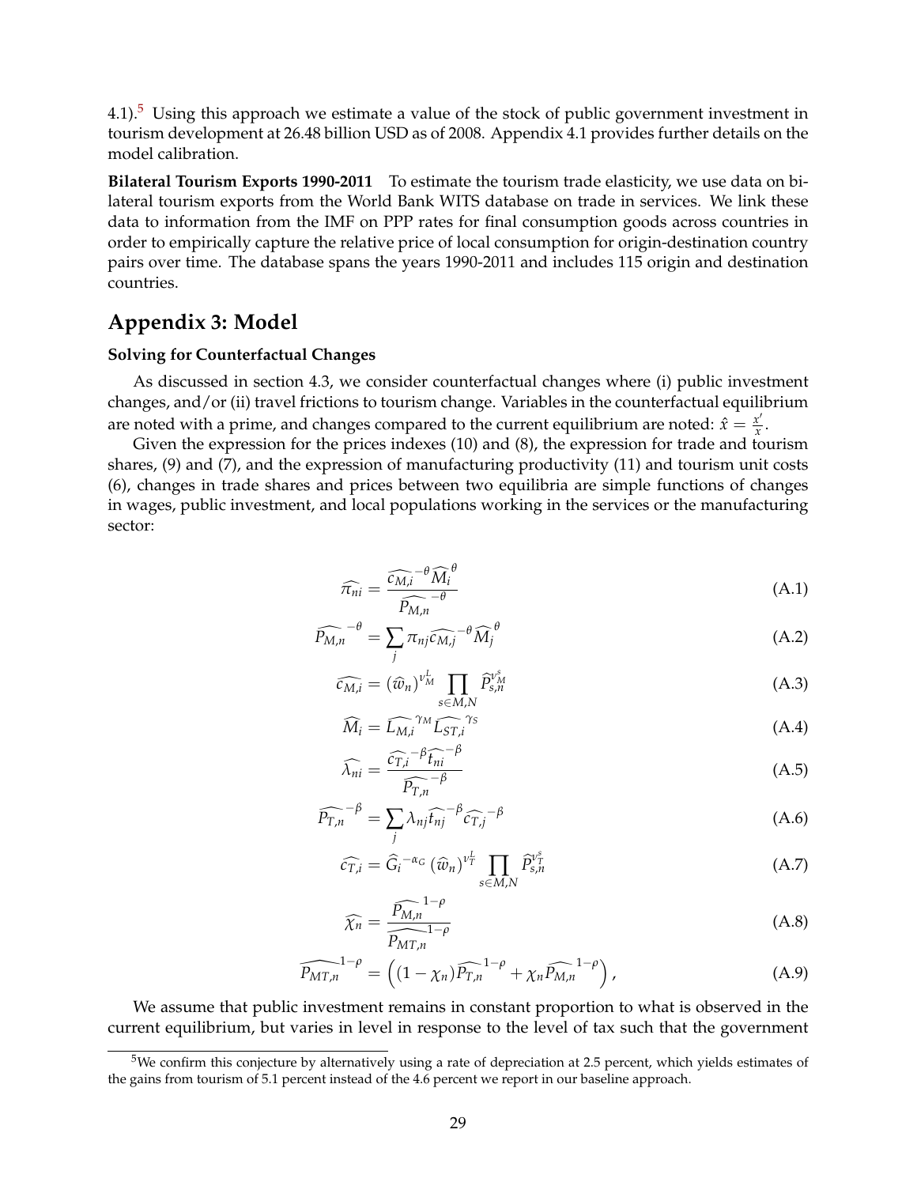4.1).[5] Using this approach we estimate a value of the stock of public government investment in tourism development at 26.48 billion USD as of 2008. Appendix 4.1 provides further details on the model calibration.

**Bilateral Tourism Exports 1990-2011** To estimate the tourism trade elasticity, we use data on bilateral tourism exports from the World Bank WITS database on trade in services. We link these data to information from the IMF on PPP rates for final consumption goods across countries in order to empirically capture the relative price of local consumption for origin-destination country pairs over time. The database spans the years 1990-2011 and includes 115 origin and destination countries.

## Appendix 3: Model

### Solving for Counterfactual Changes

As discussed in section 4.3, we consider counterfactual changes where (i) public investment changes, and/or (ii) travel frictions to tourism change. Variables in the counterfactual equilibrium are noted with a prime, and changes compared to the current equilibrium are noted: $\hat{x} = \frac{x'}{x}$.

Given the expression for the prices indexes (10) and (8), the expression for trade and tourism shares, (9) and (7), and the expression of manufacturing productivity (11) and tourism unit costs (6), changes in trade shares and prices between two equilibria are simple functions of changes in wages, public investment, and local populations working in the services or the manufacturing sector:

$$\widehat{\pi_{ni}} = \frac{\widehat{c_{M,i}}^{-\theta}\widehat{M_i}^{\theta}}{\widehat{P_{M,n}}^{-\theta}} \tag{A.1}$$

$$\widehat{P_{M,n}}^{-\theta} = \sum_j \pi_{nj}\widehat{c_{M,j}}^{-\theta}\widehat{M_j}^{\theta} \tag{A.2}$$

$$\widehat{c_{M,i}} = (\widehat{w}_n)^{\nu_M^L} \prod_{s\in M,N} \widehat{P}_{s,n}^{\nu_M^s} \tag{A.3}$$

$$\widehat{M_i} = \widehat{L_{M,i}}^{\gamma_M}\widehat{L_{ST,i}}^{\gamma_S} \tag{A.4}$$

$$\widehat{\lambda_{ni}} = \frac{\widehat{c_{T,i}}^{-\beta}\widehat{t_{ni}}^{-\beta}}{\widehat{P_{T,n}}^{-\beta}} \tag{A.5}$$

$$\widehat{P_{T,n}}^{-\beta} = \sum_j \lambda_{nj}\widehat{t_{nj}}^{-\beta}\widehat{c_{T,j}}^{-\beta} \tag{A.6}$$

$$\widehat{c_{T,i}} = \widehat{G}_i^{-\alpha_G}(\widehat{w}_n)^{\nu_T^L} \prod_{s\in M,N} \widehat{P}_{s,n}^{\nu_T^s} \tag{A.7}$$

$$\widehat{\chi_n} = \frac{\widehat{P_{M,n}}^{1-\rho}}{\widehat{P_{MT,n}}^{1-\rho}} \tag{A.8}$$

$$\widehat{P_{MT,n}}^{1-\rho} = \left((1-\chi_n)\widehat{P_{T,n}}^{1-\rho} + \chi_n\widehat{P_{M,n}}^{1-\rho}\right), \tag{A.9}$$

We assume that public investment remains in constant proportion to what is observed in the current equilibrium, but varies in level in response to the level of tax such that the government

[5] We confirm this conjecture by alternatively using a rate of depreciation at 2.5 percent, which yields estimates of the gains from tourism of 5.1 percent instead of the 4.6 percent we report in our baseline approach.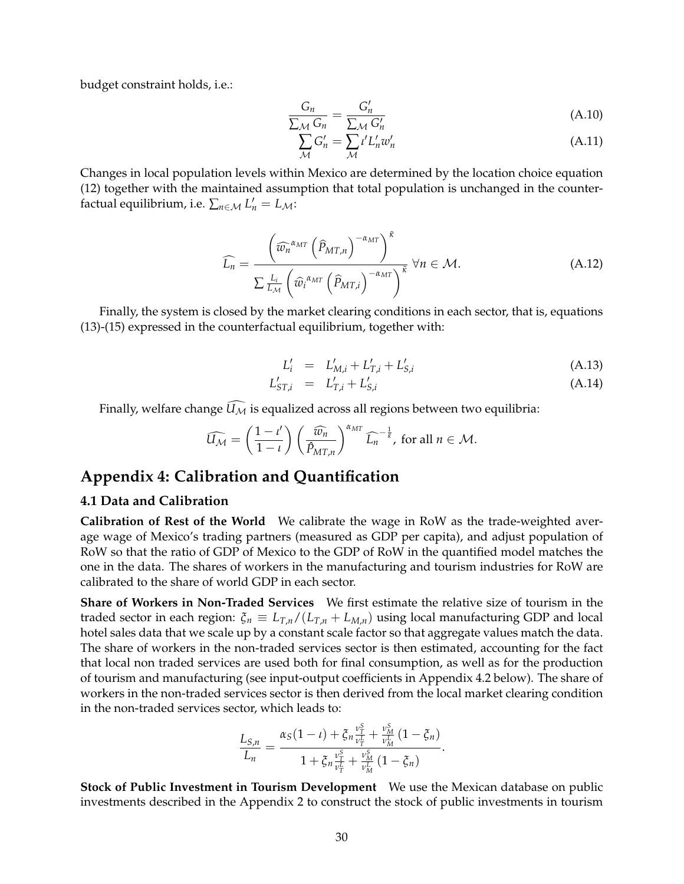budget constraint holds, i.e.:

$$\frac{G_n}{\sum_{\mathcal{M}} G_n} = \frac{G'_n}{\sum_{\mathcal{M}} G'_n} \tag{A.10}$$

$$\sum_{\mathcal{M}} G'_n = \sum_{\mathcal{M}} \iota' L'_n w'_n \tag{A.11}$$

Changes in local population levels within Mexico are determined by the location choice equation (12) together with the maintained assumption that total population is unchanged in the counterfactual equilibrium, i.e. $\sum_{n \in \mathcal{M}} L'_n = L_{\mathcal{M}}$:

$$\widehat{L_n} = \frac{\left( \widehat{w_n}^{\alpha_{MT}} \left( \widehat{P}_{MT,n} \right)^{-\alpha_{MT}} \right)^{\tilde{\kappa}}}{\sum \frac{L_i}{L_{\mathcal{M}}} \left( \widehat{w}_i^{\alpha_{MT}} \left( \widehat{P}_{MT,i} \right)^{-\alpha_{MT}} \right)^{\tilde{\kappa}}} \;\forall n \in \mathcal{M}. \tag{A.12}$$

Finally, the system is closed by the market clearing conditions in each sector, that is, equations (13)-(15) expressed in the counterfactual equilibrium, together with:

$$L'_i = L'_{M,i} + L'_{T,i} + L'_{S,i} \tag{A.13}$$

$$L'_{ST,i} = L'_{T,i} + L'_{S,i} \tag{A.14}$$

Finally, welfare change $\widehat{U_{\mathcal{M}}}$ is equalized across all regions between two equilibria:

$$\widehat{U_{\mathcal{M}}} = \left( \frac{1-\iota'}{1-\iota} \right) \left( \frac{\widehat{w_n}}{\hat{P}_{MT,n}} \right)^{\alpha_{MT}} \widehat{L_n}^{-\frac{1}{\tilde{\kappa}}}, \text{ for all } n \in \mathcal{M}.$$

## Appendix 4: Calibration and Quantification

### 4.1 Data and Calibration

**Calibration of Rest of the World** We calibrate the wage in RoW as the trade-weighted average wage of Mexico's trading partners (measured as GDP per capita), and adjust population of RoW so that the ratio of GDP of Mexico to the GDP of RoW in the quantified model matches the one in the data. The shares of workers in the manufacturing and tourism industries for RoW are calibrated to the share of world GDP in each sector.

**Share of Workers in Non-Traded Services** We first estimate the relative size of tourism in the traded sector in each region: $\xi_n \equiv L_{T,n}/(L_{T,n} + L_{M,n})$ using local manufacturing GDP and local hotel sales data that we scale up by a constant scale factor so that aggregate values match the data. The share of workers in the non-traded services sector is then estimated, accounting for the fact that local non traded services are used both for final consumption, as well as for the production of tourism and manufacturing (see input-output coefficients in Appendix 4.2 below). The share of workers in the non-traded services sector is then derived from the local market clearing condition in the non-traded services sector, which leads to:

$$\frac{L_{S,n}}{L_n} = \frac{\alpha_S(1-\iota) + \xi_n \frac{\nu_T^S}{\nu_T^L} + \frac{\nu_M^S}{\nu_M^L}(1-\xi_n)}{1 + \xi_n \frac{\nu_T^S}{\nu_T^L} + \frac{\nu_M^S}{\nu_M^L}(1-\xi_n)}.$$

**Stock of Public Investment in Tourism Development** We use the Mexican database on public investments described in the Appendix 2 to construct the stock of public investments in tourism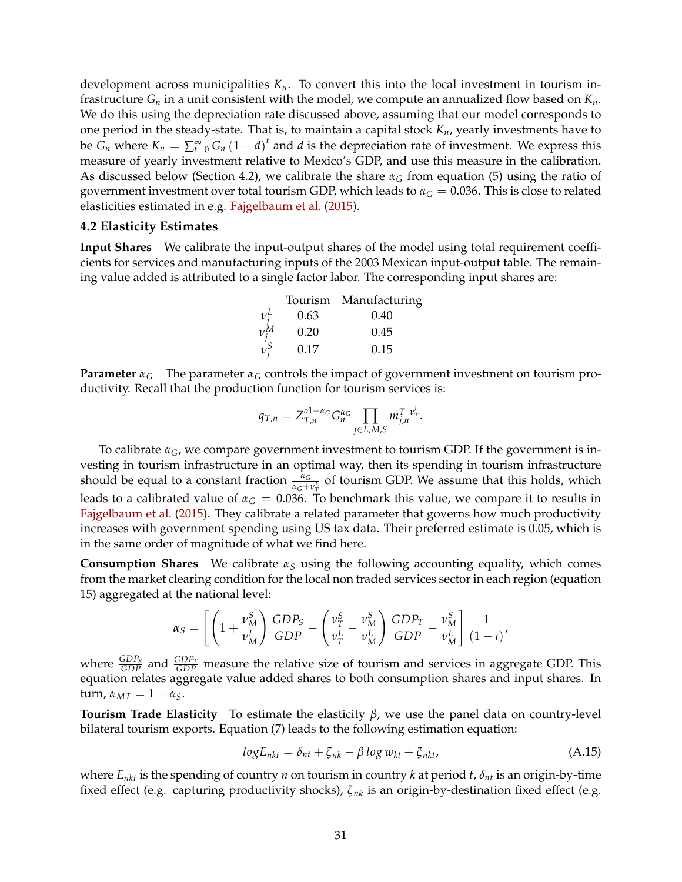development across municipalities $K_n$. To convert this into the local investment in tourism infrastructure $G_n$ in a unit consistent with the model, we compute an annualized flow based on $K_n$. We do this using the depreciation rate discussed above, assuming that our model corresponds to one period in the steady-state. That is, to maintain a capital stock $K_n$, yearly investments have to be $G_n$ where $K_n = \sum_{t=0}^{\infty} G_n (1-d)^t$ and $d$ is the depreciation rate of investment. We express this measure of yearly investment relative to Mexico's GDP, and use this measure in the calibration. As discussed below (Section 4.2), we calibrate the share $\alpha_G$ from equation (5) using the ratio of government investment over total tourism GDP, which leads to $\alpha_G = 0.036$. This is close to related elasticities estimated in e.g. Fajgelbaum et al. (2015).

### 4.2 Elasticity Estimates

**Input Shares** We calibrate the input-output shares of the model using total requirement coefficients for services and manufacturing inputs of the 2003 Mexican input-output table. The remaining value added is attributed to a single factor labor. The corresponding input shares are:

| | Tourism | Manufacturing |
|---|---|---|
| $\nu_j^L$ | 0.63 | 0.40 |
| $\nu_j^M$ | 0.20 | 0.45 |
| $\nu_j^S$ | 0.17 | 0.15 |

**Parameter $\alpha_G$** The parameter $\alpha_G$ controls the impact of government investment on tourism productivity. Recall that the production function for tourism services is:

$$q_{T,n} = Z_{T,n}^{o\,1-\alpha_G} G_n^{\alpha_G} \prod_{j \in L,M,S} m_{j,n}^{T\ \nu_T^j}.$$

To calibrate $\alpha_G$, we compare government investment to tourism GDP. If the government is investing in tourism infrastructure in an optimal way, then its spending in tourism infrastructure should be equal to a constant fraction $\frac{\alpha_G}{\alpha_G + \nu_T^L}$ of tourism GDP. We assume that this holds, which leads to a calibrated value of $\alpha_G = 0.036$. To benchmark this value, we compare it to results in Fajgelbaum et al. (2015). They calibrate a related parameter that governs how much productivity increases with government spending using US tax data. Their preferred estimate is 0.05, which is in the same order of magnitude of what we find here.

**Consumption Shares** We calibrate $\alpha_S$ using the following accounting equality, which comes from the market clearing condition for the local non traded services sector in each region (equation 15) aggregated at the national level:

$$\alpha_S = \left[ \left(1 + \frac{\nu_M^S}{\nu_M^L}\right) \frac{GDP_S}{GDP} - \left(\frac{\nu_T^S}{\nu_T^L} - \frac{\nu_M^S}{\nu_M^L}\right) \frac{GDP_T}{GDP} - \frac{\nu_M^S}{\nu_M^L} \right] \frac{1}{(1-\iota)},$$

where $\frac{GDP_S}{GDP}$ and $\frac{GDP_T}{GDP}$ measure the relative size of tourism and services in aggregate GDP. This equation relates aggregate value added shares to both consumption shares and input shares. In turn, $\alpha_{MT} = 1 - \alpha_S$.

**Tourism Trade Elasticity** To estimate the elasticity $\beta$, we use the panel data on country-level bilateral tourism exports. Equation (7) leads to the following estimation equation:

$$log E_{nkt} = \delta_{nt} + \zeta_{nk} - \beta \log w_{kt} + \xi_{nkt}, \tag{A.15}$$

where $E_{nkt}$ is the spending of country $n$ on tourism in country $k$ at period $t$, $\delta_{nt}$ is an origin-by-time fixed effect (e.g. capturing productivity shocks), $\zeta_{nk}$ is an origin-by-destination fixed effect (e.g.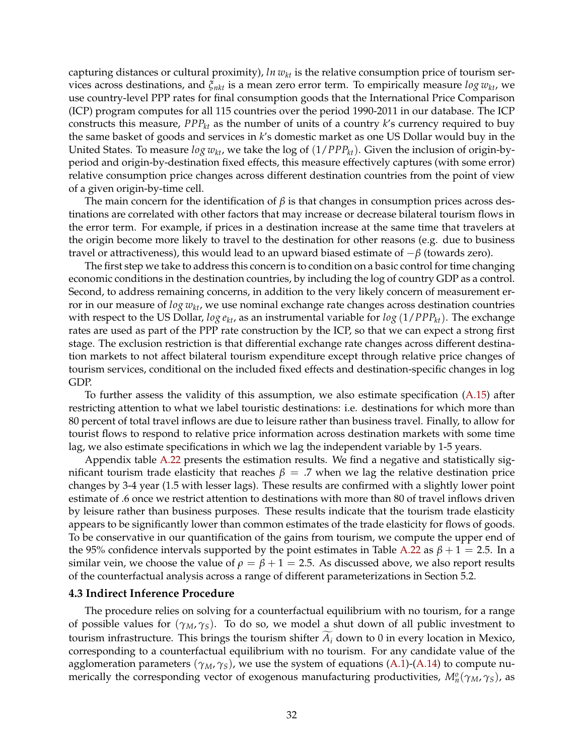capturing distances or cultural proximity), $ln\, w_{kt}$ is the relative consumption price of tourism services across destinations, and $\xi_{nkt}$ is a mean zero error term. To empirically measure $log\, w_{kt}$, we use country-level PPP rates for final consumption goods that the International Price Comparison (ICP) program computes for all 115 countries over the period 1990-2011 in our database. The ICP constructs this measure, $PPP_{kt}$ as the number of units of a country $k$'s currency required to buy the same basket of goods and services in $k$'s domestic market as one US Dollar would buy in the United States. To measure $log\, w_{kt}$, we take the log of $(1/PPP_{kt})$. Given the inclusion of origin-by-period and origin-by-destination fixed effects, this measure effectively captures (with some error) relative consumption price changes across different destination countries from the point of view of a given origin-by-time cell.

The main concern for the identification of $\beta$ is that changes in consumption prices across destinations are correlated with other factors that may increase or decrease bilateral tourism flows in the error term. For example, if prices in a destination increase at the same time that travelers at the origin become more likely to travel to the destination for other reasons (e.g. due to business travel or attractiveness), this would lead to an upward biased estimate of $-\beta$ (towards zero).

The first step we take to address this concern is to condition on a basic control for time changing economic conditions in the destination countries, by including the log of country GDP as a control. Second, to address remaining concerns, in addition to the very likely concern of measurement error in our measure of $log\, w_{kt}$, we use nominal exchange rate changes across destination countries with respect to the US Dollar, $log\, e_{kt}$, as an instrumental variable for $log\,(1/PPP_{kt})$. The exchange rates are used as part of the PPP rate construction by the ICP, so that we can expect a strong first stage. The exclusion restriction is that differential exchange rate changes across different destination markets to not affect bilateral tourism expenditure except through relative price changes of tourism services, conditional on the included fixed effects and destination-specific changes in log GDP.

To further assess the validity of this assumption, we also estimate specification (A.15) after restricting attention to what we label touristic destinations: i.e. destinations for which more than 80 percent of total travel inflows are due to leisure rather than business travel. Finally, to allow for tourist flows to respond to relative price information across destination markets with some time lag, we also estimate specifications in which we lag the independent variable by 1-5 years.

Appendix table A.22 presents the estimation results. We find a negative and statistically significant tourism trade elasticity that reaches $\beta = .7$ when we lag the relative destination price changes by 3-4 year (1.5 with lesser lags). These results are confirmed with a slightly lower point estimate of .6 once we restrict attention to destinations with more than 80 of travel inflows driven by leisure rather than business purposes. These results indicate that the tourism trade elasticity appears to be significantly lower than common estimates of the trade elasticity for flows of goods. To be conservative in our quantification of the gains from tourism, we compute the upper end of the 95% confidence intervals supported by the point estimates in Table A.22 as $\beta + 1 = 2.5$. In a similar vein, we choose the value of $\rho = \beta + 1 = 2.5$. As discussed above, we also report results of the counterfactual analysis across a range of different parameterizations in Section 5.2.

### 4.3 Indirect Inference Procedure

The procedure relies on solving for a counterfactual equilibrium with no tourism, for a range of possible values for $(\gamma_M, \gamma_S)$. To do so, we model a shut down of all public investment to tourism infrastructure. This brings the tourism shifter $\widetilde{A}_i$ down to 0 in every location in Mexico, corresponding to a counterfactual equilibrium with no tourism. For any candidate value of the agglomeration parameters $(\gamma_M, \gamma_S)$, we use the system of equations (A.1)-(A.14) to compute numerically the corresponding vector of exogenous manufacturing productivities, $M_n^o(\gamma_M, \gamma_S)$, as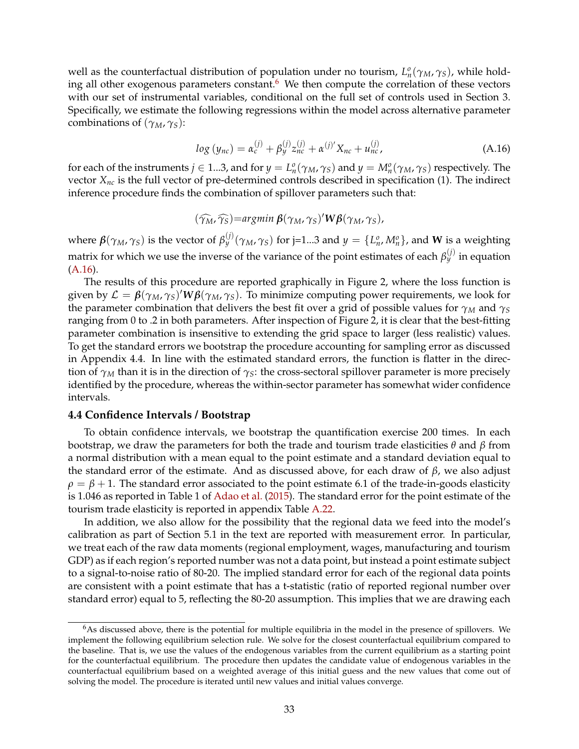well as the counterfactual distribution of population under no tourism, $L_n^o(\gamma_M, \gamma_S)$, while holding all other exogenous parameters constant.[6] We then compute the correlation of these vectors with our set of instrumental variables, conditional on the full set of controls used in Section 3. Specifically, we estimate the following regressions within the model across alternative parameter combinations of $(\gamma_M, \gamma_S)$:

$$log\,(y_{nc}) = \alpha_c^{(j)} + \beta_y^{(j)} z_{nc}^{(j)} + \alpha^{(j)\prime} X_{nc} + u_{nc}^{(j)}, \tag{A.16}$$

for each of the instruments $j \in 1...3$, and for $y = L_n^o(\gamma_M, \gamma_S)$ and $y = M_n^o(\gamma_M, \gamma_S)$ respectively. The vector $X_{nc}$ is the full vector of pre-determined controls described in specification (1). The indirect inference procedure finds the combination of spillover parameters such that:

$$(\widehat{\gamma_M}, \widehat{\gamma_S}) = argmin\ \boldsymbol{\beta}(\gamma_M, \gamma_S)'\boldsymbol{W}\boldsymbol{\beta}(\gamma_M, \gamma_S),$$

where $\boldsymbol{\beta}(\gamma_M, \gamma_S)$ is the vector of $\beta_y^{(j)}(\gamma_M, \gamma_S)$ for j=1...3 and $y = \{L_n^o, M_n^o\}$, and $\boldsymbol{W}$ is a weighting matrix for which we use the inverse of the variance of the point estimates of each $\beta_y^{(j)}$ in equation (A.16).

The results of this procedure are reported graphically in Figure 2, where the loss function is given by $\mathcal{L} = \boldsymbol{\beta}(\gamma_M, \gamma_S)'\boldsymbol{W}\boldsymbol{\beta}(\gamma_M, \gamma_S)$. To minimize computing power requirements, we look for the parameter combination that delivers the best fit over a grid of possible values for $\gamma_M$ and $\gamma_S$ ranging from 0 to .2 in both parameters. After inspection of Figure 2, it is clear that the best-fitting parameter combination is insensitive to extending the grid space to larger (less realistic) values. To get the standard errors we bootstrap the procedure accounting for sampling error as discussed in Appendix 4.4. In line with the estimated standard errors, the function is flatter in the direction of $\gamma_M$ than it is in the direction of $\gamma_S$: the cross-sectoral spillover parameter is more precisely identified by the procedure, whereas the within-sector parameter has somewhat wider confidence intervals.

### 4.4 Confidence Intervals / Bootstrap

To obtain confidence intervals, we bootstrap the quantification exercise 200 times. In each bootstrap, we draw the parameters for both the trade and tourism trade elasticities $\theta$ and $\beta$ from a normal distribution with a mean equal to the point estimate and a standard deviation equal to the standard error of the estimate. And as discussed above, for each draw of $\beta$, we also adjust $\rho = \beta + 1$. The standard error associated to the point estimate 6.1 of the trade-in-goods elasticity is 1.046 as reported in Table 1 of Adao et al. (2015). The standard error for the point estimate of the tourism trade elasticity is reported in appendix Table A.22.

In addition, we also allow for the possibility that the regional data we feed into the model's calibration as part of Section 5.1 in the text are reported with measurement error. In particular, we treat each of the raw data moments (regional employment, wages, manufacturing and tourism GDP) as if each region's reported number was not a data point, but instead a point estimate subject to a signal-to-noise ratio of 80-20. The implied standard error for each of the regional data points are consistent with a point estimate that has a t-statistic (ratio of reported regional number over standard error) equal to 5, reflecting the 80-20 assumption. This implies that we are drawing each

[6] As discussed above, there is the potential for multiple equilibria in the model in the presence of spillovers. We implement the following equilibrium selection rule. We solve for the closest counterfactual equilibrium compared to the baseline. That is, we use the values of the endogenous variables from the current equilibrium as a starting point for the counterfactual equilibrium. The procedure then updates the candidate value of endogenous variables in the counterfactual equilibrium based on a weighted average of this initial guess and the new values that come out of solving the model. The procedure is iterated until new values and initial values converge.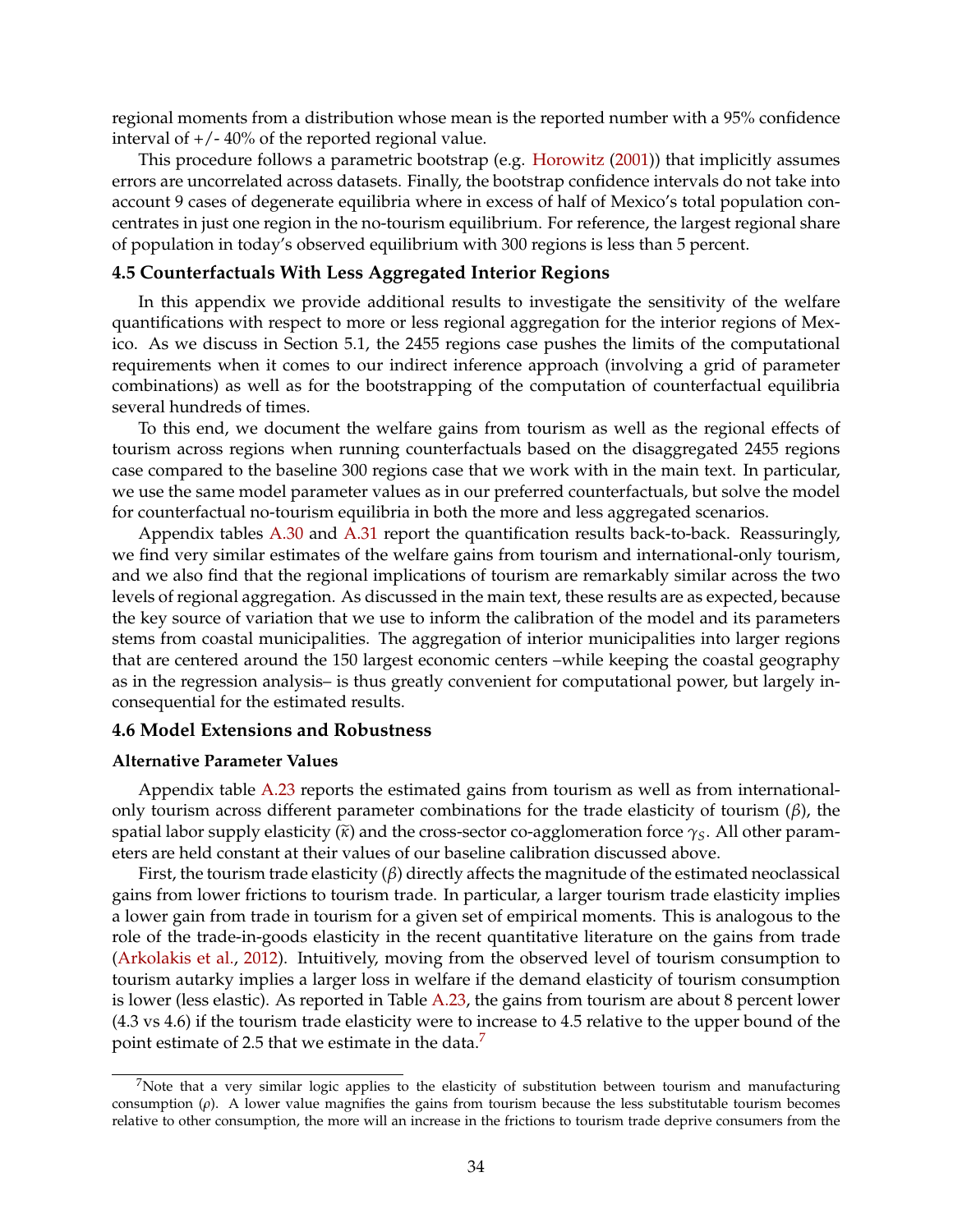regional moments from a distribution whose mean is the reported number with a 95% confidence interval of +/- 40% of the reported regional value.

This procedure follows a parametric bootstrap (e.g. Horowitz (2001)) that implicitly assumes errors are uncorrelated across datasets. Finally, the bootstrap confidence intervals do not take into account 9 cases of degenerate equilibria where in excess of half of Mexico's total population concentrates in just one region in the no-tourism equilibrium. For reference, the largest regional share of population in today's observed equilibrium with 300 regions is less than 5 percent.

### 4.5 Counterfactuals With Less Aggregated Interior Regions

In this appendix we provide additional results to investigate the sensitivity of the welfare quantifications with respect to more or less regional aggregation for the interior regions of Mexico. As we discuss in Section 5.1, the 2455 regions case pushes the limits of the computational requirements when it comes to our indirect inference approach (involving a grid of parameter combinations) as well as for the bootstrapping of the computation of counterfactual equilibria several hundreds of times.

To this end, we document the welfare gains from tourism as well as the regional effects of tourism across regions when running counterfactuals based on the disaggregated 2455 regions case compared to the baseline 300 regions case that we work with in the main text. In particular, we use the same model parameter values as in our preferred counterfactuals, but solve the model for counterfactual no-tourism equilibria in both the more and less aggregated scenarios.

Appendix tables A.30 and A.31 report the quantification results back-to-back. Reassuringly, we find very similar estimates of the welfare gains from tourism and international-only tourism, and we also find that the regional implications of tourism are remarkably similar across the two levels of regional aggregation. As discussed in the main text, these results are as expected, because the key source of variation that we use to inform the calibration of the model and its parameters stems from coastal municipalities. The aggregation of interior municipalities into larger regions that are centered around the 150 largest economic centers –while keeping the coastal geography as in the regression analysis– is thus greatly convenient for computational power, but largely inconsequential for the estimated results.

### 4.6 Model Extensions and Robustness

#### Alternative Parameter Values

Appendix table A.23 reports the estimated gains from tourism as well as from international-only tourism across different parameter combinations for the trade elasticity of tourism ($\beta$), the spatial labor supply elasticity ($\tilde{\kappa}$) and the cross-sector co-agglomeration force $\gamma_S$. All other parameters are held constant at their values of our baseline calibration discussed above.

First, the tourism trade elasticity ($\beta$) directly affects the magnitude of the estimated neoclassical gains from lower frictions to tourism trade. In particular, a larger tourism trade elasticity implies a lower gain from trade in tourism for a given set of empirical moments. This is analogous to the role of the trade-in-goods elasticity in the recent quantitative literature on the gains from trade (Arkolakis et al., 2012). Intuitively, moving from the observed level of tourism consumption to tourism autarky implies a larger loss in welfare if the demand elasticity of tourism consumption is lower (less elastic). As reported in Table A.23, the gains from tourism are about 8 percent lower (4.3 vs 4.6) if the tourism trade elasticity were to increase to 4.5 relative to the upper bound of the point estimate of 2.5 that we estimate in the data.[7]

[7] Note that a very similar logic applies to the elasticity of substitution between tourism and manufacturing consumption ($\rho$). A lower value magnifies the gains from tourism because the less substitutable tourism becomes relative to other consumption, the more will an increase in the frictions to tourism trade deprive consumers from the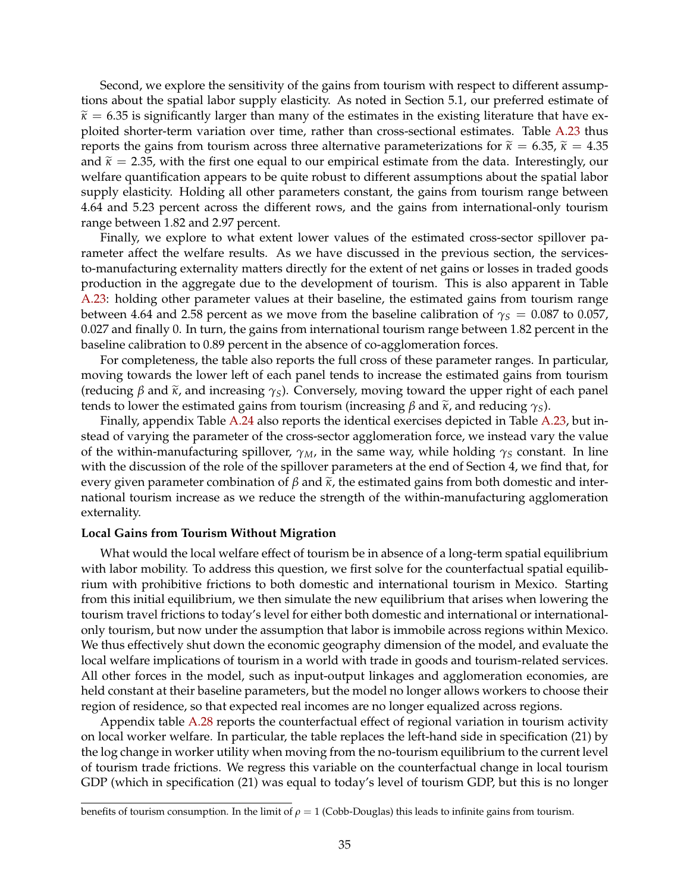Second, we explore the sensitivity of the gains from tourism with respect to different assumptions about the spatial labor supply elasticity. As noted in Section 5.1, our preferred estimate of $\widetilde{\kappa} = 6.35$ is significantly larger than many of the estimates in the existing literature that have exploited shorter-term variation over time, rather than cross-sectional estimates. Table A.23 thus reports the gains from tourism across three alternative parameterizations for $\widetilde{\kappa} = 6.35$, $\widetilde{\kappa} = 4.35$ and $\widetilde{\kappa} = 2.35$, with the first one equal to our empirical estimate from the data. Interestingly, our welfare quantification appears to be quite robust to different assumptions about the spatial labor supply elasticity. Holding all other parameters constant, the gains from tourism range between 4.64 and 5.23 percent across the different rows, and the gains from international-only tourism range between 1.82 and 2.97 percent.

Finally, we explore to what extent lower values of the estimated cross-sector spillover parameter affect the welfare results. As we have discussed in the previous section, the services-to-manufacturing externality matters directly for the extent of net gains or losses in traded goods production in the aggregate due to the development of tourism. This is also apparent in Table A.23: holding other parameter values at their baseline, the estimated gains from tourism range between 4.64 and 2.58 percent as we move from the baseline calibration of $\gamma_S = 0.087$ to 0.057, 0.027 and finally 0. In turn, the gains from international tourism range between 1.82 percent in the baseline calibration to 0.89 percent in the absence of co-agglomeration forces.

For completeness, the table also reports the full cross of these parameter ranges. In particular, moving towards the lower left of each panel tends to increase the estimated gains from tourism (reducing $\beta$ and $\widetilde{\kappa}$, and increasing $\gamma_S$). Conversely, moving toward the upper right of each panel tends to lower the estimated gains from tourism (increasing $\beta$ and $\widetilde{\kappa}$, and reducing $\gamma_S$).

Finally, appendix Table A.24 also reports the identical exercises depicted in Table A.23, but instead of varying the parameter of the cross-sector agglomeration force, we instead vary the value of the within-manufacturing spillover, $\gamma_M$, in the same way, while holding $\gamma_S$ constant. In line with the discussion of the role of the spillover parameters at the end of Section 4, we find that, for every given parameter combination of $\beta$ and $\widetilde{\kappa}$, the estimated gains from both domestic and international tourism increase as we reduce the strength of the within-manufacturing agglomeration externality.

**Local Gains from Tourism Without Migration**

What would the local welfare effect of tourism be in absence of a long-term spatial equilibrium with labor mobility. To address this question, we first solve for the counterfactual spatial equilibrium with prohibitive frictions to both domestic and international tourism in Mexico. Starting from this initial equilibrium, we then simulate the new equilibrium that arises when lowering the tourism travel frictions to today's level for either both domestic and international or international-only tourism, but now under the assumption that labor is immobile across regions within Mexico. We thus effectively shut down the economic geography dimension of the model, and evaluate the local welfare implications of tourism in a world with trade in goods and tourism-related services. All other forces in the model, such as input-output linkages and agglomeration economies, are held constant at their baseline parameters, but the model no longer allows workers to choose their region of residence, so that expected real incomes are no longer equalized across regions.

Appendix table A.28 reports the counterfactual effect of regional variation in tourism activity on local worker welfare. In particular, the table replaces the left-hand side in specification (21) by the log change in worker utility when moving from the no-tourism equilibrium to the current level of tourism trade frictions. We regress this variable on the counterfactual change in local tourism GDP (which in specification (21) was equal to today's level of tourism GDP, but this is no longer

benefits of tourism consumption. In the limit of $\rho = 1$ (Cobb-Douglas) this leads to infinite gains from tourism.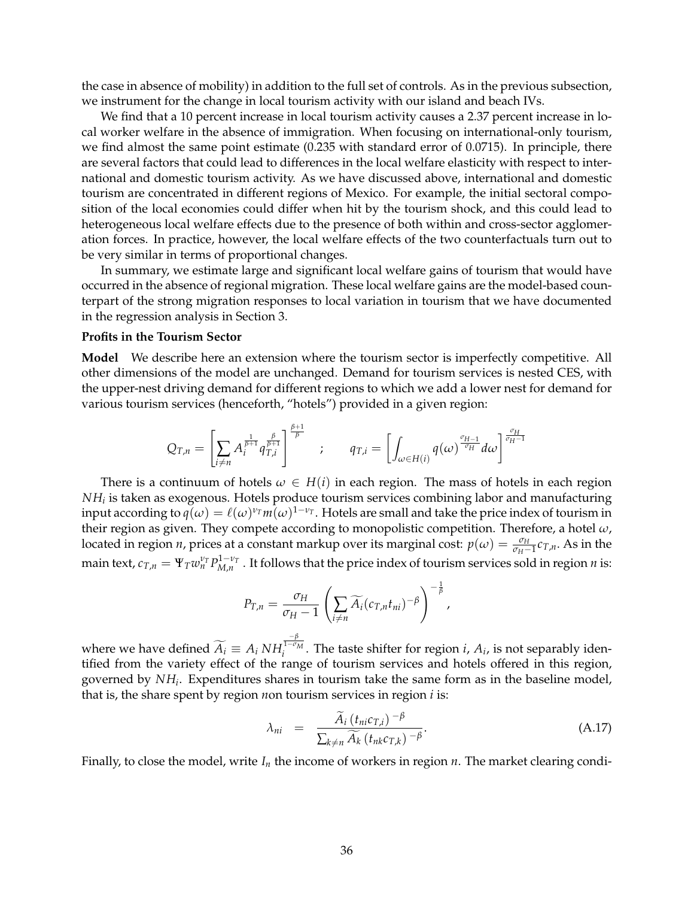the case in absence of mobility) in addition to the full set of controls. As in the previous subsection, we instrument for the change in local tourism activity with our island and beach IVs.

We find that a 10 percent increase in local tourism activity causes a 2.37 percent increase in local worker welfare in the absence of immigration. When focusing on international-only tourism, we find almost the same point estimate (0.235 with standard error of 0.0715). In principle, there are several factors that could lead to differences in the local welfare elasticity with respect to international and domestic tourism activity. As we have discussed above, international and domestic tourism are concentrated in different regions of Mexico. For example, the initial sectoral composition of the local economies could differ when hit by the tourism shock, and this could lead to heterogeneous local welfare effects due to the presence of both within and cross-sector agglomeration forces. In practice, however, the local welfare effects of the two counterfactuals turn out to be very similar in terms of proportional changes.

In summary, we estimate large and significant local welfare gains of tourism that would have occurred in the absence of regional migration. These local welfare gains are the model-based counterpart of the strong migration responses to local variation in tourism that we have documented in the regression analysis in Section 3.

**Profits in the Tourism Sector**

**Model** We describe here an extension where the tourism sector is imperfectly competitive. All other dimensions of the model are unchanged. Demand for tourism services is nested CES, with the upper-nest driving demand for different regions to which we add a lower nest for demand for various tourism services (henceforth, "hotels") provided in a given region:

$$Q_{T,n} = \left[ \sum_{i \neq n} A_i^{\frac{1}{\beta+1}} q_{T,i}^{\frac{\beta}{\beta+1}} \right]^{\frac{\beta+1}{\beta}} \quad ; \quad q_{T,i} = \left[ \int_{\omega \in H(i)} q(\omega)^{\frac{\sigma_H - 1}{\sigma_H}} d\omega \right]^{\frac{\sigma_H}{\sigma_H - 1}}$$

There is a continuum of hotels $\omega \in H(i)$ in each region. The mass of hotels in each region $NH_i$ is taken as exogenous. Hotels produce tourism services combining labor and manufacturing input according to $q(\omega) = \ell(\omega)^{\nu_T} m(\omega)^{1-\nu_T}$. Hotels are small and take the price index of tourism in their region as given. They compete according to monopolistic competition. Therefore, a hotel $\omega$, located in region $n$, prices at a constant markup over its marginal cost: $p(\omega) = \frac{\sigma_H}{\sigma_H - 1} c_{T,n}$. As in the main text, $c_{T,n} = \Psi_T w_n^{\nu_T} P_{M,n}^{1-\nu_T}$ . It follows that the price index of tourism services sold in region $n$ is:

$$P_{T,n} = \frac{\sigma_H}{\sigma_H - 1} \left( \sum_{i \neq n} \widetilde{A_i} (c_{T,n} t_{ni})^{-\beta} \right)^{-\frac{1}{\beta}},$$

where we have defined $\widetilde{A_i} \equiv A_i \, NH_i^{\frac{-\beta}{1-\sigma_M}}$. The taste shifter for region $i$, $A_i$, is not separably identified from the variety effect of the range of tourism services and hotels offered in this region, governed by $NH_i$. Expenditures shares in tourism take the same form as in the baseline model, that is, the share spent by region $n$on tourism services in region $i$ is:

$$\lambda_{ni} = \frac{\widetilde{A}_i \left( t_{ni} c_{T,i} \right)^{-\beta}}{\sum_{k \neq n} \widetilde{A}_k \left( t_{nk} c_{T,k} \right)^{-\beta}}. \tag{A.17}$$

Finally, to close the model, write $I_n$ the income of workers in region $n$. The market clearing condi-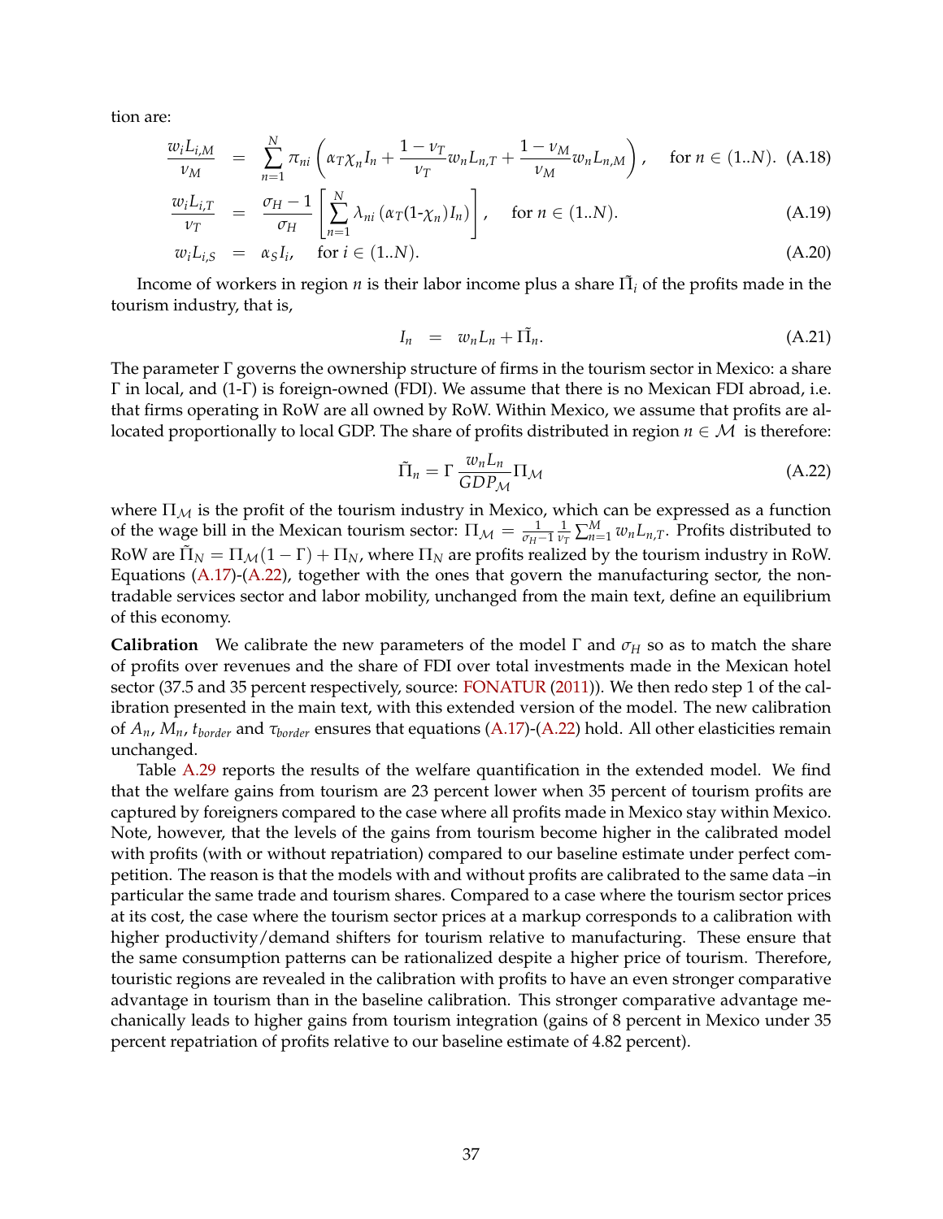tion are:

$$
\begin{aligned}
\frac{w_i L_{i,M}}{\nu_M} &= \sum_{n=1}^{N} \pi_{ni} \left( \alpha_T \chi_n I_n + \frac{1-\nu_T}{\nu_T} w_n L_{n,T} + \frac{1-\nu_M}{\nu_M} w_n L_{n,M} \right), \quad \text{for } n \in (1..N). &\text{(A.18)}\\
\frac{w_i L_{i,T}}{\nu_T} &= \frac{\sigma_H - 1}{\sigma_H} \left[ \sum_{n=1}^{N} \lambda_{ni} \left( \alpha_T (1\text{-}\chi_n) I_n \right) \right], \quad \text{for } n \in (1..N). &\text{(A.19)}\\
w_i L_{i,S} &= \alpha_S I_i, \quad \text{for } i \in (1..N). &\text{(A.20)}
\end{aligned}
$$

Income of workers in region $n$ is their labor income plus a share $\tilde{\Pi}_i$ of the profits made in the tourism industry, that is,

$$
I_n = w_n L_n + \tilde{\Pi}_n. \tag{A.21}
$$

The parameter $\Gamma$ governs the ownership structure of firms in the tourism sector in Mexico: a share $\Gamma$ in local, and (1-$\Gamma$) is foreign-owned (FDI). We assume that there is no Mexican FDI abroad, i.e. that firms operating in RoW are all owned by RoW. Within Mexico, we assume that profits are allocated proportionally to local GDP. The share of profits distributed in region $n \in \mathcal{M}$ is therefore:

$$
\tilde{\Pi}_n = \Gamma \frac{w_n L_n}{GDP_{\mathcal{M}}} \Pi_{\mathcal{M}} \tag{A.22}
$$

where $\Pi_{\mathcal{M}}$ is the profit of the tourism industry in Mexico, which can be expressed as a function of the wage bill in the Mexican tourism sector: $\Pi_{\mathcal{M}} = \frac{1}{\sigma_H - 1} \frac{1}{\nu_T} \sum_{n=1}^{M} w_n L_{n,T}$. Profits distributed to RoW are $\tilde{\Pi}_N = \Pi_{\mathcal{M}}(1-\Gamma) + \Pi_N$, where $\Pi_N$ are profits realized by the tourism industry in RoW. Equations (A.17)-(A.22), together with the ones that govern the manufacturing sector, the non-tradable services sector and labor mobility, unchanged from the main text, define an equilibrium of this economy.

**Calibration** We calibrate the new parameters of the model $\Gamma$ and $\sigma_H$ so as to match the share of profits over revenues and the share of FDI over total investments made in the Mexican hotel sector (37.5 and 35 percent respectively, source: FONATUR (2011)). We then redo step 1 of the calibration presented in the main text, with this extended version of the model. The new calibration of $A_n$, $M_n$, $t_{border}$ and $\tau_{border}$ ensures that equations (A.17)-(A.22) hold. All other elasticities remain unchanged.

Table A.29 reports the results of the welfare quantification in the extended model. We find that the welfare gains from tourism are 23 percent lower when 35 percent of tourism profits are captured by foreigners compared to the case where all profits made in Mexico stay within Mexico. Note, however, that the levels of the gains from tourism become higher in the calibrated model with profits (with or without repatriation) compared to our baseline estimate under perfect competition. The reason is that the models with and without profits are calibrated to the same data –in particular the same trade and tourism shares. Compared to a case where the tourism sector prices at its cost, the case where the tourism sector prices at a markup corresponds to a calibration with higher productivity/demand shifters for tourism relative to manufacturing. These ensure that the same consumption patterns can be rationalized despite a higher price of tourism. Therefore, touristic regions are revealed in the calibration with profits to have an even stronger comparative advantage in tourism than in the baseline calibration. This stronger comparative advantage mechanically leads to higher gains from tourism integration (gains of 8 percent in Mexico under 35 percent repatriation of profits relative to our baseline estimate of 4.82 percent).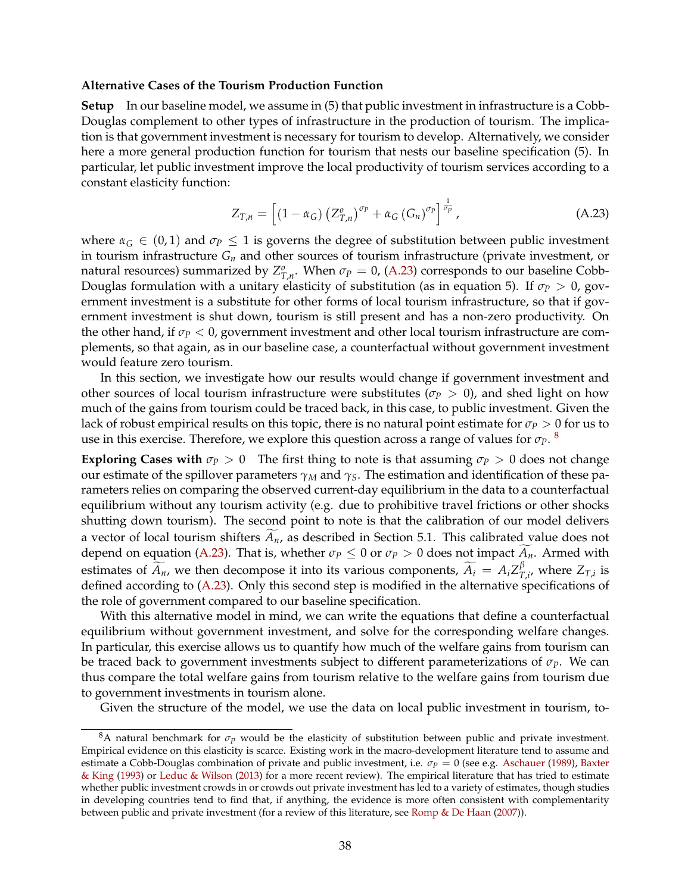**Alternative Cases of the Tourism Production Function**

**Setup** In our baseline model, we assume in (5) that public investment in infrastructure is a Cobb-Douglas complement to other types of infrastructure in the production of tourism. The implication is that government investment is necessary for tourism to develop. Alternatively, we consider here a more general production function for tourism that nests our baseline specification (5). In particular, let public investment improve the local productivity of tourism services according to a constant elasticity function:

$$Z_{T,n} = \left[ (1 - \alpha_G) \left( Z^o_{T,n} \right)^{\sigma_P} + \alpha_G \left( G_n \right)^{\sigma_P} \right]^{\frac{1}{\sigma_P}}, \tag{A.23}$$

where $\alpha_G \in (0, 1)$ and $\sigma_P \leq 1$ is governs the degree of substitution between public investment in tourism infrastructure $G_n$ and other sources of tourism infrastructure (private investment, or natural resources) summarized by $Z^o_{T,n}$. When $\sigma_P = 0$, (A.23) corresponds to our baseline Cobb-Douglas formulation with a unitary elasticity of substitution (as in equation 5). If $\sigma_P > 0$, government investment is a substitute for other forms of local tourism infrastructure, so that if government investment is shut down, tourism is still present and has a non-zero productivity. On the other hand, if $\sigma_P < 0$, government investment and other local tourism infrastructure are complements, so that again, as in our baseline case, a counterfactual without government investment would feature zero tourism.

In this section, we investigate how our results would change if government investment and other sources of local tourism infrastructure were substitutes ($\sigma_P > 0$), and shed light on how much of the gains from tourism could be traced back, in this case, to public investment. Given the lack of robust empirical results on this topic, there is no natural point estimate for $\sigma_P > 0$ for us to use in this exercise. Therefore, we explore this question across a range of values for $\sigma_P$.[8]

**Exploring Cases with $\sigma_P > 0$** The first thing to note is that assuming $\sigma_P > 0$ does not change our estimate of the spillover parameters $\gamma_M$ and $\gamma_S$. The estimation and identification of these parameters relies on comparing the observed current-day equilibrium in the data to a counterfactual equilibrium without any tourism activity (e.g. due to prohibitive travel frictions or other shocks shutting down tourism). The second point to note is that the calibration of our model delivers a vector of local tourism shifters $\widetilde{A}_n$, as described in Section 5.1. This calibrated value does not depend on equation (A.23). That is, whether $\sigma_P \leq 0$ or $\sigma_P > 0$ does not impact $\widetilde{A}_n$. Armed with estimates of $\widetilde{A}_n$, we then decompose it into its various components, $\widetilde{A}_i = A_i Z^{\beta}_{T,i}$, where $Z_{T,i}$ is defined according to (A.23). Only this second step is modified in the alternative specifications of the role of government compared to our baseline specification.

With this alternative model in mind, we can write the equations that define a counterfactual equilibrium without government investment, and solve for the corresponding welfare changes. In particular, this exercise allows us to quantify how much of the welfare gains from tourism can be traced back to government investments subject to different parameterizations of $\sigma_P$. We can thus compare the total welfare gains from tourism relative to the welfare gains from tourism due to government investments in tourism alone.

Given the structure of the model, we use the data on local public investment in tourism, to-

---

[8] A natural benchmark for $\sigma_P$ would be the elasticity of substitution between public and private investment. Empirical evidence on this elasticity is scarce. Existing work in the macro-development literature tend to assume and estimate a Cobb-Douglas combination of private and public investment, i.e. $\sigma_P = 0$ (see e.g. Aschauer (1989), Baxter & King (1993) or Leduc & Wilson (2013) for a more recent review). The empirical literature that has tried to estimate whether public investment crowds in or crowds out private investment has led to a variety of estimates, though studies in developing countries tend to find that, if anything, the evidence is more often consistent with complementarity between public and private investment (for a review of this literature, see Romp & De Haan (2007)).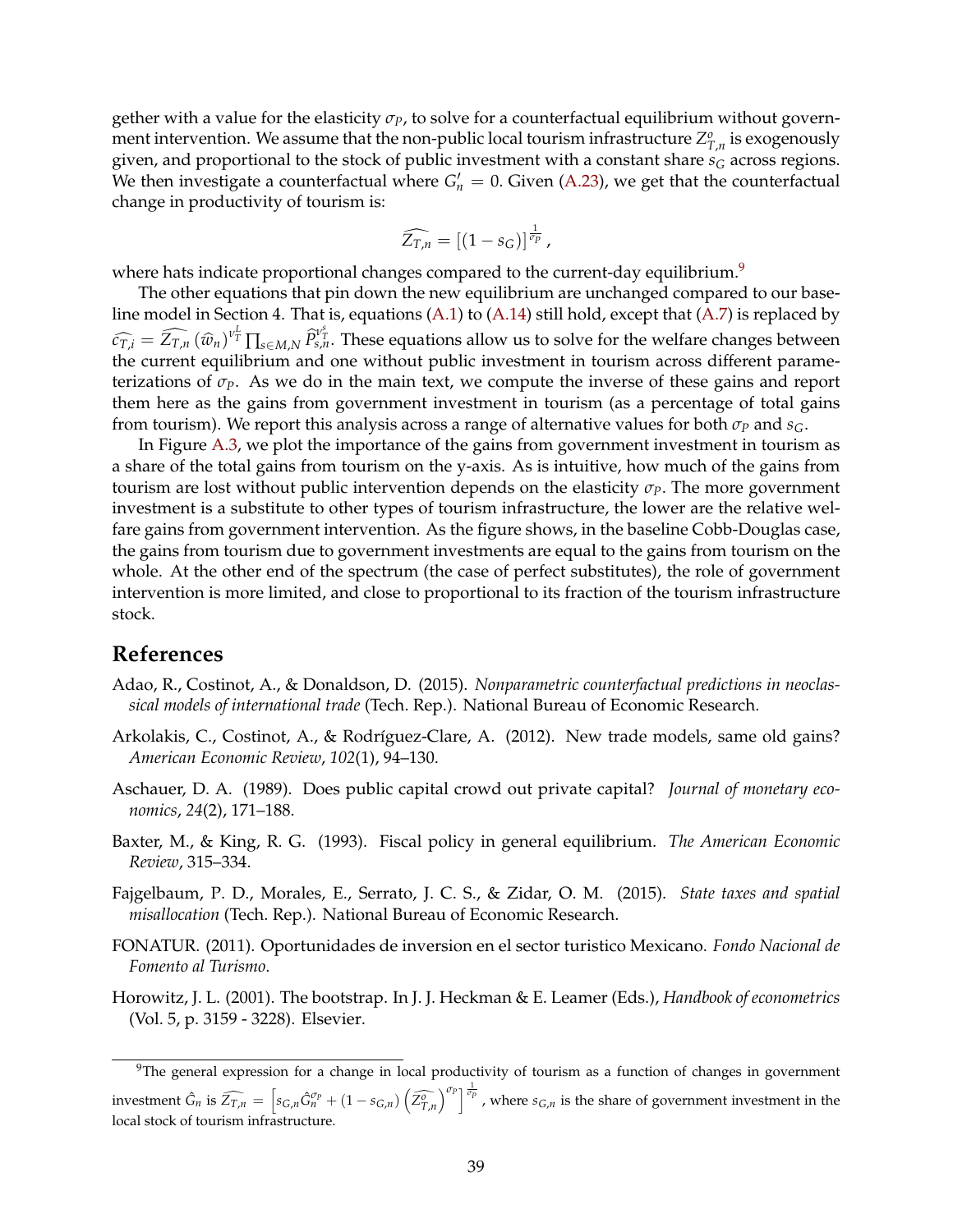gether with a value for the elasticity $\sigma_P$, to solve for a counterfactual equilibrium without government intervention. We assume that the non-public local tourism infrastructure $Z^o_{T,n}$ is exogenously given, and proportional to the stock of public investment with a constant share $s_G$ across regions. We then investigate a counterfactual where $G'_n = 0$. Given (A.23), we get that the counterfactual change in productivity of tourism is:

$$\widehat{Z_{T,n}} = \left[(1 - s_G)\right]^{\frac{1}{\sigma_P}},$$

where hats indicate proportional changes compared to the current-day equilibrium.[9]

The other equations that pin down the new equilibrium are unchanged compared to our baseline model in Section 4. That is, equations (A.1) to (A.14) still hold, except that (A.7) is replaced by $\widehat{c_{T,i}} = \widehat{Z_{T,n}} \left(\widehat{w}_n\right)^{\nu^L_T} \prod_{s \in M,N} \widehat{P}^{\nu^s_T}_{s,n}$. These equations allow us to solve for the welfare changes between the current equilibrium and one without public investment in tourism across different parameterizations of $\sigma_P$. As we do in the main text, we compute the inverse of these gains and report them here as the gains from government investment in tourism (as a percentage of total gains from tourism). We report this analysis across a range of alternative values for both $\sigma_P$ and $s_G$.

In Figure A.3, we plot the importance of the gains from government investment in tourism as a share of the total gains from tourism on the y-axis. As is intuitive, how much of the gains from tourism are lost without public intervention depends on the elasticity $\sigma_P$. The more government investment is a substitute to other types of tourism infrastructure, the lower are the relative welfare gains from government intervention. As the figure shows, in the baseline Cobb-Douglas case, the gains from tourism due to government investments are equal to the gains from tourism on the whole. At the other end of the spectrum (the case of perfect substitutes), the role of government intervention is more limited, and close to proportional to its fraction of the tourism infrastructure stock.

## References

Adao, R., Costinot, A., & Donaldson, D. (2015). *Nonparametric counterfactual predictions in neoclassical models of international trade* (Tech. Rep.). National Bureau of Economic Research.

Arkolakis, C., Costinot, A., & Rodríguez-Clare, A. (2012). New trade models, same old gains? *American Economic Review*, *102*(1), 94–130.

Aschauer, D. A. (1989). Does public capital crowd out private capital? *Journal of monetary economics*, *24*(2), 171–188.

Baxter, M., & King, R. G. (1993). Fiscal policy in general equilibrium. *The American Economic Review*, 315–334.

Fajgelbaum, P. D., Morales, E., Serrato, J. C. S., & Zidar, O. M. (2015). *State taxes and spatial misallocation* (Tech. Rep.). National Bureau of Economic Research.

FONATUR. (2011). Oportunidades de inversion en el sector turistico Mexicano. *Fondo Nacional de Fomento al Turismo*.

Horowitz, J. L. (2001). The bootstrap. In J. J. Heckman & E. Leamer (Eds.), *Handbook of econometrics* (Vol. 5, p. 3159 - 3228). Elsevier.

---

[9] The general expression for a change in local productivity of tourism as a function of changes in government investment $\hat{G}_n$ is $\widehat{Z_{T,n}} = \left[s_{G,n}\hat{G}_n^{\sigma_P} + (1 - s_{G,n})\left(\widehat{Z^o_{T,n}}\right)^{\sigma_P}\right]^{\frac{1}{\sigma_P}}$, where $s_{G,n}$ is the share of government investment in the local stock of tourism infrastructure.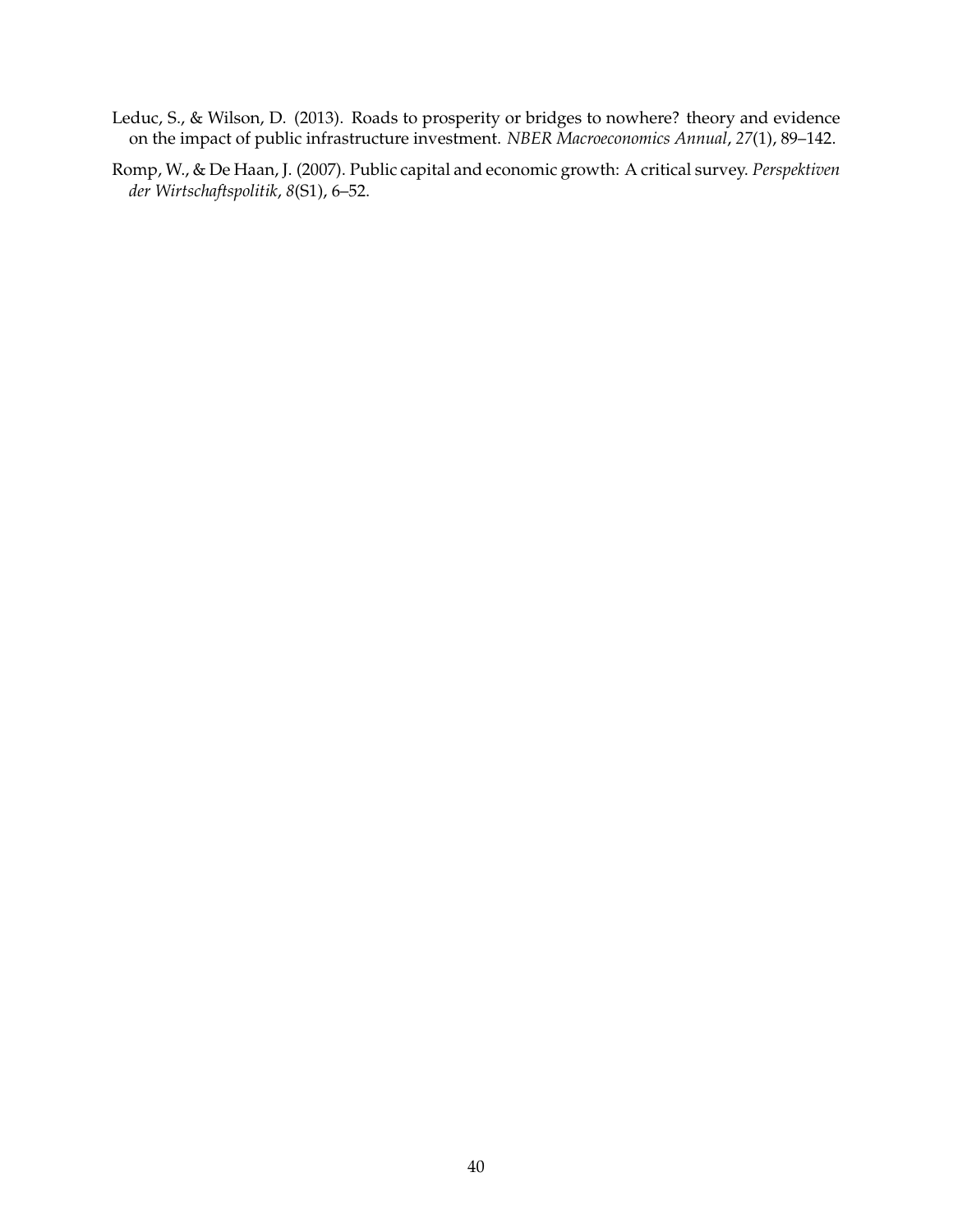Leduc, S., & Wilson, D. (2013). Roads to prosperity or bridges to nowhere? theory and evidence on the impact of public infrastructure investment. *NBER Macroeconomics Annual*, *27*(1), 89–142.

Romp, W., & De Haan, J. (2007). Public capital and economic growth: A critical survey. *Perspektiven der Wirtschaftspolitik*, *8*(S1), 6–52.